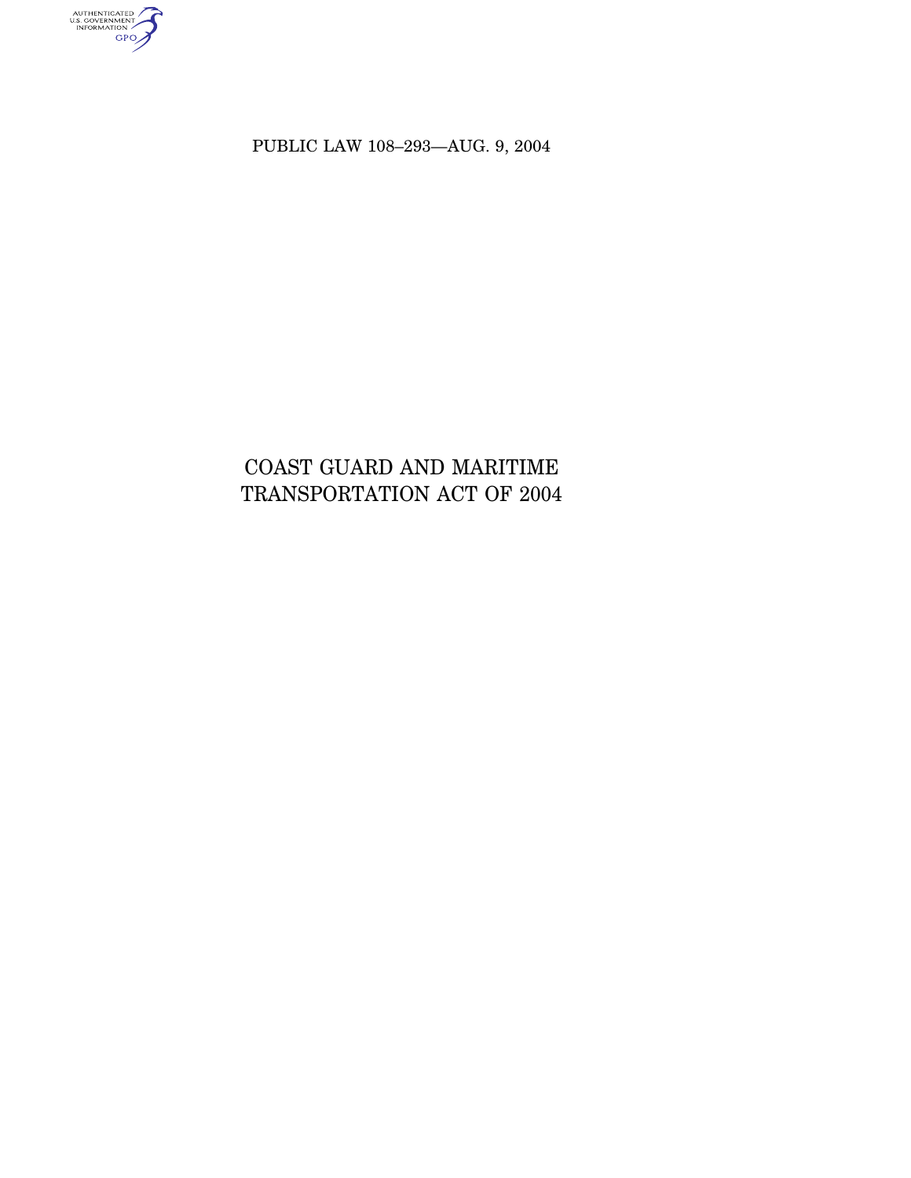PUBLIC LAW 108–293—AUG. 9, 2004

# COAST GUARD AND MARITIME TRANSPORTATION ACT OF 2004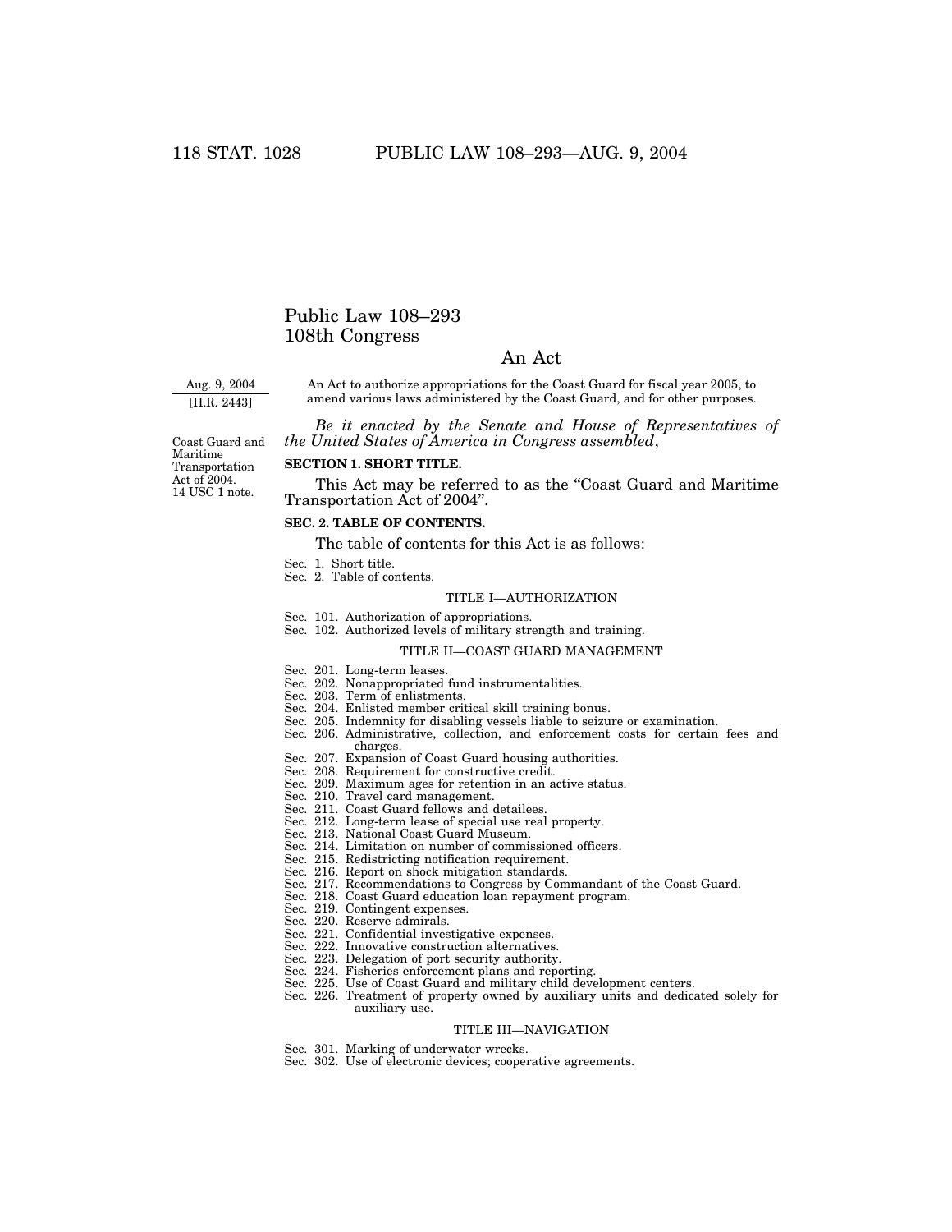# Public Law 108–293
# 108th Congress

## An Act

Aug. 9, 2004

[H.R. 2443]

An Act to authorize appropriations for the Coast Guard for fiscal year 2005, to amend various laws administered by the Coast Guard, and for other purposes.

*Be it enacted by the Senate and House of Representatives of the United States of America in Congress assembled*,

Coast Guard and Maritime Transportation Act of 2004. 14 USC 1 note.

**SECTION 1. SHORT TITLE.**

This Act may be referred to as the "Coast Guard and Maritime Transportation Act of 2004".

**SEC. 2. TABLE OF CONTENTS.**

The table of contents for this Act is as follows:

Sec. 1. Short title.
Sec. 2. Table of contents.

TITLE I—AUTHORIZATION

Sec. 101. Authorization of appropriations.
Sec. 102. Authorized levels of military strength and training.

TITLE II—COAST GUARD MANAGEMENT

Sec. 201. Long-term leases.
Sec. 202. Nonappropriated fund instrumentalities.
Sec. 203. Term of enlistments.
Sec. 204. Enlisted member critical skill training bonus.
Sec. 205. Indemnity for disabling vessels liable to seizure or examination.
Sec. 206. Administrative, collection, and enforcement costs for certain fees and charges.
Sec. 207. Expansion of Coast Guard housing authorities.
Sec. 208. Requirement for constructive credit.
Sec. 209. Maximum ages for retention in an active status.
Sec. 210. Travel card management.
Sec. 211. Coast Guard fellows and detailees.
Sec. 212. Long-term lease of special use real property.
Sec. 213. National Coast Guard Museum.
Sec. 214. Limitation on number of commissioned officers.
Sec. 215. Redistricting notification requirement.
Sec. 216. Report on shock mitigation standards.
Sec. 217. Recommendations to Congress by Commandant of the Coast Guard.
Sec. 218. Coast Guard education loan repayment program.
Sec. 219. Contingent expenses.
Sec. 220. Reserve admirals.
Sec. 221. Confidential investigative expenses.
Sec. 222. Innovative construction alternatives.
Sec. 223. Delegation of port security authority.
Sec. 224. Fisheries enforcement plans and reporting.
Sec. 225. Use of Coast Guard and military child development centers.
Sec. 226. Treatment of property owned by auxiliary units and dedicated solely for auxiliary use.

TITLE III—NAVIGATION

Sec. 301. Marking of underwater wrecks.
Sec. 302. Use of electronic devices; cooperative agreements.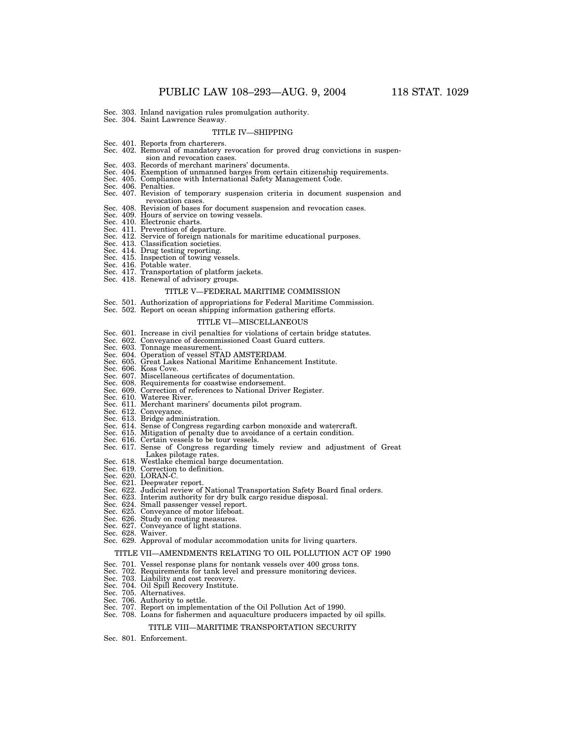Sec. 303. Inland navigation rules promulgation authority.
Sec. 304. Saint Lawrence Seaway.

### TITLE IV—SHIPPING

Sec. 401. Reports from charterers.
Sec. 402. Removal of mandatory revocation for proved drug convictions in suspension and revocation cases.
Sec. 403. Records of merchant mariners' documents.
Sec. 404. Exemption of unmanned barges from certain citizenship requirements.
Sec. 405. Compliance with International Safety Management Code.
Sec. 406. Penalties.
Sec. 407. Revision of temporary suspension criteria in document suspension and revocation cases.
Sec. 408. Revision of bases for document suspension and revocation cases.
Sec. 409. Hours of service on towing vessels.
Sec. 410. Electronic charts.
Sec. 411. Prevention of departure.
Sec. 412. Service of foreign nationals for maritime educational purposes.
Sec. 413. Classification societies.
Sec. 414. Drug testing reporting.
Sec. 415. Inspection of towing vessels.
Sec. 416. Potable water.
Sec. 417. Transportation of platform jackets.
Sec. 418. Renewal of advisory groups.

### TITLE V—FEDERAL MARITIME COMMISSION

Sec. 501. Authorization of appropriations for Federal Maritime Commission.
Sec. 502. Report on ocean shipping information gathering efforts.

### TITLE VI—MISCELLANEOUS

Sec. 601. Increase in civil penalties for violations of certain bridge statutes.
Sec. 602. Conveyance of decommissioned Coast Guard cutters.
Sec. 603. Tonnage measurement.
Sec. 604. Operation of vessel STAD AMSTERDAM.
Sec. 605. Great Lakes National Maritime Enhancement Institute.
Sec. 606. Koss Cove.
Sec. 607. Miscellaneous certificates of documentation.
Sec. 608. Requirements for coastwise endorsement.
Sec. 609. Correction of references to National Driver Register.
Sec. 610. Wateree River.
Sec. 611. Merchant mariners' documents pilot program.
Sec. 612. Conveyance.
Sec. 613. Bridge administration.
Sec. 614. Sense of Congress regarding carbon monoxide and watercraft.
Sec. 615. Mitigation of penalty due to avoidance of a certain condition.
Sec. 616. Certain vessels to be tour vessels.
Sec. 617. Sense of Congress regarding timely review and adjustment of Great Lakes pilotage rates.
Sec. 618. Westlake chemical barge documentation.
Sec. 619. Correction to definition.
Sec. 620. LORAN-C.
Sec. 621. Deepwater report.
Sec. 622. Judicial review of National Transportation Safety Board final orders.
Sec. 623. Interim authority for dry bulk cargo residue disposal.
Sec. 624. Small passenger vessel report.
Sec. 625. Conveyance of motor lifeboat.
Sec. 626. Study on routing measures.
Sec. 627. Conveyance of light stations.
Sec. 628. Waiver.
Sec. 629. Approval of modular accommodation units for living quarters.

### TITLE VII—AMENDMENTS RELATING TO OIL POLLUTION ACT OF 1990

Sec. 701. Vessel response plans for nontank vessels over 400 gross tons.
Sec. 702. Requirements for tank level and pressure monitoring devices.
Sec. 703. Liability and cost recovery.
Sec. 704. Oil Spill Recovery Institute.
Sec. 705. Alternatives.
Sec. 706. Authority to settle.
Sec. 707. Report on implementation of the Oil Pollution Act of 1990.
Sec. 708. Loans for fishermen and aquaculture producers impacted by oil spills.

### TITLE VIII—MARITIME TRANSPORTATION SECURITY

Sec. 801. Enforcement.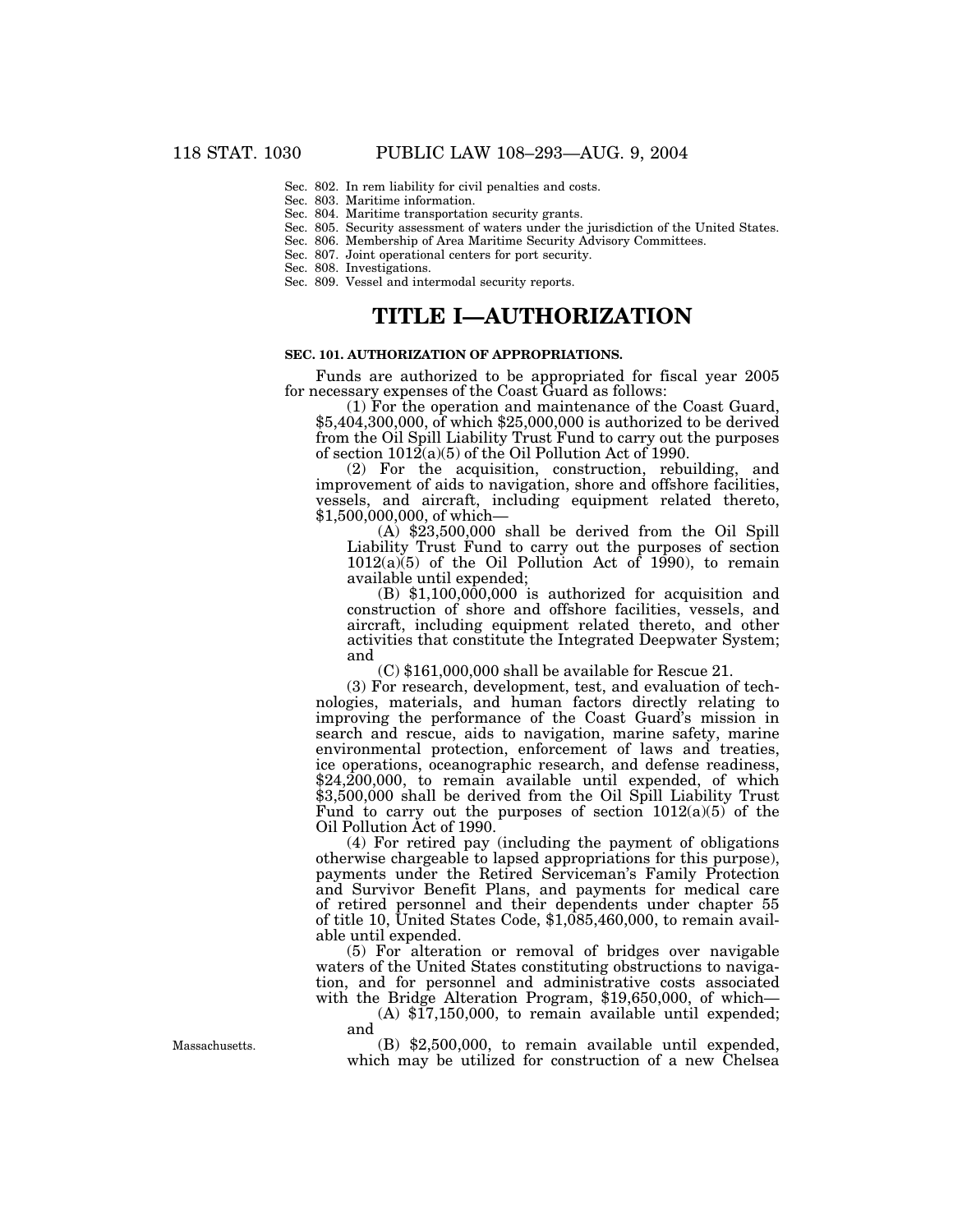Sec. 802. In rem liability for civil penalties and costs.
Sec. 803. Maritime information.
Sec. 804. Maritime transportation security grants.
Sec. 805. Security assessment of waters under the jurisdiction of the United States.
Sec. 806. Membership of Area Maritime Security Advisory Committees.
Sec. 807. Joint operational centers for port security.
Sec. 808. Investigations.
Sec. 809. Vessel and intermodal security reports.

# TITLE I—AUTHORIZATION

### SEC. 101. AUTHORIZATION OF APPROPRIATIONS.

Funds are authorized to be appropriated for fiscal year 2005 for necessary expenses of the Coast Guard as follows:

(1) For the operation and maintenance of the Coast Guard, $5,404,300,000, of which $25,000,000 is authorized to be derived from the Oil Spill Liability Trust Fund to carry out the purposes of section 1012(a)(5) of the Oil Pollution Act of 1990.

(2) For the acquisition, construction, rebuilding, and improvement of aids to navigation, shore and offshore facilities, vessels, and aircraft, including equipment related thereto, $1,500,000,000, of which—

(A) $23,500,000 shall be derived from the Oil Spill Liability Trust Fund to carry out the purposes of section 1012(a)(5) of the Oil Pollution Act of 1990), to remain available until expended;

(B) $1,100,000,000 is authorized for acquisition and construction of shore and offshore facilities, vessels, and aircraft, including equipment related thereto, and other activities that constitute the Integrated Deepwater System; and

(C) $161,000,000 shall be available for Rescue 21.

(3) For research, development, test, and evaluation of technologies, materials, and human factors directly relating to improving the performance of the Coast Guard's mission in search and rescue, aids to navigation, marine safety, marine environmental protection, enforcement of laws and treaties, ice operations, oceanographic research, and defense readiness, $24,200,000, to remain available until expended, of which $3,500,000 shall be derived from the Oil Spill Liability Trust Fund to carry out the purposes of section 1012(a)(5) of the Oil Pollution Act of 1990.

(4) For retired pay (including the payment of obligations otherwise chargeable to lapsed appropriations for this purpose), payments under the Retired Serviceman's Family Protection and Survivor Benefit Plans, and payments for medical care of retired personnel and their dependents under chapter 55 of title 10, United States Code, $1,085,460,000, to remain available until expended.

(5) For alteration or removal of bridges over navigable waters of the United States constituting obstructions to navigation, and for personnel and administrative costs associated with the Bridge Alteration Program, $19,650,000, of which—

(A) $17,150,000, to remain available until expended; and

Massachusetts.

(B) $2,500,000, to remain available until expended, which may be utilized for construction of a new Chelsea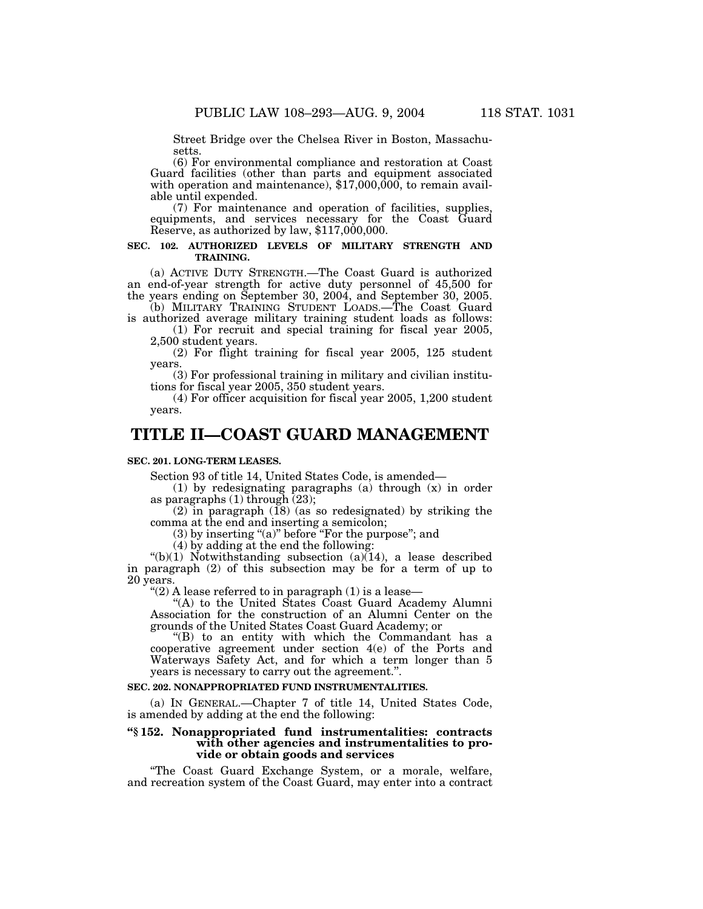Street Bridge over the Chelsea River in Boston, Massachusetts.

(6) For environmental compliance and restoration at Coast Guard facilities (other than parts and equipment associated with operation and maintenance), $17,000,000, to remain available until expended.

(7) For maintenance and operation of facilities, supplies, equipments, and services necessary for the Coast Guard Reserve, as authorized by law, $117,000,000.

**SEC. 102. AUTHORIZED LEVELS OF MILITARY STRENGTH AND TRAINING.**

(a) ACTIVE DUTY STRENGTH.—The Coast Guard is authorized an end-of-year strength for active duty personnel of 45,500 for the years ending on September 30, 2004, and September 30, 2005.

(b) MILITARY TRAINING STUDENT LOADS.—The Coast Guard is authorized average military training student loads as follows:

(1) For recruit and special training for fiscal year 2005, 2,500 student years.

(2) For flight training for fiscal year 2005, 125 student years.

(3) For professional training in military and civilian institutions for fiscal year 2005, 350 student years.

(4) For officer acquisition for fiscal year 2005, 1,200 student years.

# TITLE II—COAST GUARD MANAGEMENT

**SEC. 201. LONG-TERM LEASES.**

Section 93 of title 14, United States Code, is amended—

(1) by redesignating paragraphs (a) through (x) in order as paragraphs (1) through (23);

(2) in paragraph (18) (as so redesignated) by striking the comma at the end and inserting a semicolon;

(3) by inserting "(a)" before "For the purpose"; and

(4) by adding at the end the following:

"(b)(1) Notwithstanding subsection (a)(14), a lease described in paragraph (2) of this subsection may be for a term of up to 20 years.

"(2) A lease referred to in paragraph (1) is a lease—

"(A) to the United States Coast Guard Academy Alumni Association for the construction of an Alumni Center on the grounds of the United States Coast Guard Academy; or

"(B) to an entity with which the Commandant has a cooperative agreement under section 4(e) of the Ports and Waterways Safety Act, and for which a term longer than 5 years is necessary to carry out the agreement.".

**SEC. 202. NONAPPROPRIATED FUND INSTRUMENTALITIES.**

(a) IN GENERAL.—Chapter 7 of title 14, United States Code, is amended by adding at the end the following:

**"§ 152. Nonappropriated fund instrumentalities: contracts with other agencies and instrumentalities to provide or obtain goods and services**

"The Coast Guard Exchange System, or a morale, welfare, and recreation system of the Coast Guard, may enter into a contract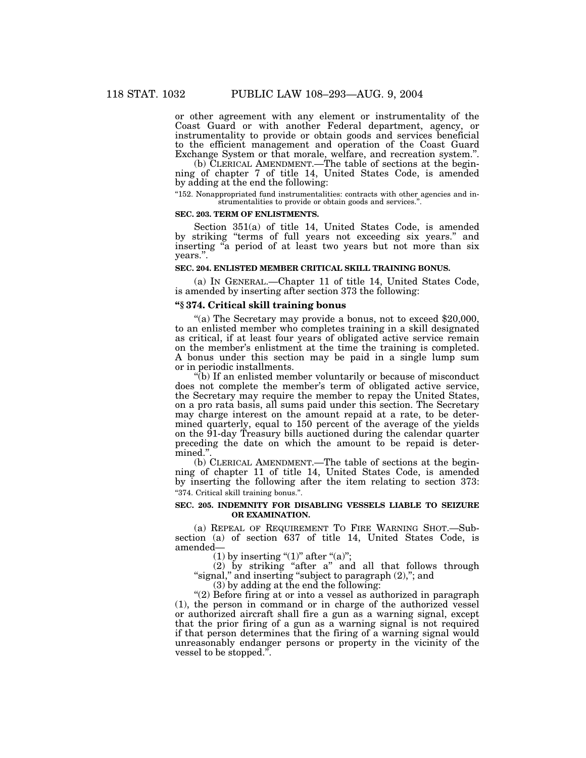or other agreement with any element or instrumentality of the Coast Guard or with another Federal department, agency, or instrumentality to provide or obtain goods and services beneficial to the efficient management and operation of the Coast Guard Exchange System or that morale, welfare, and recreation system.".

(b) CLERICAL AMENDMENT.—The table of sections at the beginning of chapter 7 of title 14, United States Code, is amended by adding at the end the following:

"152. Nonappropriated fund instrumentalities: contracts with other agencies and instrumentalities to provide or obtain goods and services.".

**SEC. 203. TERM OF ENLISTMENTS.**

Section 351(a) of title 14, United States Code, is amended by striking "terms of full years not exceeding six years." and inserting "a period of at least two years but not more than six years.".

**SEC. 204. ENLISTED MEMBER CRITICAL SKILL TRAINING BONUS.**

(a) IN GENERAL.—Chapter 11 of title 14, United States Code, is amended by inserting after section 373 the following:

**"§ 374. Critical skill training bonus**

"(a) The Secretary may provide a bonus, not to exceed $20,000, to an enlisted member who completes training in a skill designated as critical, if at least four years of obligated active service remain on the member's enlistment at the time the training is completed. A bonus under this section may be paid in a single lump sum or in periodic installments.

"(b) If an enlisted member voluntarily or because of misconduct does not complete the member's term of obligated active service, the Secretary may require the member to repay the United States, on a pro rata basis, all sums paid under this section. The Secretary may charge interest on the amount repaid at a rate, to be determined quarterly, equal to 150 percent of the average of the yields on the 91-day Treasury bills auctioned during the calendar quarter preceding the date on which the amount to be repaid is determined.".

(b) CLERICAL AMENDMENT.—The table of sections at the beginning of chapter 11 of title 14, United States Code, is amended by inserting the following after the item relating to section 373:
"374. Critical skill training bonus.".

**SEC. 205. INDEMNITY FOR DISABLING VESSELS LIABLE TO SEIZURE OR EXAMINATION.**

(a) REPEAL OF REQUIREMENT TO FIRE WARNING SHOT.—Subsection (a) of section 637 of title 14, United States Code, is amended—

(1) by inserting "(1)" after "(a)";

(2) by striking "after a" and all that follows through "signal," and inserting "subject to paragraph (2),"; and

(3) by adding at the end the following:

"(2) Before firing at or into a vessel as authorized in paragraph (1), the person in command or in charge of the authorized vessel or authorized aircraft shall fire a gun as a warning signal, except that the prior firing of a gun as a warning signal is not required if that person determines that the firing of a warning signal would unreasonably endanger persons or property in the vicinity of the vessel to be stopped.".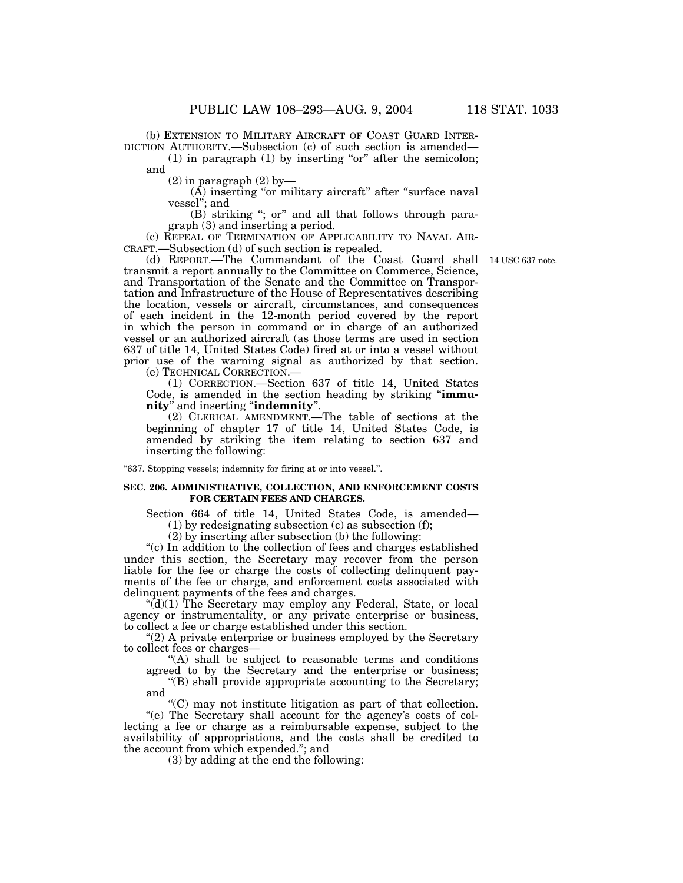(b) EXTENSION TO MILITARY AIRCRAFT OF COAST GUARD INTERDICTION AUTHORITY.—Subsection (c) of such section is amended—

(1) in paragraph (1) by inserting "or" after the semicolon; and

(2) in paragraph (2) by—

(A) inserting "or military aircraft" after "surface naval vessel"; and

(B) striking "; or" and all that follows through paragraph (3) and inserting a period.

(c) REPEAL OF TERMINATION OF APPLICABILITY TO NAVAL AIRCRAFT.—Subsection (d) of such section is repealed.

(d) REPORT.—The Commandant of the Coast Guard shall transmit a report annually to the Committee on Commerce, Science, and Transportation of the Senate and the Committee on Transportation and Infrastructure of the House of Representatives describing the location, vessels or aircraft, circumstances, and consequences of each incident in the 12-month period covered by the report in which the person in command or in charge of an authorized vessel or an authorized aircraft (as those terms are used in section 637 of title 14, United States Code) fired at or into a vessel without prior use of the warning signal as authorized by that section.

14 USC 637 note.

(e) TECHNICAL CORRECTION.—

(1) CORRECTION.—Section 637 of title 14, United States Code, is amended in the section heading by striking "**immunity**" and inserting "**indemnity**".

(2) CLERICAL AMENDMENT.—The table of sections at the beginning of chapter 17 of title 14, United States Code, is amended by striking the item relating to section 637 and inserting the following:

"637. Stopping vessels; indemnity for firing at or into vessel.".

**SEC. 206. ADMINISTRATIVE, COLLECTION, AND ENFORCEMENT COSTS FOR CERTAIN FEES AND CHARGES.**

Section 664 of title 14, United States Code, is amended—

(1) by redesignating subsection (c) as subsection (f);

(2) by inserting after subsection (b) the following:

"(c) In addition to the collection of fees and charges established under this section, the Secretary may recover from the person liable for the fee or charge the costs of collecting delinquent payments of the fee or charge, and enforcement costs associated with delinquent payments of the fees and charges.

"(d)(1) The Secretary may employ any Federal, State, or local agency or instrumentality, or any private enterprise or business, to collect a fee or charge established under this section.

"(2) A private enterprise or business employed by the Secretary to collect fees or charges—

"(A) shall be subject to reasonable terms and conditions agreed to by the Secretary and the enterprise or business;

"(B) shall provide appropriate accounting to the Secretary; and

"(C) may not institute litigation as part of that collection.

"(e) The Secretary shall account for the agency's costs of collecting a fee or charge as a reimbursable expense, subject to the availability of appropriations, and the costs shall be credited to the account from which expended."; and

(3) by adding at the end the following: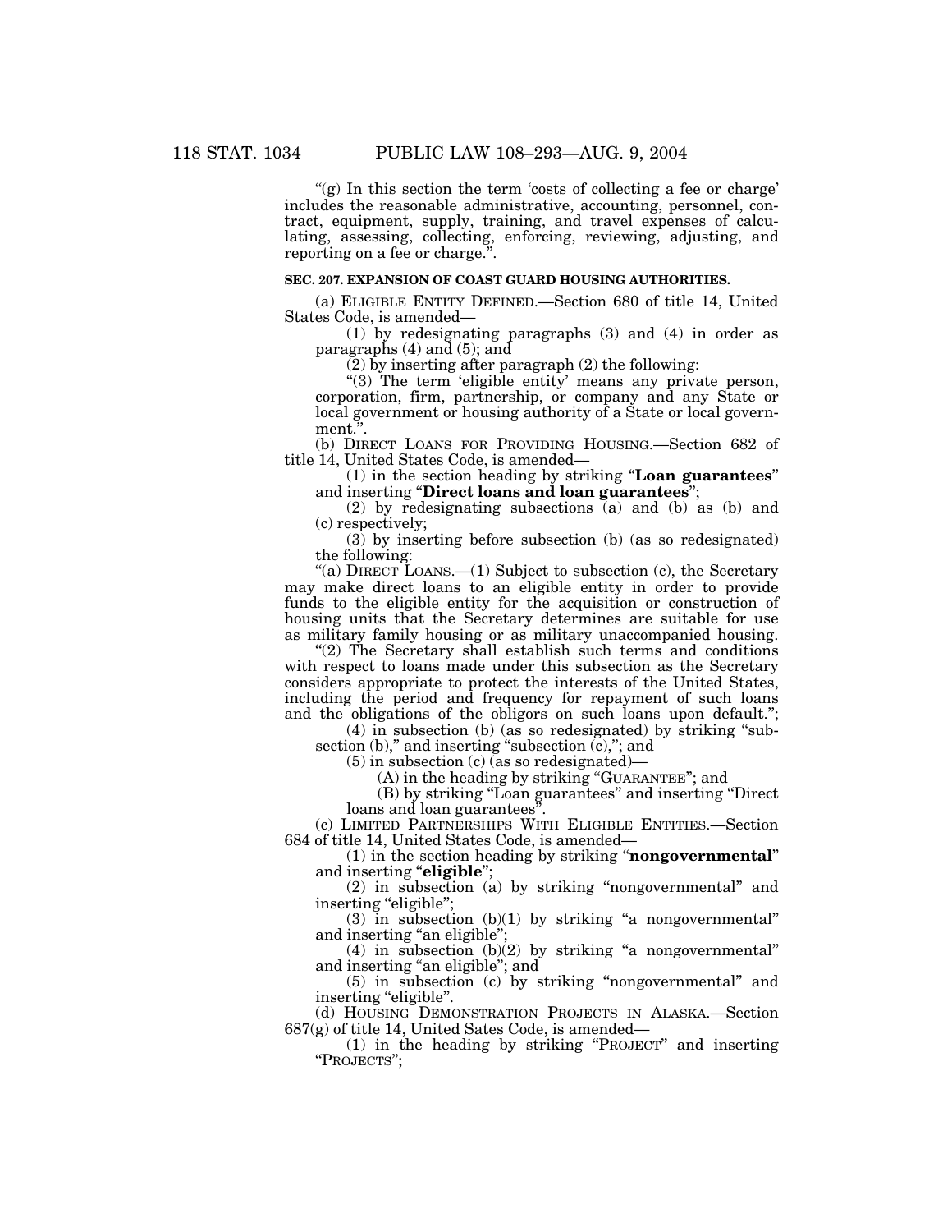"(g) In this section the term 'costs of collecting a fee or charge' includes the reasonable administrative, accounting, personnel, contract, equipment, supply, training, and travel expenses of calculating, assessing, collecting, enforcing, reviewing, adjusting, and reporting on a fee or charge.".

**SEC. 207. EXPANSION OF COAST GUARD HOUSING AUTHORITIES.**

(a) ELIGIBLE ENTITY DEFINED.—Section 680 of title 14, United States Code, is amended—

(1) by redesignating paragraphs (3) and (4) in order as paragraphs (4) and (5); and

(2) by inserting after paragraph (2) the following:

"(3) The term 'eligible entity' means any private person, corporation, firm, partnership, or company and any State or local government or housing authority of a State or local government.".

(b) DIRECT LOANS FOR PROVIDING HOUSING.—Section 682 of title 14, United States Code, is amended—

(1) in the section heading by striking "**Loan guarantees**" and inserting "**Direct loans and loan guarantees**";

(2) by redesignating subsections (a) and (b) as (b) and (c) respectively;

(3) by inserting before subsection (b) (as so redesignated) the following:

"(a) DIRECT LOANS.—(1) Subject to subsection (c), the Secretary may make direct loans to an eligible entity in order to provide funds to the eligible entity for the acquisition or construction of housing units that the Secretary determines are suitable for use as military family housing or as military unaccompanied housing.

"(2) The Secretary shall establish such terms and conditions with respect to loans made under this subsection as the Secretary considers appropriate to protect the interests of the United States, including the period and frequency for repayment of such loans and the obligations of the obligors on such loans upon default.";

(4) in subsection (b) (as so redesignated) by striking "subsection (b)," and inserting "subsection (c),"; and

(5) in subsection (c) (as so redesignated)—

(A) in the heading by striking "GUARANTEE"; and

(B) by striking "Loan guarantees" and inserting "Direct loans and loan guarantees".

(c) LIMITED PARTNERSHIPS WITH ELIGIBLE ENTITIES.—Section 684 of title 14, United States Code, is amended—

(1) in the section heading by striking "**nongovernmental**" and inserting "**eligible**";

(2) in subsection (a) by striking "nongovernmental" and inserting "eligible";

(3) in subsection (b)(1) by striking "a nongovernmental" and inserting "an eligible";

(4) in subsection (b)(2) by striking "a nongovernmental" and inserting "an eligible"; and

(5) in subsection (c) by striking "nongovernmental" and inserting "eligible".

(d) HOUSING DEMONSTRATION PROJECTS IN ALASKA.—Section 687(g) of title 14, United Sates Code, is amended—

(1) in the heading by striking "PROJECT" and inserting "PROJECTS";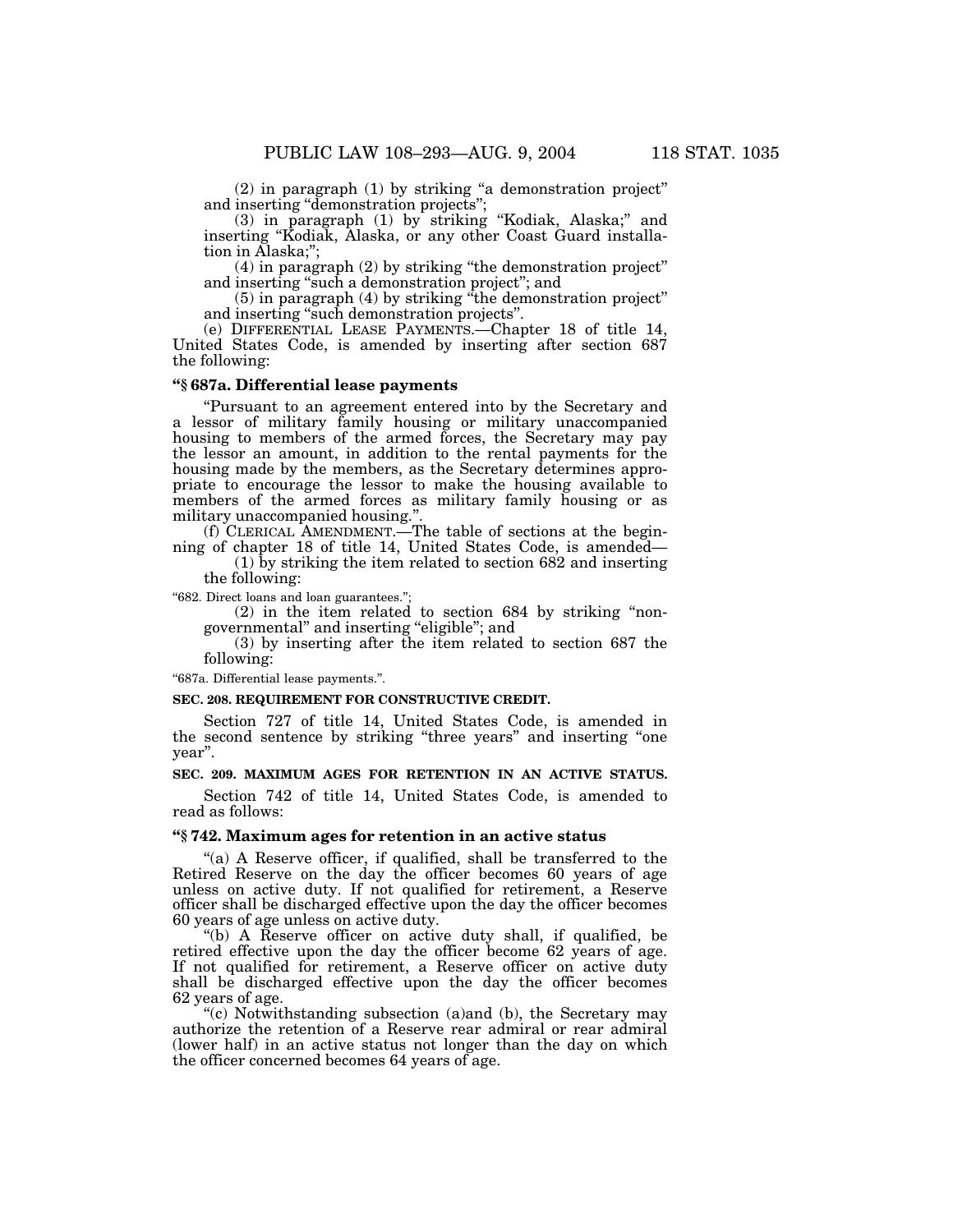(2) in paragraph (1) by striking "a demonstration project" and inserting "demonstration projects";

(3) in paragraph (1) by striking "Kodiak, Alaska;" and inserting "Kodiak, Alaska, or any other Coast Guard installation in Alaska;";

(4) in paragraph (2) by striking "the demonstration project" and inserting "such a demonstration project"; and

(5) in paragraph (4) by striking "the demonstration project" and inserting "such demonstration projects".

(e) DIFFERENTIAL LEASE PAYMENTS.—Chapter 18 of title 14, United States Code, is amended by inserting after section 687 the following:

### "§ 687a. Differential lease payments

"Pursuant to an agreement entered into by the Secretary and a lessor of military family housing or military unaccompanied housing to members of the armed forces, the Secretary may pay the lessor an amount, in addition to the rental payments for the housing made by the members, as the Secretary determines appropriate to encourage the lessor to make the housing available to members of the armed forces as military family housing or as military unaccompanied housing.".

(f) CLERICAL AMENDMENT.—The table of sections at the beginning of chapter 18 of title 14, United States Code, is amended—

(1) by striking the item related to section 682 and inserting the following:

"682. Direct loans and loan guarantees.";

(2) in the item related to section 684 by striking "nongovernmental" and inserting "eligible"; and

(3) by inserting after the item related to section 687 the following:

"687a. Differential lease payments.".

**SEC. 208. REQUIREMENT FOR CONSTRUCTIVE CREDIT.**

Section 727 of title 14, United States Code, is amended in the second sentence by striking "three years" and inserting "one year".

**SEC. 209. MAXIMUM AGES FOR RETENTION IN AN ACTIVE STATUS.**

Section 742 of title 14, United States Code, is amended to read as follows:

### "§ 742. Maximum ages for retention in an active status

"(a) A Reserve officer, if qualified, shall be transferred to the Retired Reserve on the day the officer becomes 60 years of age unless on active duty. If not qualified for retirement, a Reserve officer shall be discharged effective upon the day the officer becomes 60 years of age unless on active duty.

"(b) A Reserve officer on active duty shall, if qualified, be retired effective upon the day the officer become 62 years of age. If not qualified for retirement, a Reserve officer on active duty shall be discharged effective upon the day the officer becomes 62 years of age.

"(c) Notwithstanding subsection (a)and (b), the Secretary may authorize the retention of a Reserve rear admiral or rear admiral (lower half) in an active status not longer than the day on which the officer concerned becomes 64 years of age.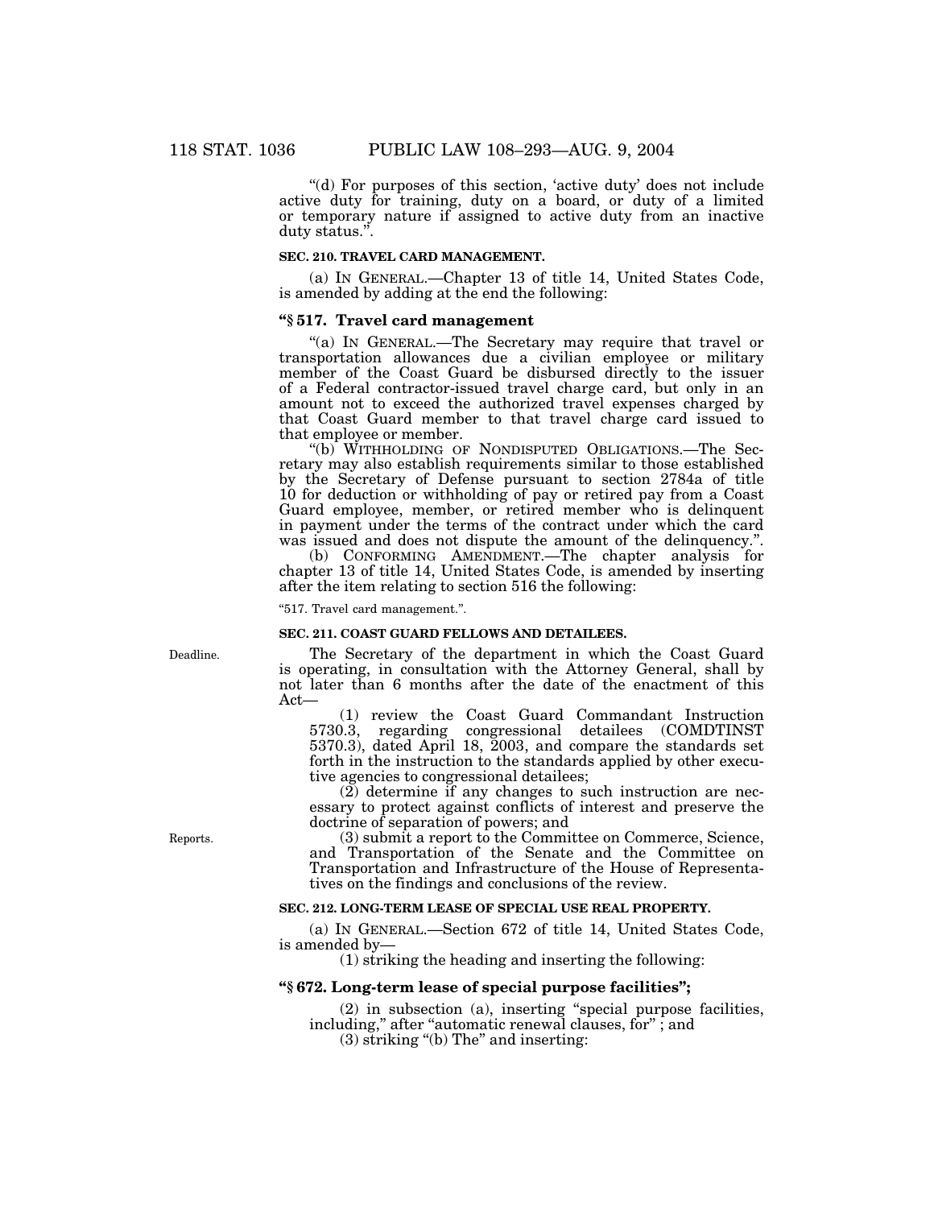"(d) For purposes of this section, 'active duty' does not include active duty for training, duty on a board, or duty of a limited or temporary nature if assigned to active duty from an inactive duty status.".

**SEC. 210. TRAVEL CARD MANAGEMENT.**

(a) IN GENERAL.—Chapter 13 of title 14, United States Code, is amended by adding at the end the following:

### "§ 517. Travel card management

"(a) IN GENERAL.—The Secretary may require that travel or transportation allowances due a civilian employee or military member of the Coast Guard be disbursed directly to the issuer of a Federal contractor-issued travel charge card, but only in an amount not to exceed the authorized travel expenses charged by that Coast Guard member to that travel charge card issued to that employee or member.

"(b) WITHHOLDING OF NONDISPUTED OBLIGATIONS.—The Secretary may also establish requirements similar to those established by the Secretary of Defense pursuant to section 2784a of title 10 for deduction or withholding of pay or retired pay from a Coast Guard employee, member, or retired member who is delinquent in payment under the terms of the contract under which the card was issued and does not dispute the amount of the delinquency.".

(b) CONFORMING AMENDMENT.—The chapter analysis for chapter 13 of title 14, United States Code, is amended by inserting after the item relating to section 516 the following:

"517. Travel card management.".

**SEC. 211. COAST GUARD FELLOWS AND DETAILEES.**

Deadline.

The Secretary of the department in which the Coast Guard is operating, in consultation with the Attorney General, shall by not later than 6 months after the date of the enactment of this Act—

(1) review the Coast Guard Commandant Instruction 5730.3, regarding congressional detailees (COMDTINST 5370.3), dated April 18, 2003, and compare the standards set forth in the instruction to the standards applied by other executive agencies to congressional detailees;

(2) determine if any changes to such instruction are necessary to protect against conflicts of interest and preserve the doctrine of separation of powers; and

Reports.

(3) submit a report to the Committee on Commerce, Science, and Transportation of the Senate and the Committee on Transportation and Infrastructure of the House of Representatives on the findings and conclusions of the review.

**SEC. 212. LONG-TERM LEASE OF SPECIAL USE REAL PROPERTY.**

(a) IN GENERAL.—Section 672 of title 14, United States Code, is amended by—

(1) striking the heading and inserting the following:

### "§ 672. Long-term lease of special purpose facilities";

(2) in subsection (a), inserting "special purpose facilities, including," after "automatic renewal clauses, for" ; and

(3) striking "(b) The" and inserting: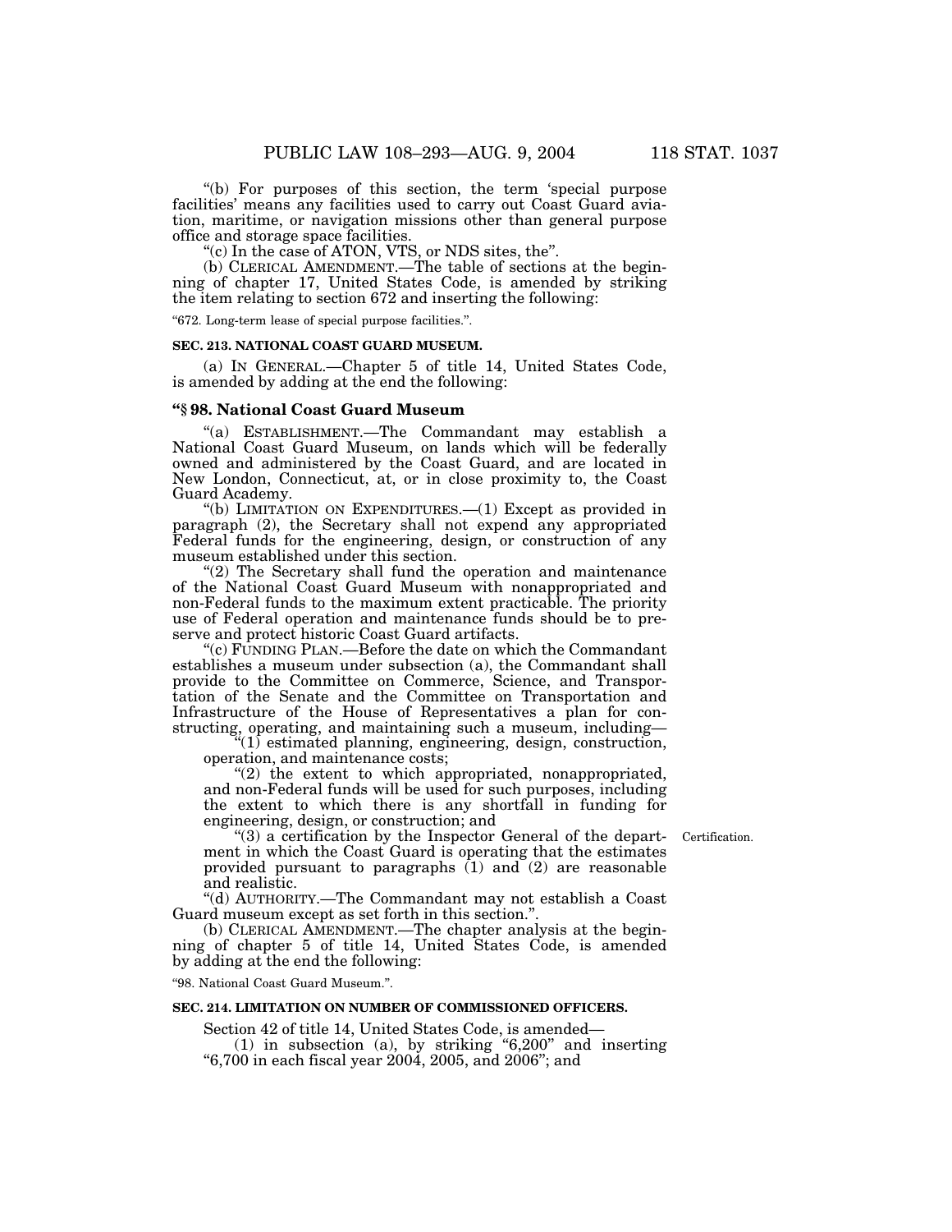"(b) For purposes of this section, the term 'special purpose facilities' means any facilities used to carry out Coast Guard aviation, maritime, or navigation missions other than general purpose office and storage space facilities.

"(c) In the case of ATON, VTS, or NDS sites, the".

(b) CLERICAL AMENDMENT.—The table of sections at the beginning of chapter 17, United States Code, is amended by striking the item relating to section 672 and inserting the following:

"672. Long-term lease of special purpose facilities.".

**SEC. 213. NATIONAL COAST GUARD MUSEUM.**

(a) IN GENERAL.—Chapter 5 of title 14, United States Code, is amended by adding at the end the following:

### "§ 98. National Coast Guard Museum

"(a) ESTABLISHMENT.—The Commandant may establish a National Coast Guard Museum, on lands which will be federally owned and administered by the Coast Guard, and are located in New London, Connecticut, at, or in close proximity to, the Coast Guard Academy.

"(b) LIMITATION ON EXPENDITURES.—(1) Except as provided in paragraph (2), the Secretary shall not expend any appropriated Federal funds for the engineering, design, or construction of any museum established under this section.

"(2) The Secretary shall fund the operation and maintenance of the National Coast Guard Museum with nonappropriated and non-Federal funds to the maximum extent practicable. The priority use of Federal operation and maintenance funds should be to preserve and protect historic Coast Guard artifacts.

"(c) FUNDING PLAN.—Before the date on which the Commandant establishes a museum under subsection (a), the Commandant shall provide to the Committee on Commerce, Science, and Transportation of the Senate and the Committee on Transportation and Infrastructure of the House of Representatives a plan for constructing, operating, and maintaining such a museum, including—

"(1) estimated planning, engineering, design, construction, operation, and maintenance costs;

"(2) the extent to which appropriated, nonappropriated, and non-Federal funds will be used for such purposes, including the extent to which there is any shortfall in funding for engineering, design, or construction; and

"(3) a certification by the Inspector General of the department in which the Coast Guard is operating that the estimates provided pursuant to paragraphs (1) and (2) are reasonable and realistic.

Certification.

"(d) AUTHORITY.—The Commandant may not establish a Coast Guard museum except as set forth in this section.".

(b) CLERICAL AMENDMENT.—The chapter analysis at the beginning of chapter 5 of title 14, United States Code, is amended by adding at the end the following:

"98. National Coast Guard Museum.".

**SEC. 214. LIMITATION ON NUMBER OF COMMISSIONED OFFICERS.**

Section 42 of title 14, United States Code, is amended—

(1) in subsection (a), by striking "6,200" and inserting "6,700 in each fiscal year 2004, 2005, and 2006"; and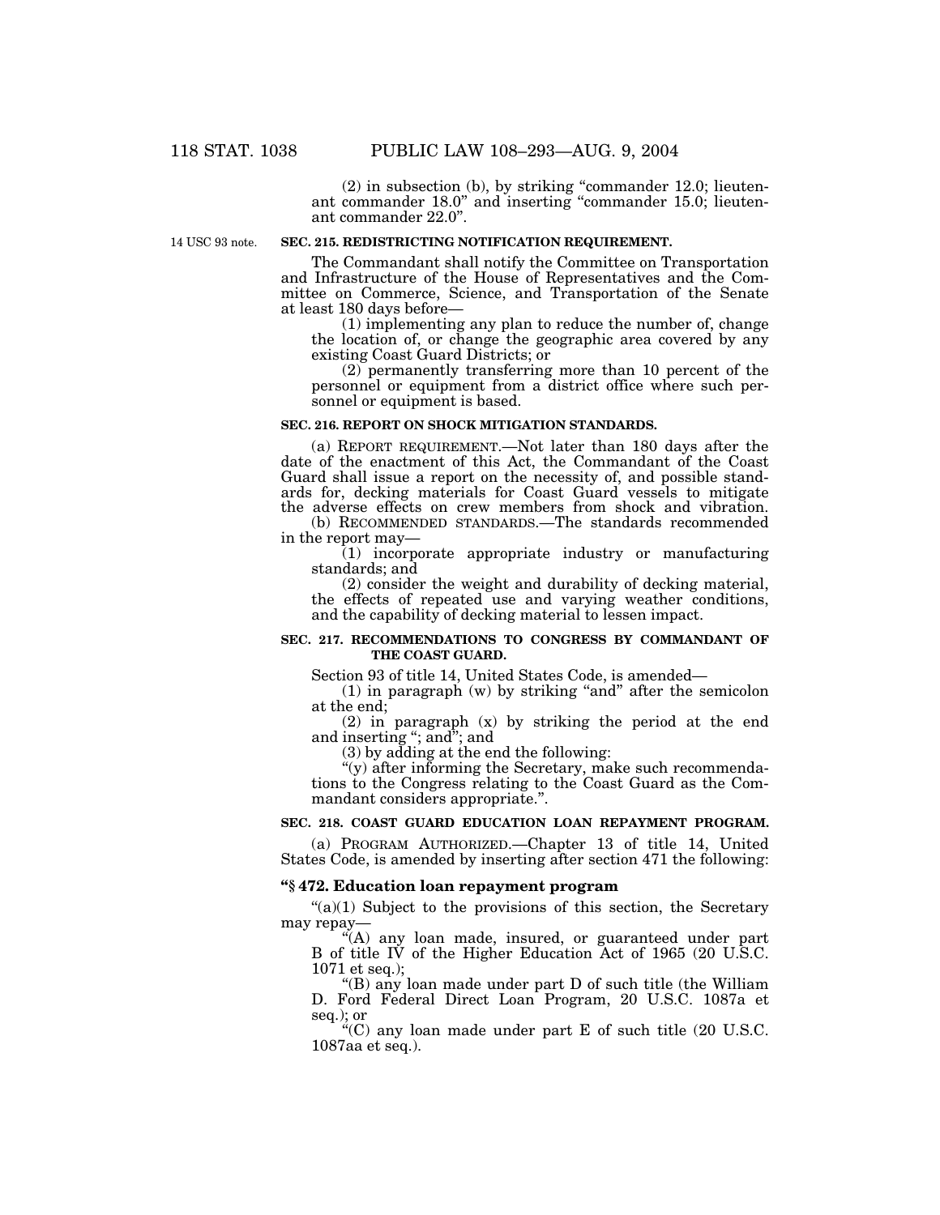(2) in subsection (b), by striking "commander 12.0; lieutenant commander 18.0" and inserting "commander 15.0; lieutenant commander 22.0".

14 USC 93 note.

**SEC. 215. REDISTRICTING NOTIFICATION REQUIREMENT.**

The Commandant shall notify the Committee on Transportation and Infrastructure of the House of Representatives and the Committee on Commerce, Science, and Transportation of the Senate at least 180 days before—

(1) implementing any plan to reduce the number of, change the location of, or change the geographic area covered by any existing Coast Guard Districts; or

(2) permanently transferring more than 10 percent of the personnel or equipment from a district office where such personnel or equipment is based.

**SEC. 216. REPORT ON SHOCK MITIGATION STANDARDS.**

(a) REPORT REQUIREMENT.—Not later than 180 days after the date of the enactment of this Act, the Commandant of the Coast Guard shall issue a report on the necessity of, and possible standards for, decking materials for Coast Guard vessels to mitigate the adverse effects on crew members from shock and vibration.

(b) RECOMMENDED STANDARDS.—The standards recommended in the report may—

(1) incorporate appropriate industry or manufacturing standards; and

(2) consider the weight and durability of decking material, the effects of repeated use and varying weather conditions, and the capability of decking material to lessen impact.

**SEC. 217. RECOMMENDATIONS TO CONGRESS BY COMMANDANT OF THE COAST GUARD.**

Section 93 of title 14, United States Code, is amended—

(1) in paragraph (w) by striking "and" after the semicolon at the end;

(2) in paragraph (x) by striking the period at the end and inserting "; and"; and

(3) by adding at the end the following:

"(y) after informing the Secretary, make such recommendations to the Congress relating to the Coast Guard as the Commandant considers appropriate.".

**SEC. 218. COAST GUARD EDUCATION LOAN REPAYMENT PROGRAM.**

(a) PROGRAM AUTHORIZED.—Chapter 13 of title 14, United States Code, is amended by inserting after section 471 the following:

**"§ 472. Education loan repayment program**

"(a)(1) Subject to the provisions of this section, the Secretary may repay—

"(A) any loan made, insured, or guaranteed under part B of title IV of the Higher Education Act of 1965 (20 U.S.C. 1071 et seq.);

"(B) any loan made under part D of such title (the William D. Ford Federal Direct Loan Program, 20 U.S.C. 1087a et seq.); or

"(C) any loan made under part E of such title (20 U.S.C. 1087aa et seq.).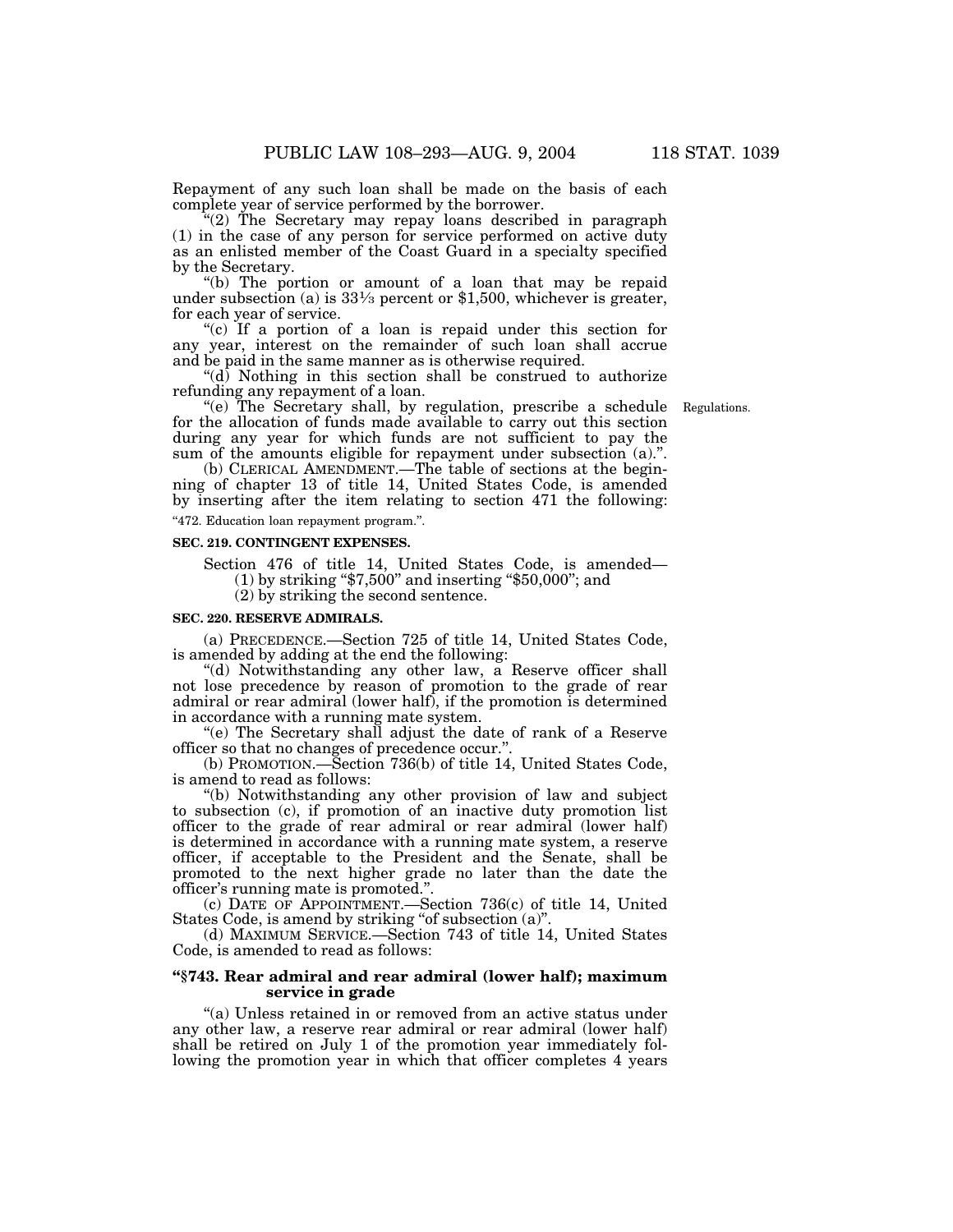Repayment of any such loan shall be made on the basis of each complete year of service performed by the borrower.

"(2) The Secretary may repay loans described in paragraph (1) in the case of any person for service performed on active duty as an enlisted member of the Coast Guard in a specialty specified by the Secretary.

"(b) The portion or amount of a loan that may be repaid under subsection (a) is 33⅓ percent or $1,500, whichever is greater, for each year of service.

"(c) If a portion of a loan is repaid under this section for any year, interest on the remainder of such loan shall accrue and be paid in the same manner as is otherwise required.

"(d) Nothing in this section shall be construed to authorize refunding any repayment of a loan.

"(e) The Secretary shall, by regulation, prescribe a schedule for the allocation of funds made available to carry out this section during any year for which funds are not sufficient to pay the sum of the amounts eligible for repayment under subsection (a).".

Regulations.

(b) CLERICAL AMENDMENT.—The table of sections at the beginning of chapter 13 of title 14, United States Code, is amended by inserting after the item relating to section 471 the following:

"472. Education loan repayment program.".

**SEC. 219. CONTINGENT EXPENSES.**

Section 476 of title 14, United States Code, is amended—

(1) by striking "$7,500" and inserting "$50,000"; and

(2) by striking the second sentence.

**SEC. 220. RESERVE ADMIRALS.**

(a) PRECEDENCE.—Section 725 of title 14, United States Code, is amended by adding at the end the following:

"(d) Notwithstanding any other law, a Reserve officer shall not lose precedence by reason of promotion to the grade of rear admiral or rear admiral (lower half), if the promotion is determined in accordance with a running mate system.

"(e) The Secretary shall adjust the date of rank of a Reserve officer so that no changes of precedence occur.".

(b) PROMOTION.—Section 736(b) of title 14, United States Code, is amend to read as follows:

"(b) Notwithstanding any other provision of law and subject to subsection (c), if promotion of an inactive duty promotion list officer to the grade of rear admiral or rear admiral (lower half) is determined in accordance with a running mate system, a reserve officer, if acceptable to the President and the Senate, shall be promoted to the next higher grade no later than the date the officer's running mate is promoted.".

(c) DATE OF APPOINTMENT.—Section 736(c) of title 14, United States Code, is amend by striking "of subsection (a)".

(d) MAXIMUM SERVICE.—Section 743 of title 14, United States Code, is amended to read as follows:

**"§743. Rear admiral and rear admiral (lower half); maximum service in grade**

"(a) Unless retained in or removed from an active status under any other law, a reserve rear admiral or rear admiral (lower half) shall be retired on July 1 of the promotion year immediately following the promotion year in which that officer completes 4 years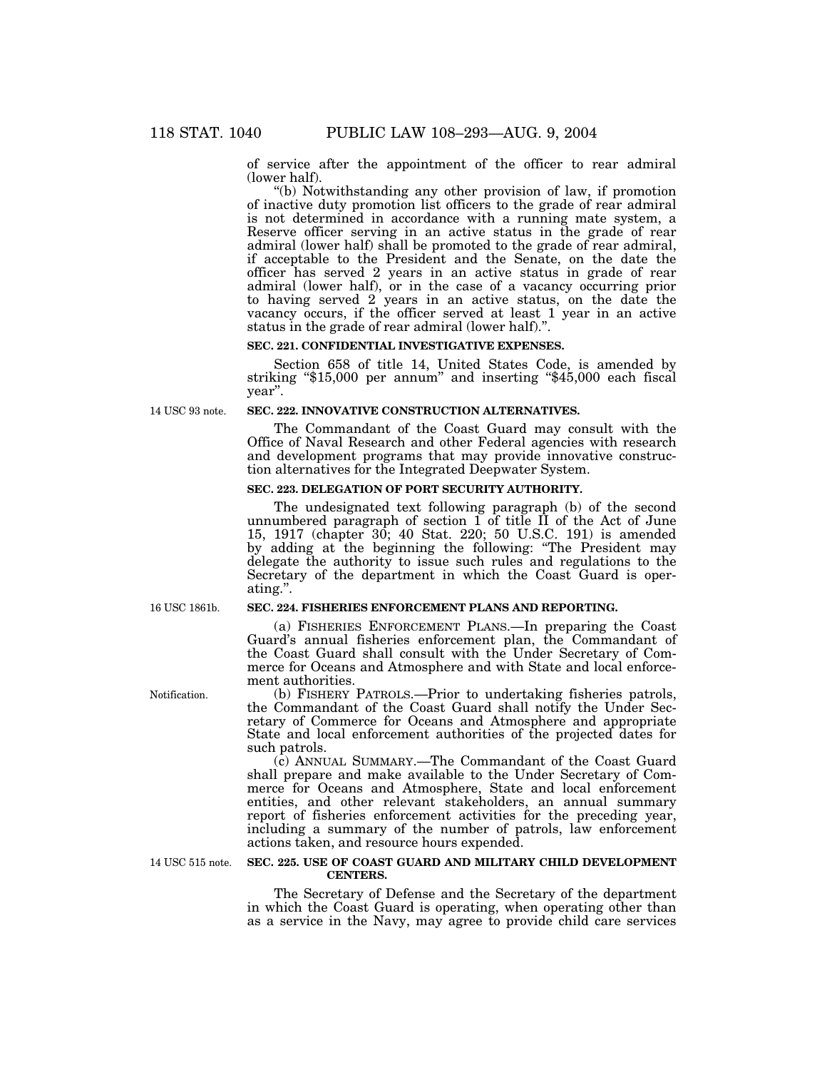of service after the appointment of the officer to rear admiral (lower half).

"(b) Notwithstanding any other provision of law, if promotion of inactive duty promotion list officers to the grade of rear admiral is not determined in accordance with a running mate system, a Reserve officer serving in an active status in the grade of rear admiral (lower half) shall be promoted to the grade of rear admiral, if acceptable to the President and the Senate, on the date the officer has served 2 years in an active status in grade of rear admiral (lower half), or in the case of a vacancy occurring prior to having served 2 years in an active status, on the date the vacancy occurs, if the officer served at least 1 year in an active status in the grade of rear admiral (lower half).".

**SEC. 221. CONFIDENTIAL INVESTIGATIVE EXPENSES.**

Section 658 of title 14, United States Code, is amended by striking "$15,000 per annum" and inserting "$45,000 each fiscal year".

14 USC 93 note.

**SEC. 222. INNOVATIVE CONSTRUCTION ALTERNATIVES.**

The Commandant of the Coast Guard may consult with the Office of Naval Research and other Federal agencies with research and development programs that may provide innovative construction alternatives for the Integrated Deepwater System.

**SEC. 223. DELEGATION OF PORT SECURITY AUTHORITY.**

The undesignated text following paragraph (b) of the second unnumbered paragraph of section 1 of title II of the Act of June 15, 1917 (chapter 30; 40 Stat. 220; 50 U.S.C. 191) is amended by adding at the beginning the following: "The President may delegate the authority to issue such rules and regulations to the Secretary of the department in which the Coast Guard is operating.".

16 USC 1861b.

**SEC. 224. FISHERIES ENFORCEMENT PLANS AND REPORTING.**

(a) FISHERIES ENFORCEMENT PLANS.—In preparing the Coast Guard's annual fisheries enforcement plan, the Commandant of the Coast Guard shall consult with the Under Secretary of Commerce for Oceans and Atmosphere and with State and local enforcement authorities.

Notification.

(b) FISHERY PATROLS.—Prior to undertaking fisheries patrols, the Commandant of the Coast Guard shall notify the Under Secretary of Commerce for Oceans and Atmosphere and appropriate State and local enforcement authorities of the projected dates for such patrols.

(c) ANNUAL SUMMARY.—The Commandant of the Coast Guard shall prepare and make available to the Under Secretary of Commerce for Oceans and Atmosphere, State and local enforcement entities, and other relevant stakeholders, an annual summary report of fisheries enforcement activities for the preceding year, including a summary of the number of patrols, law enforcement actions taken, and resource hours expended.

14 USC 515 note.

**SEC. 225. USE OF COAST GUARD AND MILITARY CHILD DEVELOPMENT CENTERS.**

The Secretary of Defense and the Secretary of the department in which the Coast Guard is operating, when operating other than as a service in the Navy, may agree to provide child care services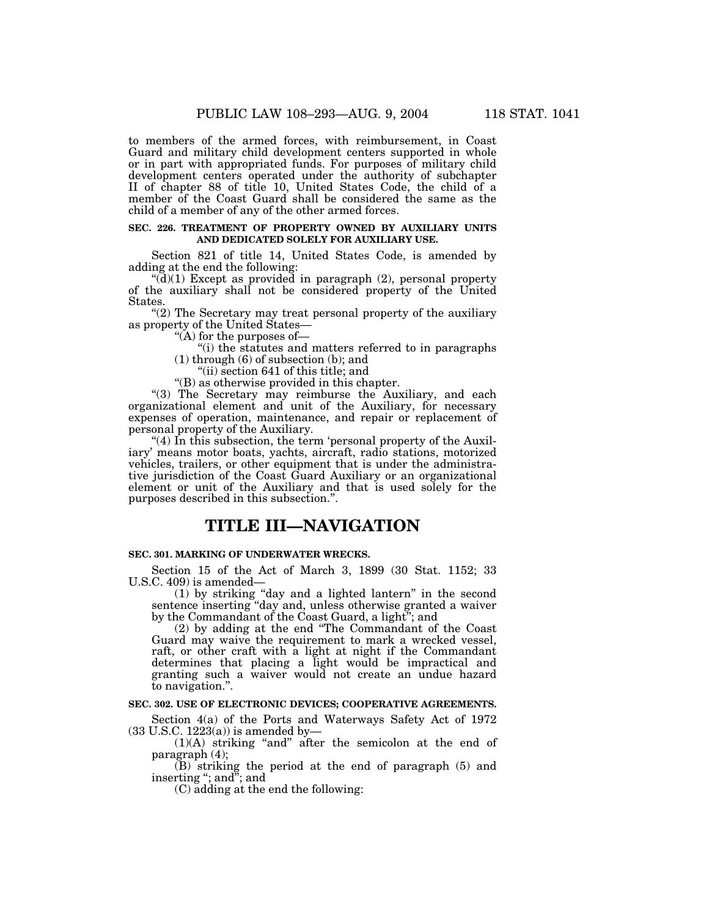to members of the armed forces, with reimbursement, in Coast Guard and military child development centers supported in whole or in part with appropriated funds. For purposes of military child development centers operated under the authority of subchapter II of chapter 88 of title 10, United States Code, the child of a member of the Coast Guard shall be considered the same as the child of a member of any of the other armed forces.

**SEC. 226. TREATMENT OF PROPERTY OWNED BY AUXILIARY UNITS AND DEDICATED SOLELY FOR AUXILIARY USE.**

Section 821 of title 14, United States Code, is amended by adding at the end the following:

"(d)(1) Except as provided in paragraph (2), personal property of the auxiliary shall not be considered property of the United States.

"(2) The Secretary may treat personal property of the auxiliary as property of the United States—

"(A) for the purposes of—

"(i) the statutes and matters referred to in paragraphs (1) through (6) of subsection (b); and

"(ii) section 641 of this title; and

"(B) as otherwise provided in this chapter.

"(3) The Secretary may reimburse the Auxiliary, and each organizational element and unit of the Auxiliary, for necessary expenses of operation, maintenance, and repair or replacement of personal property of the Auxiliary.

"(4) In this subsection, the term 'personal property of the Auxiliary' means motor boats, yachts, aircraft, radio stations, motorized vehicles, trailers, or other equipment that is under the administrative jurisdiction of the Coast Guard Auxiliary or an organizational element or unit of the Auxiliary and that is used solely for the purposes described in this subsection.".

# TITLE III—NAVIGATION

**SEC. 301. MARKING OF UNDERWATER WRECKS.**

Section 15 of the Act of March 3, 1899 (30 Stat. 1152; 33 U.S.C. 409) is amended—

(1) by striking "day and a lighted lantern" in the second sentence inserting "day and, unless otherwise granted a waiver by the Commandant of the Coast Guard, a light"; and

(2) by adding at the end "The Commandant of the Coast Guard may waive the requirement to mark a wrecked vessel, raft, or other craft with a light at night if the Commandant determines that placing a light would be impractical and granting such a waiver would not create an undue hazard to navigation.".

**SEC. 302. USE OF ELECTRONIC DEVICES; COOPERATIVE AGREEMENTS.**

Section 4(a) of the Ports and Waterways Safety Act of 1972 (33 U.S.C. 1223(a)) is amended by—

(1)(A) striking "and" after the semicolon at the end of paragraph (4);

(B) striking the period at the end of paragraph (5) and inserting "; and"; and

(C) adding at the end the following: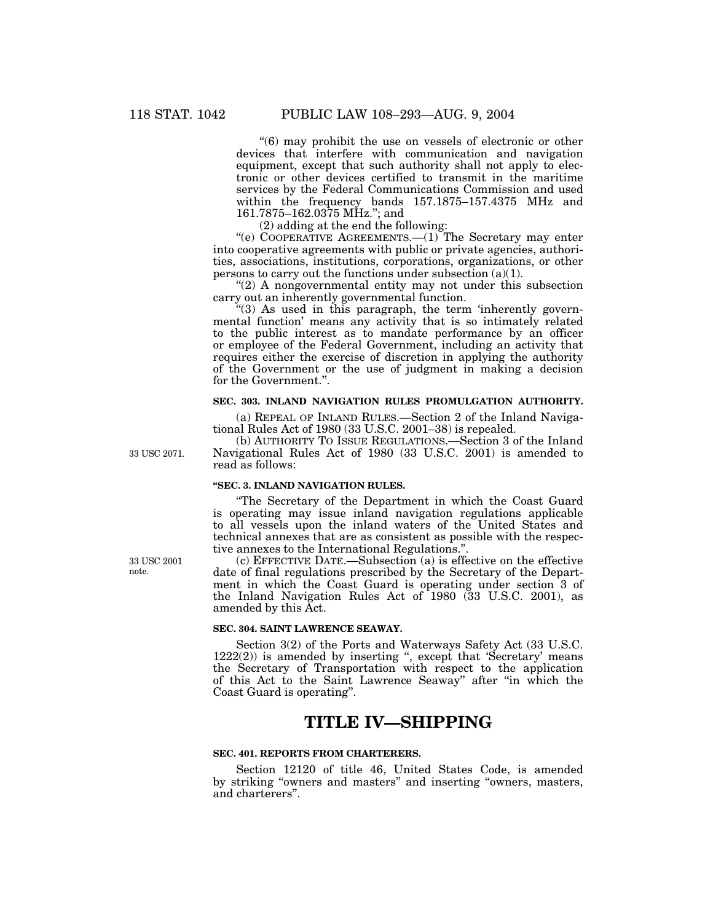"(6) may prohibit the use on vessels of electronic or other devices that interfere with communication and navigation equipment, except that such authority shall not apply to electronic or other devices certified to transmit in the maritime services by the Federal Communications Commission and used within the frequency bands 157.1875–157.4375 MHz and 161.7875–162.0375 MHz."; and

(2) adding at the end the following:

"(e) COOPERATIVE AGREEMENTS.—(1) The Secretary may enter into cooperative agreements with public or private agencies, authorities, associations, institutions, corporations, organizations, or other persons to carry out the functions under subsection (a)(1).

"(2) A nongovernmental entity may not under this subsection carry out an inherently governmental function.

"(3) As used in this paragraph, the term 'inherently governmental function' means any activity that is so intimately related to the public interest as to mandate performance by an officer or employee of the Federal Government, including an activity that requires either the exercise of discretion in applying the authority of the Government or the use of judgment in making a decision for the Government.".

**SEC. 303. INLAND NAVIGATION RULES PROMULGATION AUTHORITY.**

(a) REPEAL OF INLAND RULES.—Section 2 of the Inland Navigational Rules Act of 1980 (33 U.S.C. 2001–38) is repealed.

33 USC 2071.

(b) AUTHORITY TO ISSUE REGULATIONS.—Section 3 of the Inland Navigational Rules Act of 1980 (33 U.S.C. 2001) is amended to read as follows:

**"SEC. 3. INLAND NAVIGATION RULES.**

"The Secretary of the Department in which the Coast Guard is operating may issue inland navigation regulations applicable to all vessels upon the inland waters of the United States and technical annexes that are as consistent as possible with the respective annexes to the International Regulations.".

33 USC 2001 note.

(c) EFFECTIVE DATE.—Subsection (a) is effective on the effective date of final regulations prescribed by the Secretary of the Department in which the Coast Guard is operating under section 3 of the Inland Navigation Rules Act of 1980 (33 U.S.C. 2001), as amended by this Act.

**SEC. 304. SAINT LAWRENCE SEAWAY.**

Section 3(2) of the Ports and Waterways Safety Act (33 U.S.C. 1222(2)) is amended by inserting ", except that 'Secretary' means the Secretary of Transportation with respect to the application of this Act to the Saint Lawrence Seaway" after "in which the Coast Guard is operating".

# TITLE IV—SHIPPING

**SEC. 401. REPORTS FROM CHARTERERS.**

Section 12120 of title 46, United States Code, is amended by striking "owners and masters" and inserting "owners, masters, and charterers".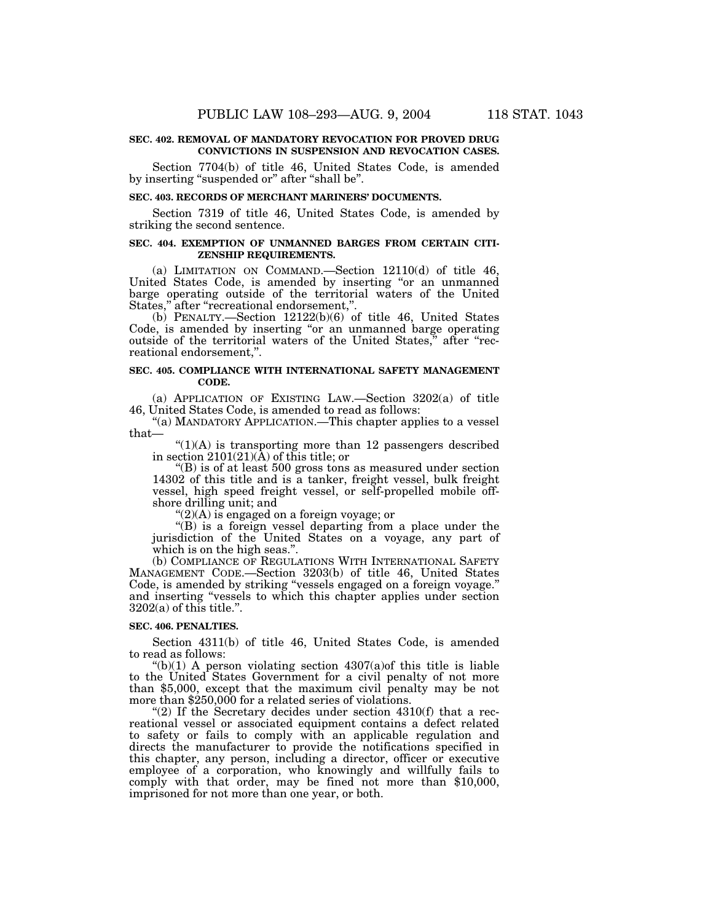**SEC. 402. REMOVAL OF MANDATORY REVOCATION FOR PROVED DRUG CONVICTIONS IN SUSPENSION AND REVOCATION CASES.**

Section 7704(b) of title 46, United States Code, is amended by inserting "suspended or" after "shall be".

**SEC. 403. RECORDS OF MERCHANT MARINERS' DOCUMENTS.**

Section 7319 of title 46, United States Code, is amended by striking the second sentence.

**SEC. 404. EXEMPTION OF UNMANNED BARGES FROM CERTAIN CITIZENSHIP REQUIREMENTS.**

(a) LIMITATION ON COMMAND.—Section 12110(d) of title 46, United States Code, is amended by inserting "or an unmanned barge operating outside of the territorial waters of the United States," after "recreational endorsement,".

(b) PENALTY.—Section 12122(b)(6) of title 46, United States Code, is amended by inserting "or an unmanned barge operating outside of the territorial waters of the United States," after "recreational endorsement,".

**SEC. 405. COMPLIANCE WITH INTERNATIONAL SAFETY MANAGEMENT CODE.**

(a) APPLICATION OF EXISTING LAW.—Section 3202(a) of title 46, United States Code, is amended to read as follows:

"(a) MANDATORY APPLICATION.—This chapter applies to a vessel that—

"(1)(A) is transporting more than 12 passengers described in section 2101(21)(A) of this title; or

"(B) is of at least 500 gross tons as measured under section 14302 of this title and is a tanker, freight vessel, bulk freight vessel, high speed freight vessel, or self-propelled mobile offshore drilling unit; and

"(2)(A) is engaged on a foreign voyage; or

"(B) is a foreign vessel departing from a place under the jurisdiction of the United States on a voyage, any part of which is on the high seas.".

(b) COMPLIANCE OF REGULATIONS WITH INTERNATIONAL SAFETY MANAGEMENT CODE.—Section 3203(b) of title 46, United States Code, is amended by striking "vessels engaged on a foreign voyage." and inserting "vessels to which this chapter applies under section 3202(a) of this title.".

**SEC. 406. PENALTIES.**

Section 4311(b) of title 46, United States Code, is amended to read as follows:

"(b)(1) A person violating section 4307(a)of this title is liable to the United States Government for a civil penalty of not more than $5,000, except that the maximum civil penalty may be not more than $250,000 for a related series of violations.

"(2) If the Secretary decides under section 4310(f) that a recreational vessel or associated equipment contains a defect related to safety or fails to comply with an applicable regulation and directs the manufacturer to provide the notifications specified in this chapter, any person, including a director, officer or executive employee of a corporation, who knowingly and willfully fails to comply with that order, may be fined not more than $10,000, imprisoned for not more than one year, or both.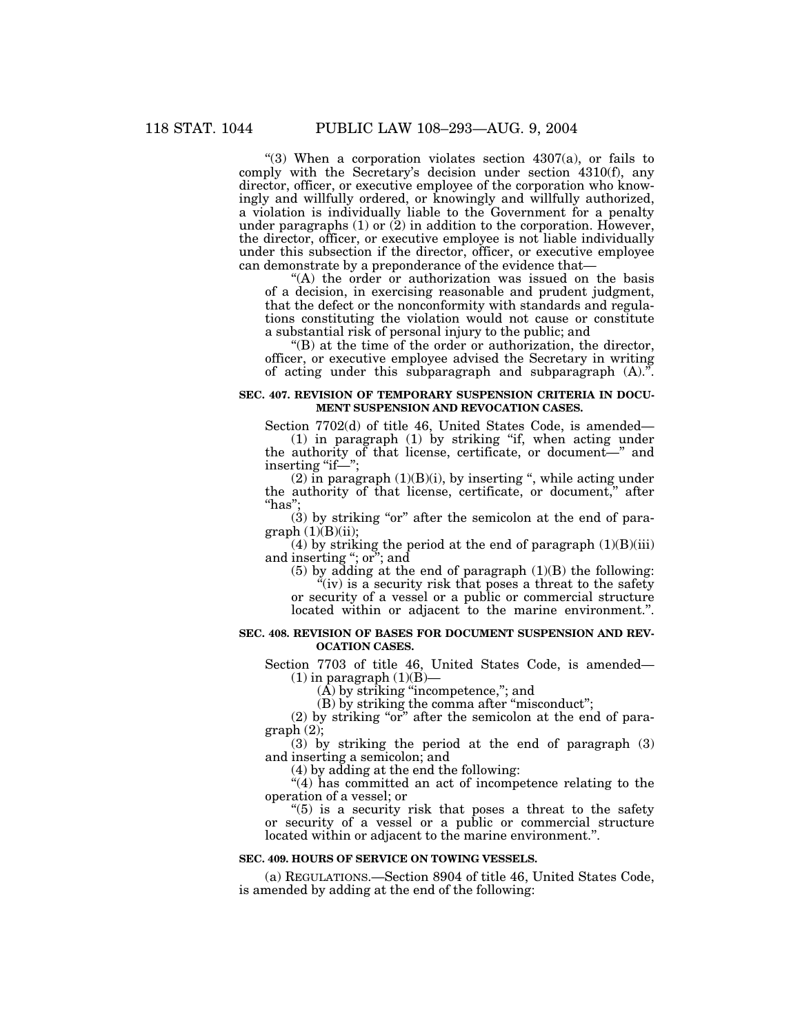"(3) When a corporation violates section 4307(a), or fails to comply with the Secretary's decision under section 4310(f), any director, officer, or executive employee of the corporation who knowingly and willfully ordered, or knowingly and willfully authorized, a violation is individually liable to the Government for a penalty under paragraphs (1) or (2) in addition to the corporation. However, the director, officer, or executive employee is not liable individually under this subsection if the director, officer, or executive employee can demonstrate by a preponderance of the evidence that—

"(A) the order or authorization was issued on the basis of a decision, in exercising reasonable and prudent judgment, that the defect or the nonconformity with standards and regulations constituting the violation would not cause or constitute a substantial risk of personal injury to the public; and

"(B) at the time of the order or authorization, the director, officer, or executive employee advised the Secretary in writing of acting under this subparagraph and subparagraph (A).".

**SEC. 407. REVISION OF TEMPORARY SUSPENSION CRITERIA IN DOCUMENT SUSPENSION AND REVOCATION CASES.**

Section 7702(d) of title 46, United States Code, is amended—

(1) in paragraph (1) by striking "if, when acting under the authority of that license, certificate, or document—" and inserting "if—";

(2) in paragraph (1)(B)(i), by inserting ", while acting under the authority of that license, certificate, or document," after "has";

(3) by striking "or" after the semicolon at the end of paragraph (1)(B)(ii);

(4) by striking the period at the end of paragraph (1)(B)(iii) and inserting "; or"; and

(5) by adding at the end of paragraph (1)(B) the following:

"(iv) is a security risk that poses a threat to the safety or security of a vessel or a public or commercial structure located within or adjacent to the marine environment.".

**SEC. 408. REVISION OF BASES FOR DOCUMENT SUSPENSION AND REVOCATION CASES.**

Section 7703 of title 46, United States Code, is amended—

(1) in paragraph (1)(B)—

(A) by striking "incompetence,"; and

(B) by striking the comma after "misconduct";

(2) by striking "or" after the semicolon at the end of paragraph (2);

(3) by striking the period at the end of paragraph (3) and inserting a semicolon; and

(4) by adding at the end the following:

"(4) has committed an act of incompetence relating to the operation of a vessel; or

"(5) is a security risk that poses a threat to the safety or security of a vessel or a public or commercial structure located within or adjacent to the marine environment.".

**SEC. 409. HOURS OF SERVICE ON TOWING VESSELS.**

(a) REGULATIONS.—Section 8904 of title 46, United States Code, is amended by adding at the end of the following: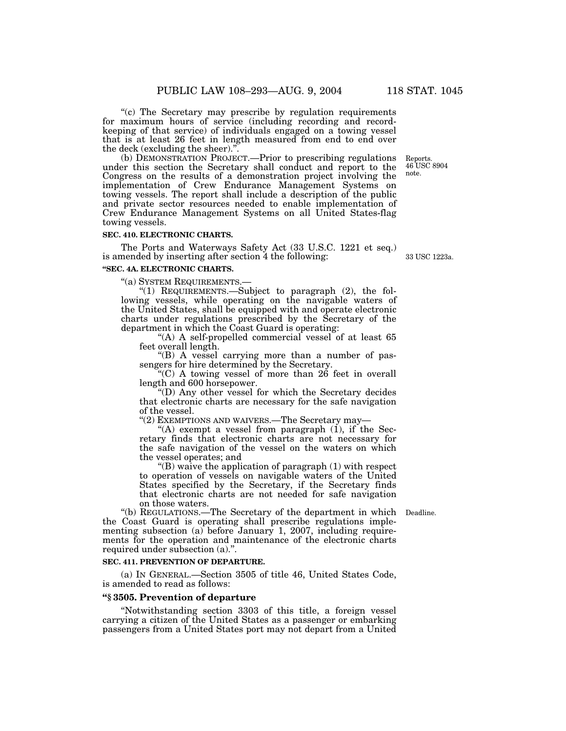"(c) The Secretary may prescribe by regulation requirements for maximum hours of service (including recording and recordkeeping of that service) of individuals engaged on a towing vessel that is at least 26 feet in length measured from end to end over the deck (excluding the sheer).".

(b) DEMONSTRATION PROJECT.—Prior to prescribing regulations under this section the Secretary shall conduct and report to the Congress on the results of a demonstration project involving the implementation of Crew Endurance Management Systems on towing vessels. The report shall include a description of the public and private sector resources needed to enable implementation of Crew Endurance Management Systems on all United States-flag towing vessels.

Reports. 46 USC 8904 note.

**SEC. 410. ELECTRONIC CHARTS.**

The Ports and Waterways Safety Act (33 U.S.C. 1221 et seq.) is amended by inserting after section 4 the following:

33 USC 1223a.

**"SEC. 4A. ELECTRONIC CHARTS.**

"(a) SYSTEM REQUIREMENTS.—

"(1) REQUIREMENTS.—Subject to paragraph (2), the following vessels, while operating on the navigable waters of the United States, shall be equipped with and operate electronic charts under regulations prescribed by the Secretary of the department in which the Coast Guard is operating:

"(A) A self-propelled commercial vessel of at least 65 feet overall length.

"(B) A vessel carrying more than a number of passengers for hire determined by the Secretary.

"(C) A towing vessel of more than 26 feet in overall length and 600 horsepower.

"(D) Any other vessel for which the Secretary decides that electronic charts are necessary for the safe navigation of the vessel.

"(2) EXEMPTIONS AND WAIVERS.—The Secretary may—

"(A) exempt a vessel from paragraph (1), if the Secretary finds that electronic charts are not necessary for the safe navigation of the vessel on the waters on which the vessel operates; and

"(B) waive the application of paragraph (1) with respect to operation of vessels on navigable waters of the United States specified by the Secretary, if the Secretary finds that electronic charts are not needed for safe navigation on those waters.

"(b) REGULATIONS.—The Secretary of the department in which the Coast Guard is operating shall prescribe regulations implementing subsection (a) before January 1, 2007, including requirements for the operation and maintenance of the electronic charts required under subsection (a).".

Deadline.

**SEC. 411. PREVENTION OF DEPARTURE.**

(a) IN GENERAL.—Section 3505 of title 46, United States Code, is amended to read as follows:

**"§ 3505. Prevention of departure**

"Notwithstanding section 3303 of this title, a foreign vessel carrying a citizen of the United States as a passenger or embarking passengers from a United States port may not depart from a United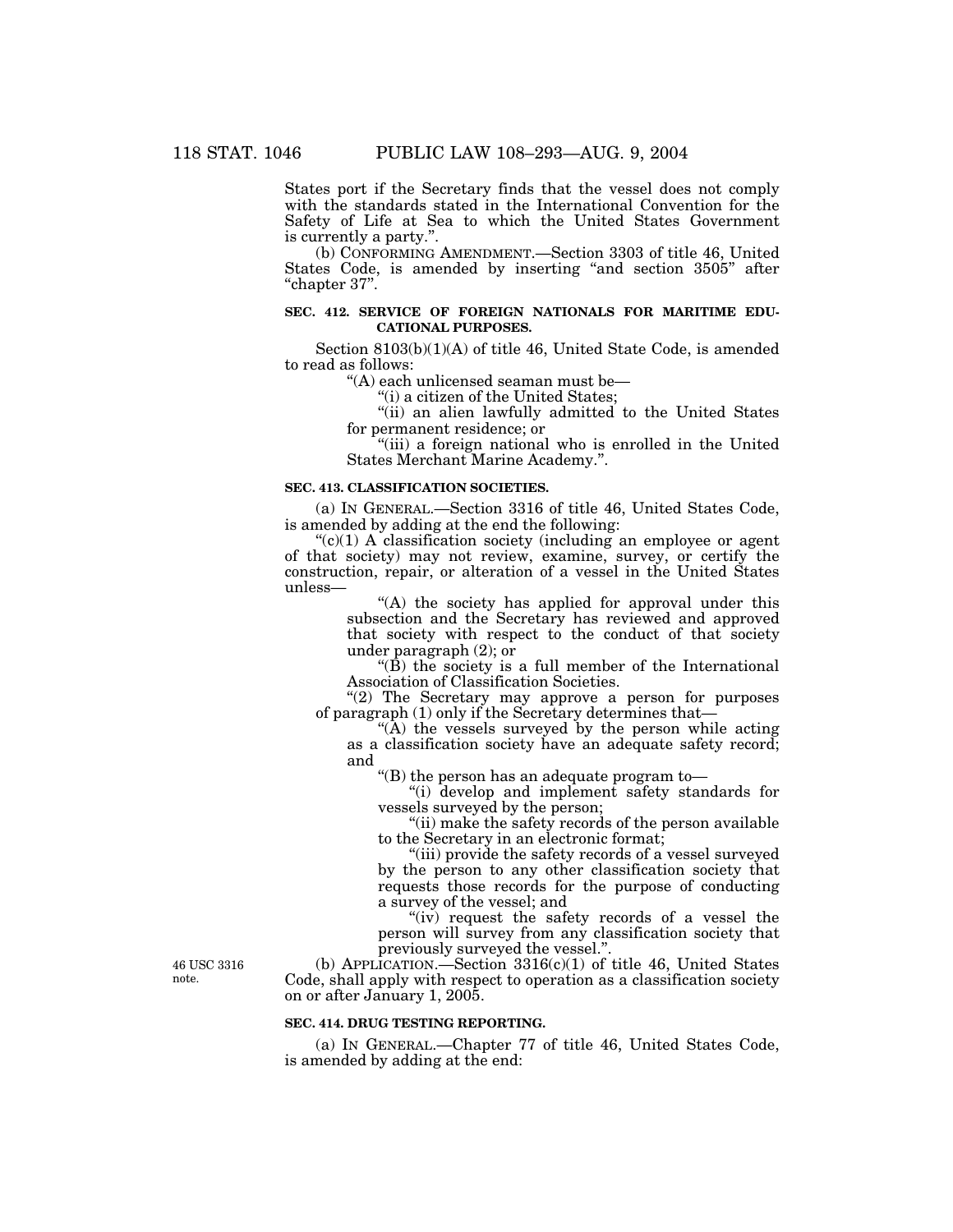States port if the Secretary finds that the vessel does not comply with the standards stated in the International Convention for the Safety of Life at Sea to which the United States Government is currently a party.".

(b) CONFORMING AMENDMENT.—Section 3303 of title 46, United States Code, is amended by inserting "and section 3505" after "chapter 37".

**SEC. 412. SERVICE OF FOREIGN NATIONALS FOR MARITIME EDUCATIONAL PURPOSES.**

Section 8103(b)(1)(A) of title 46, United State Code, is amended to read as follows:

"(A) each unlicensed seaman must be—

"(i) a citizen of the United States;

"(ii) an alien lawfully admitted to the United States for permanent residence; or

"(iii) a foreign national who is enrolled in the United States Merchant Marine Academy.".

**SEC. 413. CLASSIFICATION SOCIETIES.**

(a) IN GENERAL.—Section 3316 of title 46, United States Code, is amended by adding at the end the following:

"(c)(1) A classification society (including an employee or agent of that society) may not review, examine, survey, or certify the construction, repair, or alteration of a vessel in the United States unless—

"(A) the society has applied for approval under this subsection and the Secretary has reviewed and approved that society with respect to the conduct of that society under paragraph (2); or

"(B) the society is a full member of the International Association of Classification Societies.

"(2) The Secretary may approve a person for purposes of paragraph (1) only if the Secretary determines that—

"(A) the vessels surveyed by the person while acting as a classification society have an adequate safety record; and

"(B) the person has an adequate program to—

"(i) develop and implement safety standards for vessels surveyed by the person;

"(ii) make the safety records of the person available to the Secretary in an electronic format;

"(iii) provide the safety records of a vessel surveyed by the person to any other classification society that requests those records for the purpose of conducting a survey of the vessel; and

"(iv) request the safety records of a vessel the person will survey from any classification society that previously surveyed the vessel.".

46 USC 3316 note.

(b) APPLICATION.—Section 3316(c)(1) of title 46, United States Code, shall apply with respect to operation as a classification society on or after January 1, 2005.

**SEC. 414. DRUG TESTING REPORTING.**

(a) IN GENERAL.—Chapter 77 of title 46, United States Code, is amended by adding at the end: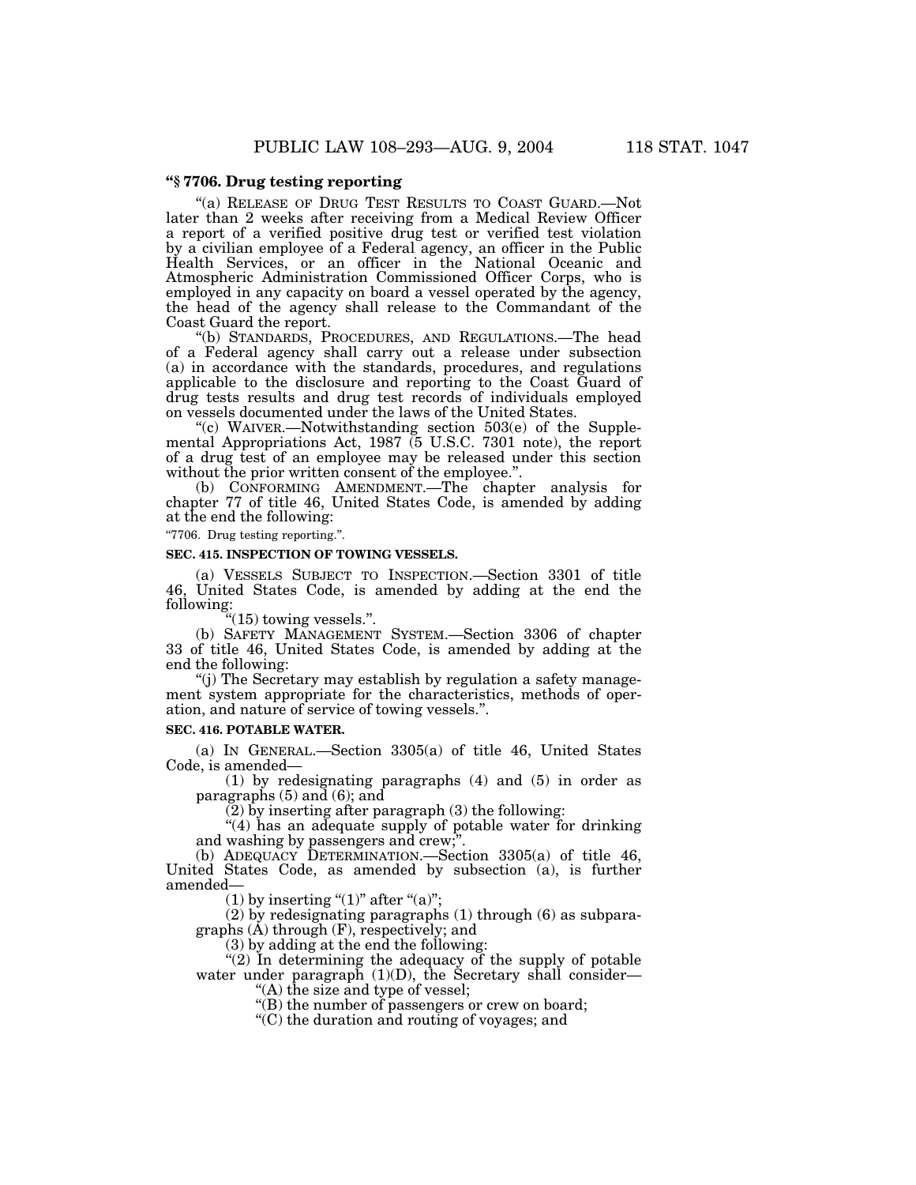**"§ 7706. Drug testing reporting**

"(a) RELEASE OF DRUG TEST RESULTS TO COAST GUARD.—Not later than 2 weeks after receiving from a Medical Review Officer a report of a verified positive drug test or verified test violation by a civilian employee of a Federal agency, an officer in the Public Health Services, or an officer in the National Oceanic and Atmospheric Administration Commissioned Officer Corps, who is employed in any capacity on board a vessel operated by the agency, the head of the agency shall release to the Commandant of the Coast Guard the report.

"(b) STANDARDS, PROCEDURES, AND REGULATIONS.—The head of a Federal agency shall carry out a release under subsection (a) in accordance with the standards, procedures, and regulations applicable to the disclosure and reporting to the Coast Guard of drug tests results and drug test records of individuals employed on vessels documented under the laws of the United States.

"(c) WAIVER.—Notwithstanding section 503(e) of the Supplemental Appropriations Act, 1987 (5 U.S.C. 7301 note), the report of a drug test of an employee may be released under this section without the prior written consent of the employee.".

(b) CONFORMING AMENDMENT.—The chapter analysis for chapter 77 of title 46, United States Code, is amended by adding at the end the following:

"7706. Drug testing reporting.".

**SEC. 415. INSPECTION OF TOWING VESSELS.**

(a) VESSELS SUBJECT TO INSPECTION.—Section 3301 of title 46, United States Code, is amended by adding at the end the following:

"(15) towing vessels.".

(b) SAFETY MANAGEMENT SYSTEM.—Section 3306 of chapter 33 of title 46, United States Code, is amended by adding at the end the following:

"(j) The Secretary may establish by regulation a safety management system appropriate for the characteristics, methods of operation, and nature of service of towing vessels.".

**SEC. 416. POTABLE WATER.**

(a) IN GENERAL.—Section 3305(a) of title 46, United States Code, is amended—

(1) by redesignating paragraphs (4) and (5) in order as paragraphs (5) and (6); and

(2) by inserting after paragraph (3) the following:

"(4) has an adequate supply of potable water for drinking and washing by passengers and crew;".

(b) ADEQUACY DETERMINATION.—Section 3305(a) of title 46, United States Code, as amended by subsection (a), is further amended—

(1) by inserting "(1)" after "(a)";

(2) by redesignating paragraphs (1) through (6) as subparagraphs (A) through (F), respectively; and

(3) by adding at the end the following:

"(2) In determining the adequacy of the supply of potable water under paragraph (1)(D), the Secretary shall consider—

"(A) the size and type of vessel;

"(B) the number of passengers or crew on board;

"(C) the duration and routing of voyages; and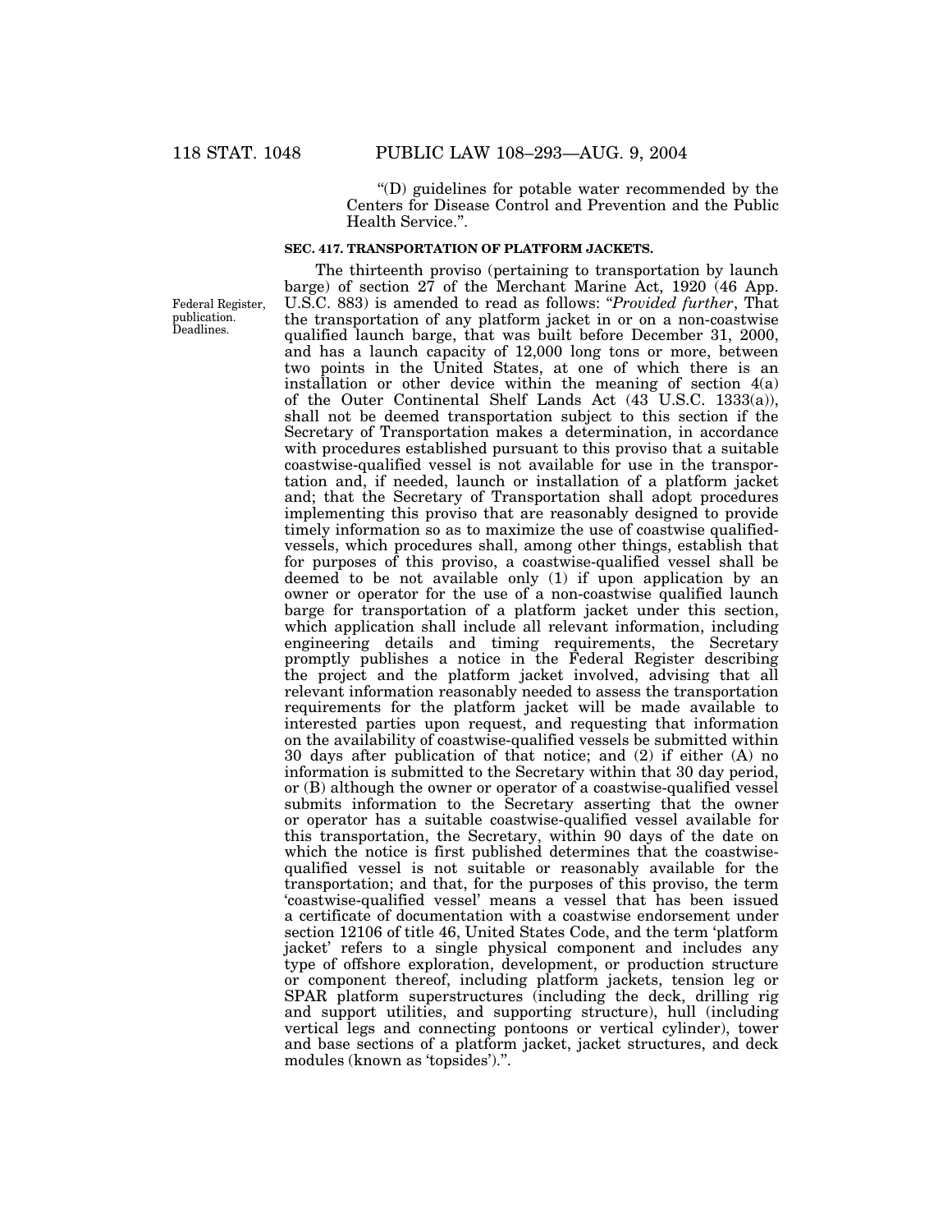"(D) guidelines for potable water recommended by the Centers for Disease Control and Prevention and the Public Health Service.".

**SEC. 417. TRANSPORTATION OF PLATFORM JACKETS.**

Federal Register, publication. Deadlines.

The thirteenth proviso (pertaining to transportation by launch barge) of section 27 of the Merchant Marine Act, 1920 (46 App. U.S.C. 883) is amended to read as follows: "*Provided further*, That the transportation of any platform jacket in or on a non-coastwise qualified launch barge, that was built before December 31, 2000, and has a launch capacity of 12,000 long tons or more, between two points in the United States, at one of which there is an installation or other device within the meaning of section 4(a) of the Outer Continental Shelf Lands Act (43 U.S.C. 1333(a)), shall not be deemed transportation subject to this section if the Secretary of Transportation makes a determination, in accordance with procedures established pursuant to this proviso that a suitable coastwise-qualified vessel is not available for use in the transportation and, if needed, launch or installation of a platform jacket and; that the Secretary of Transportation shall adopt procedures implementing this proviso that are reasonably designed to provide timely information so as to maximize the use of coastwise qualified-vessels, which procedures shall, among other things, establish that for purposes of this proviso, a coastwise-qualified vessel shall be deemed to be not available only (1) if upon application by an owner or operator for the use of a non-coastwise qualified launch barge for transportation of a platform jacket under this section, which application shall include all relevant information, including engineering details and timing requirements, the Secretary promptly publishes a notice in the Federal Register describing the project and the platform jacket involved, advising that all relevant information reasonably needed to assess the transportation requirements for the platform jacket will be made available to interested parties upon request, and requesting that information on the availability of coastwise-qualified vessels be submitted within 30 days after publication of that notice; and (2) if either (A) no information is submitted to the Secretary within that 30 day period, or (B) although the owner or operator of a coastwise-qualified vessel submits information to the Secretary asserting that the owner or operator has a suitable coastwise-qualified vessel available for this transportation, the Secretary, within 90 days of the date on which the notice is first published determines that the coastwise-qualified vessel is not suitable or reasonably available for the transportation; and that, for the purposes of this proviso, the term 'coastwise-qualified vessel' means a vessel that has been issued a certificate of documentation with a coastwise endorsement under section 12106 of title 46, United States Code, and the term 'platform jacket' refers to a single physical component and includes any type of offshore exploration, development, or production structure or component thereof, including platform jackets, tension leg or SPAR platform superstructures (including the deck, drilling rig and support utilities, and supporting structure), hull (including vertical legs and connecting pontoons or vertical cylinder), tower and base sections of a platform jacket, jacket structures, and deck modules (known as 'topsides').".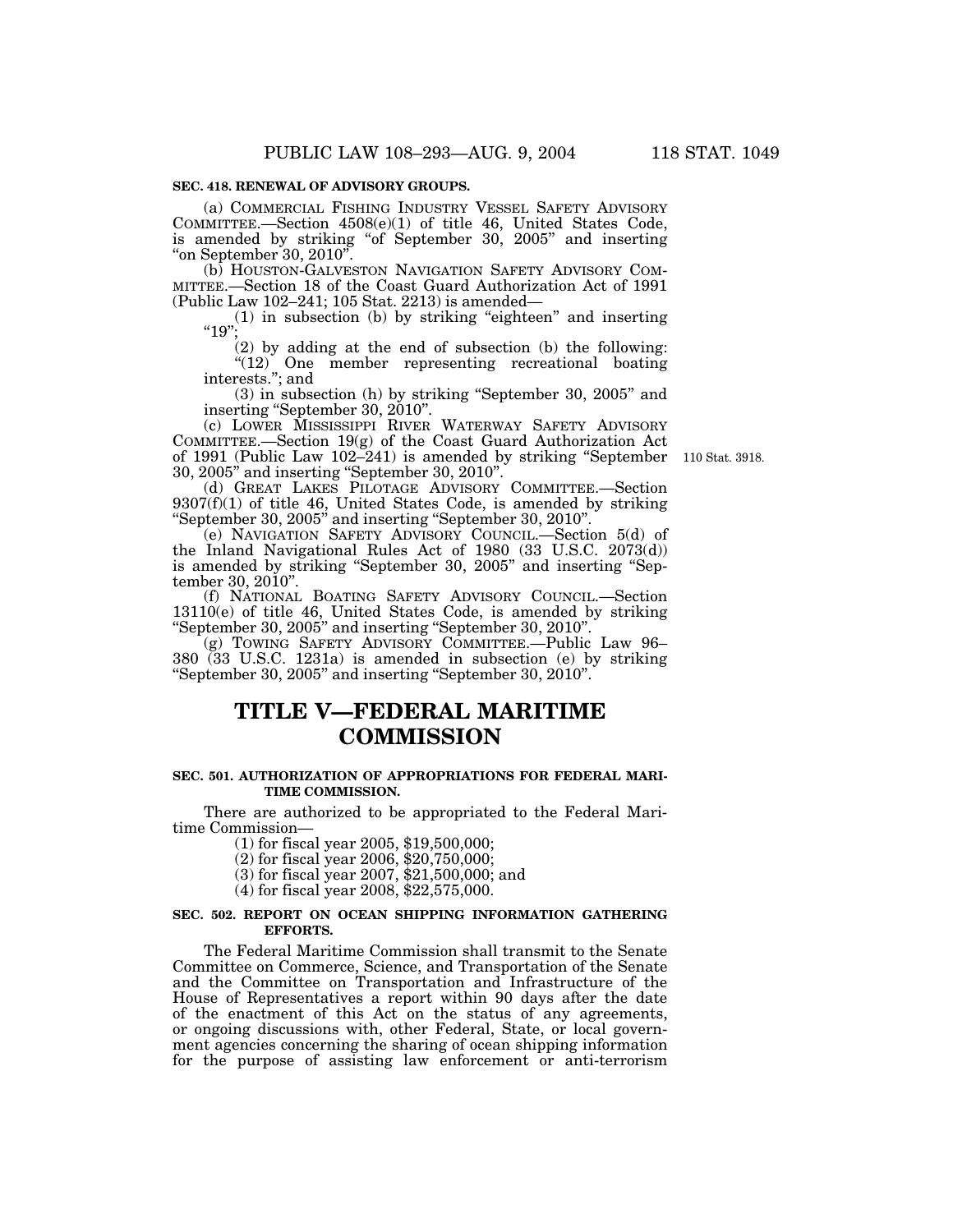**SEC. 418. RENEWAL OF ADVISORY GROUPS.**

(a) COMMERCIAL FISHING INDUSTRY VESSEL SAFETY ADVISORY COMMITTEE.—Section 4508(e)(1) of title 46, United States Code, is amended by striking "of September 30, 2005" and inserting "on September 30, 2010".

(b) HOUSTON-GALVESTON NAVIGATION SAFETY ADVISORY COMMITTEE.—Section 18 of the Coast Guard Authorization Act of 1991 (Public Law 102–241; 105 Stat. 2213) is amended—

(1) in subsection (b) by striking "eighteen" and inserting "19";

(2) by adding at the end of subsection (b) the following:

"(12) One member representing recreational boating interests."; and

(3) in subsection (h) by striking "September 30, 2005" and inserting "September 30, 2010".

(c) LOWER MISSISSIPPI RIVER WATERWAY SAFETY ADVISORY COMMITTEE.—Section 19(g) of the Coast Guard Authorization Act of 1991 (Public Law 102–241) is amended by striking "September 30, 2005" and inserting "September 30, 2010".

110 Stat. 3918.

(d) GREAT LAKES PILOTAGE ADVISORY COMMITTEE.—Section 9307(f)(1) of title 46, United States Code, is amended by striking "September 30, 2005" and inserting "September 30, 2010".

(e) NAVIGATION SAFETY ADVISORY COUNCIL.—Section 5(d) of the Inland Navigational Rules Act of 1980 (33 U.S.C. 2073(d)) is amended by striking "September 30, 2005" and inserting "September 30, 2010".

(f) NATIONAL BOATING SAFETY ADVISORY COUNCIL.—Section 13110(e) of title 46, United States Code, is amended by striking "September 30, 2005" and inserting "September 30, 2010".

(g) TOWING SAFETY ADVISORY COMMITTEE.—Public Law 96–380 (33 U.S.C. 1231a) is amended in subsection (e) by striking "September 30, 2005" and inserting "September 30, 2010".

# TITLE V—FEDERAL MARITIME COMMISSION

**SEC. 501. AUTHORIZATION OF APPROPRIATIONS FOR FEDERAL MARITIME COMMISSION.**

There are authorized to be appropriated to the Federal Maritime Commission—

(1) for fiscal year 2005, $19,500,000;

(2) for fiscal year 2006, $20,750,000;

(3) for fiscal year 2007, $21,500,000; and

(4) for fiscal year 2008, $22,575,000.

**SEC. 502. REPORT ON OCEAN SHIPPING INFORMATION GATHERING EFFORTS.**

The Federal Maritime Commission shall transmit to the Senate Committee on Commerce, Science, and Transportation of the Senate and the Committee on Transportation and Infrastructure of the House of Representatives a report within 90 days after the date of the enactment of this Act on the status of any agreements, or ongoing discussions with, other Federal, State, or local government agencies concerning the sharing of ocean shipping information for the purpose of assisting law enforcement or anti-terrorism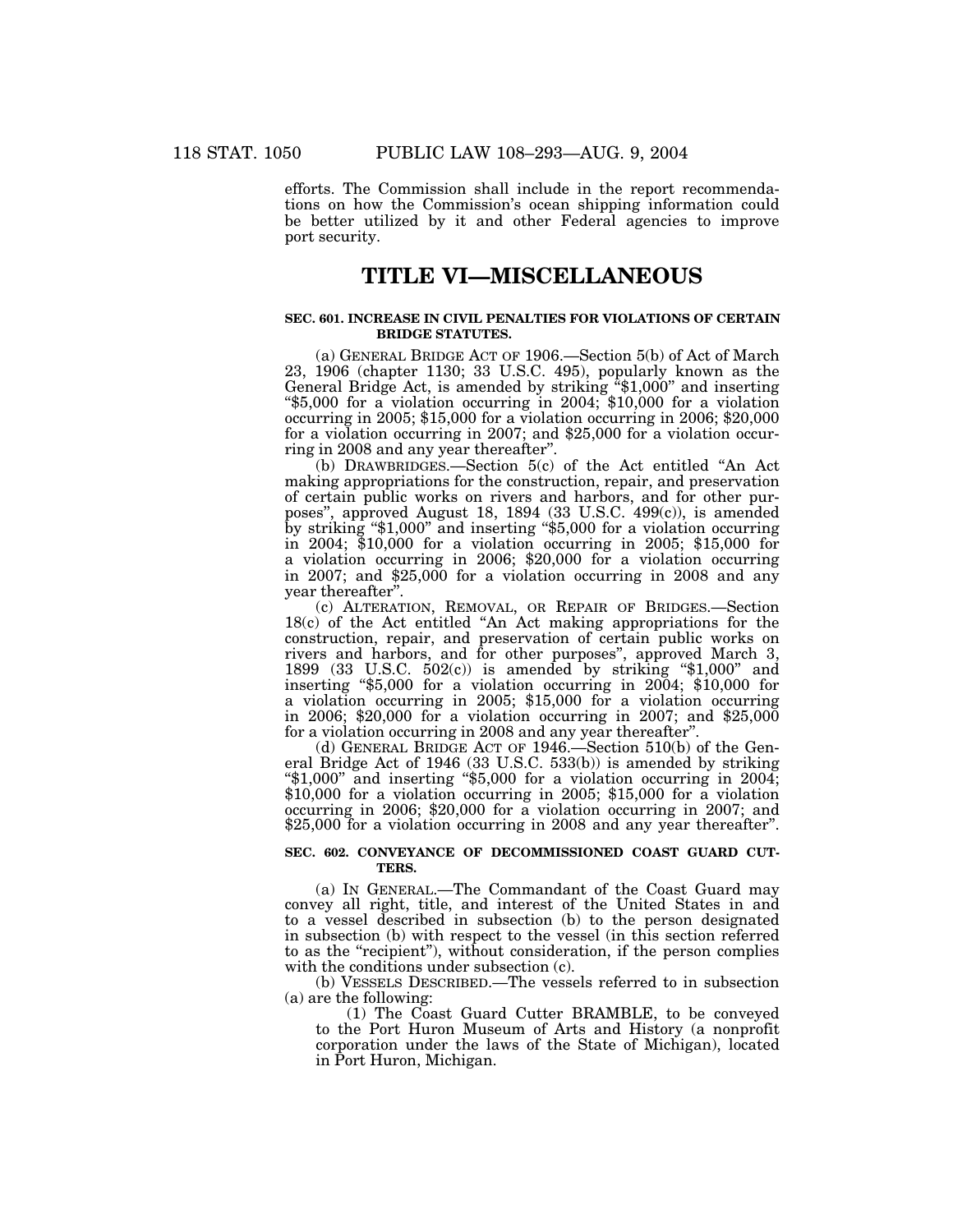efforts. The Commission shall include in the report recommendations on how the Commission's ocean shipping information could be better utilized by it and other Federal agencies to improve port security.

# TITLE VI—MISCELLANEOUS

### SEC. 601. INCREASE IN CIVIL PENALTIES FOR VIOLATIONS OF CERTAIN BRIDGE STATUTES.

(a) GENERAL BRIDGE ACT OF 1906.—Section 5(b) of Act of March 23, 1906 (chapter 1130; 33 U.S.C. 495), popularly known as the General Bridge Act, is amended by striking "$1,000" and inserting "$5,000 for a violation occurring in 2004; $10,000 for a violation occurring in 2005; $15,000 for a violation occurring in 2006; $20,000 for a violation occurring in 2007; and $25,000 for a violation occurring in 2008 and any year thereafter".

(b) DRAWBRIDGES.—Section 5(c) of the Act entitled "An Act making appropriations for the construction, repair, and preservation of certain public works on rivers and harbors, and for other purposes", approved August 18, 1894 (33 U.S.C. 499(c)), is amended by striking "$1,000" and inserting "$5,000 for a violation occurring in 2004; $10,000 for a violation occurring in 2005; $15,000 for a violation occurring in 2006; $20,000 for a violation occurring in 2007; and $25,000 for a violation occurring in 2008 and any year thereafter".

(c) ALTERATION, REMOVAL, OR REPAIR OF BRIDGES.—Section 18(c) of the Act entitled "An Act making appropriations for the construction, repair, and preservation of certain public works on rivers and harbors, and for other purposes", approved March 3, 1899 (33 U.S.C. 502(c)) is amended by striking "$1,000" and inserting "$5,000 for a violation occurring in 2004; $10,000 for a violation occurring in 2005; $15,000 for a violation occurring in 2006; $20,000 for a violation occurring in 2007; and $25,000 for a violation occurring in 2008 and any year thereafter".

(d) GENERAL BRIDGE ACT OF 1946.—Section 510(b) of the General Bridge Act of 1946 (33 U.S.C. 533(b)) is amended by striking "$1,000" and inserting "$5,000 for a violation occurring in 2004; $10,000 for a violation occurring in 2005; $15,000 for a violation occurring in 2006; $20,000 for a violation occurring in 2007; and $25,000 for a violation occurring in 2008 and any year thereafter".

### SEC. 602. CONVEYANCE OF DECOMMISSIONED COAST GUARD CUTTERS.

(a) IN GENERAL.—The Commandant of the Coast Guard may convey all right, title, and interest of the United States in and to a vessel described in subsection (b) to the person designated in subsection (b) with respect to the vessel (in this section referred to as the "recipient"), without consideration, if the person complies with the conditions under subsection (c).

(b) VESSELS DESCRIBED.—The vessels referred to in subsection (a) are the following:

(1) The Coast Guard Cutter BRAMBLE, to be conveyed to the Port Huron Museum of Arts and History (a nonprofit corporation under the laws of the State of Michigan), located in Port Huron, Michigan.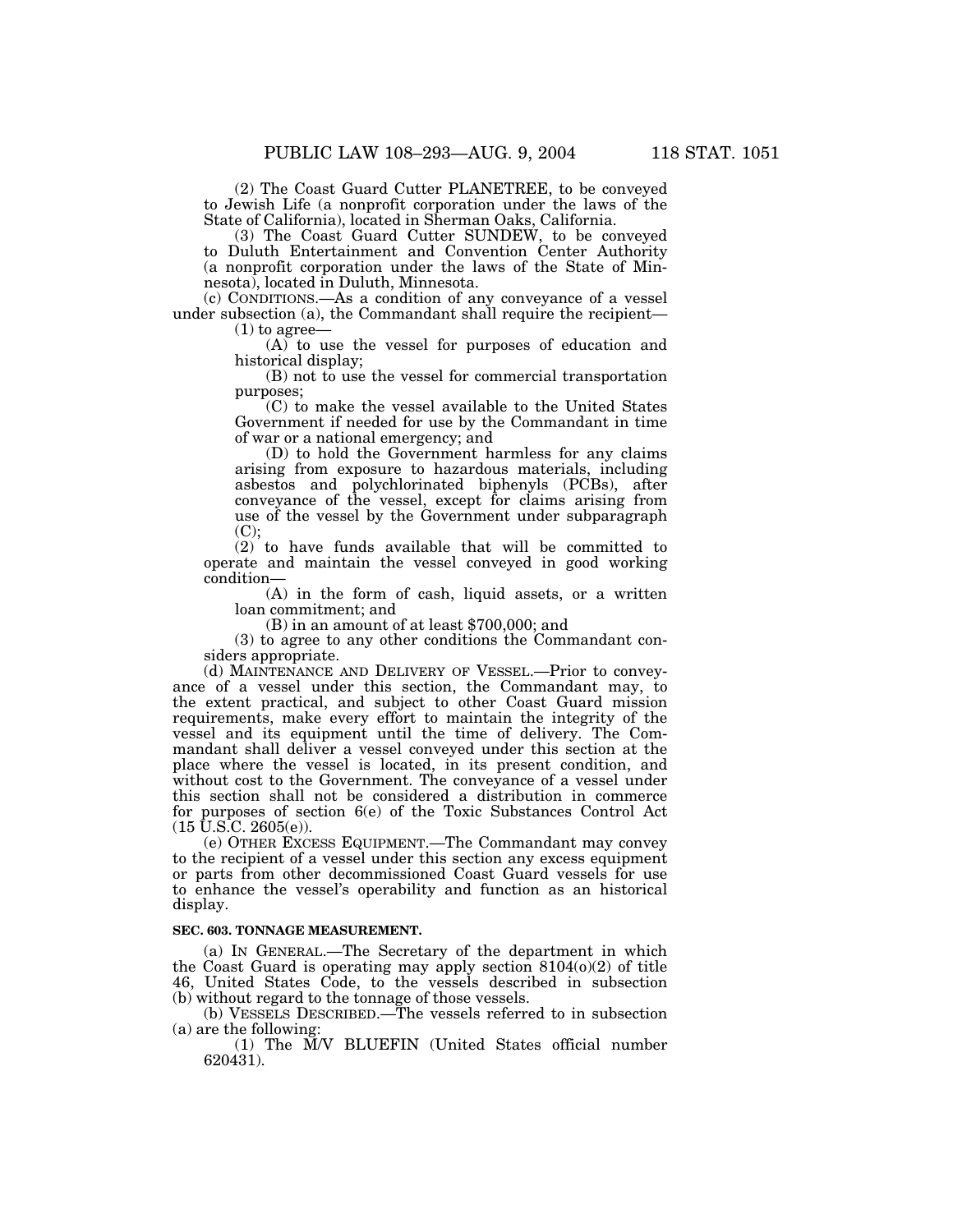(2) The Coast Guard Cutter PLANETREE, to be conveyed to Jewish Life (a nonprofit corporation under the laws of the State of California), located in Sherman Oaks, California.

(3) The Coast Guard Cutter SUNDEW, to be conveyed to Duluth Entertainment and Convention Center Authority (a nonprofit corporation under the laws of the State of Minnesota), located in Duluth, Minnesota.

(c) CONDITIONS.—As a condition of any conveyance of a vessel under subsection (a), the Commandant shall require the recipient—

(1) to agree—

(A) to use the vessel for purposes of education and historical display;

(B) not to use the vessel for commercial transportation purposes;

(C) to make the vessel available to the United States Government if needed for use by the Commandant in time of war or a national emergency; and

(D) to hold the Government harmless for any claims arising from exposure to hazardous materials, including asbestos and polychlorinated biphenyls (PCBs), after conveyance of the vessel, except for claims arising from use of the vessel by the Government under subparagraph (C);

(2) to have funds available that will be committed to operate and maintain the vessel conveyed in good working condition—

(A) in the form of cash, liquid assets, or a written loan commitment; and

(B) in an amount of at least $700,000; and

(3) to agree to any other conditions the Commandant considers appropriate.

(d) MAINTENANCE AND DELIVERY OF VESSEL.—Prior to conveyance of a vessel under this section, the Commandant may, to the extent practical, and subject to other Coast Guard mission requirements, make every effort to maintain the integrity of the vessel and its equipment until the time of delivery. The Commandant shall deliver a vessel conveyed under this section at the place where the vessel is located, in its present condition, and without cost to the Government. The conveyance of a vessel under this section shall not be considered a distribution in commerce for purposes of section 6(e) of the Toxic Substances Control Act (15 U.S.C. 2605(e)).

(e) OTHER EXCESS EQUIPMENT.—The Commandant may convey to the recipient of a vessel under this section any excess equipment or parts from other decommissioned Coast Guard vessels for use to enhance the vessel's operability and function as an historical display.

**SEC. 603. TONNAGE MEASUREMENT.**

(a) IN GENERAL.—The Secretary of the department in which the Coast Guard is operating may apply section 8104(o)(2) of title 46, United States Code, to the vessels described in subsection (b) without regard to the tonnage of those vessels.

(b) VESSELS DESCRIBED.—The vessels referred to in subsection (a) are the following:

(1) The M/V BLUEFIN (United States official number 620431).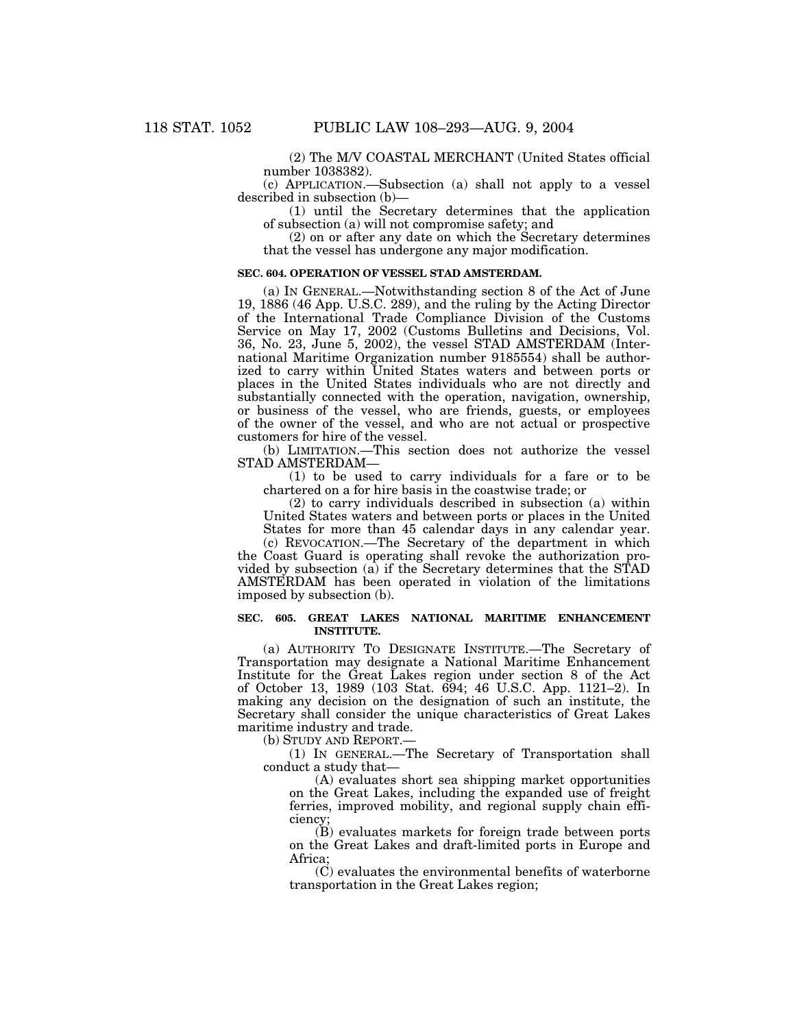(2) The M/V COASTAL MERCHANT (United States official number 1038382).

(c) APPLICATION.—Subsection (a) shall not apply to a vessel described in subsection (b)—

(1) until the Secretary determines that the application of subsection (a) will not compromise safety; and

(2) on or after any date on which the Secretary determines that the vessel has undergone any major modification.

**SEC. 604. OPERATION OF VESSEL STAD AMSTERDAM.**

(a) IN GENERAL.—Notwithstanding section 8 of the Act of June 19, 1886 (46 App. U.S.C. 289), and the ruling by the Acting Director of the International Trade Compliance Division of the Customs Service on May 17, 2002 (Customs Bulletins and Decisions, Vol. 36, No. 23, June 5, 2002), the vessel STAD AMSTERDAM (International Maritime Organization number 9185554) shall be authorized to carry within United States waters and between ports or places in the United States individuals who are not directly and substantially connected with the operation, navigation, ownership, or business of the vessel, who are friends, guests, or employees of the owner of the vessel, and who are not actual or prospective customers for hire of the vessel.

(b) LIMITATION.—This section does not authorize the vessel STAD AMSTERDAM—

(1) to be used to carry individuals for a fare or to be chartered on a for hire basis in the coastwise trade; or

(2) to carry individuals described in subsection (a) within United States waters and between ports or places in the United States for more than 45 calendar days in any calendar year.

(c) REVOCATION.—The Secretary of the department in which the Coast Guard is operating shall revoke the authorization provided by subsection (a) if the Secretary determines that the STAD AMSTERDAM has been operated in violation of the limitations imposed by subsection (b).

**SEC. 605. GREAT LAKES NATIONAL MARITIME ENHANCEMENT INSTITUTE.**

(a) AUTHORITY TO DESIGNATE INSTITUTE.—The Secretary of Transportation may designate a National Maritime Enhancement Institute for the Great Lakes region under section 8 of the Act of October 13, 1989 (103 Stat. 694; 46 U.S.C. App. 1121–2). In making any decision on the designation of such an institute, the Secretary shall consider the unique characteristics of Great Lakes maritime industry and trade.

(b) STUDY AND REPORT.—

(1) IN GENERAL.—The Secretary of Transportation shall conduct a study that—

(A) evaluates short sea shipping market opportunities on the Great Lakes, including the expanded use of freight ferries, improved mobility, and regional supply chain efficiency;

(B) evaluates markets for foreign trade between ports on the Great Lakes and draft-limited ports in Europe and Africa;

(C) evaluates the environmental benefits of waterborne transportation in the Great Lakes region;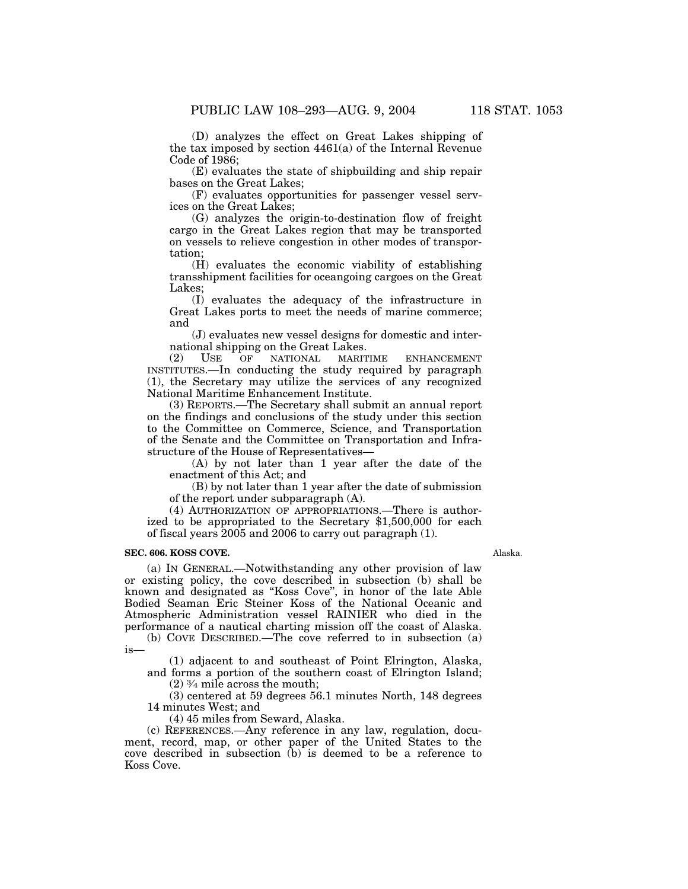(D) analyzes the effect on Great Lakes shipping of the tax imposed by section 4461(a) of the Internal Revenue Code of 1986;

(E) evaluates the state of shipbuilding and ship repair bases on the Great Lakes;

(F) evaluates opportunities for passenger vessel services on the Great Lakes;

(G) analyzes the origin-to-destination flow of freight cargo in the Great Lakes region that may be transported on vessels to relieve congestion in other modes of transportation;

(H) evaluates the economic viability of establishing transshipment facilities for oceangoing cargoes on the Great Lakes;

(I) evaluates the adequacy of the infrastructure in Great Lakes ports to meet the needs of marine commerce; and

(J) evaluates new vessel designs for domestic and international shipping on the Great Lakes.

(2) USE OF NATIONAL MARITIME ENHANCEMENT INSTITUTES.—In conducting the study required by paragraph (1), the Secretary may utilize the services of any recognized National Maritime Enhancement Institute.

(3) REPORTS.—The Secretary shall submit an annual report on the findings and conclusions of the study under this section to the Committee on Commerce, Science, and Transportation of the Senate and the Committee on Transportation and Infrastructure of the House of Representatives—

(A) by not later than 1 year after the date of the enactment of this Act; and

(B) by not later than 1 year after the date of submission of the report under subparagraph (A).

(4) AUTHORIZATION OF APPROPRIATIONS.—There is authorized to be appropriated to the Secretary $1,500,000 for each of fiscal years 2005 and 2006 to carry out paragraph (1).

**SEC. 606. KOSS COVE.**

Alaska.

(a) IN GENERAL.—Notwithstanding any other provision of law or existing policy, the cove described in subsection (b) shall be known and designated as "Koss Cove", in honor of the late Able Bodied Seaman Eric Steiner Koss of the National Oceanic and Atmospheric Administration vessel RAINIER who died in the performance of a nautical charting mission off the coast of Alaska.

(b) COVE DESCRIBED.—The cove referred to in subsection (a) is—

(1) adjacent to and southeast of Point Elrington, Alaska, and forms a portion of the southern coast of Elrington Island;

(2) ¾ mile across the mouth;

(3) centered at 59 degrees 56.1 minutes North, 148 degrees 14 minutes West; and

(4) 45 miles from Seward, Alaska.

(c) REFERENCES.—Any reference in any law, regulation, document, record, map, or other paper of the United States to the cove described in subsection (b) is deemed to be a reference to Koss Cove.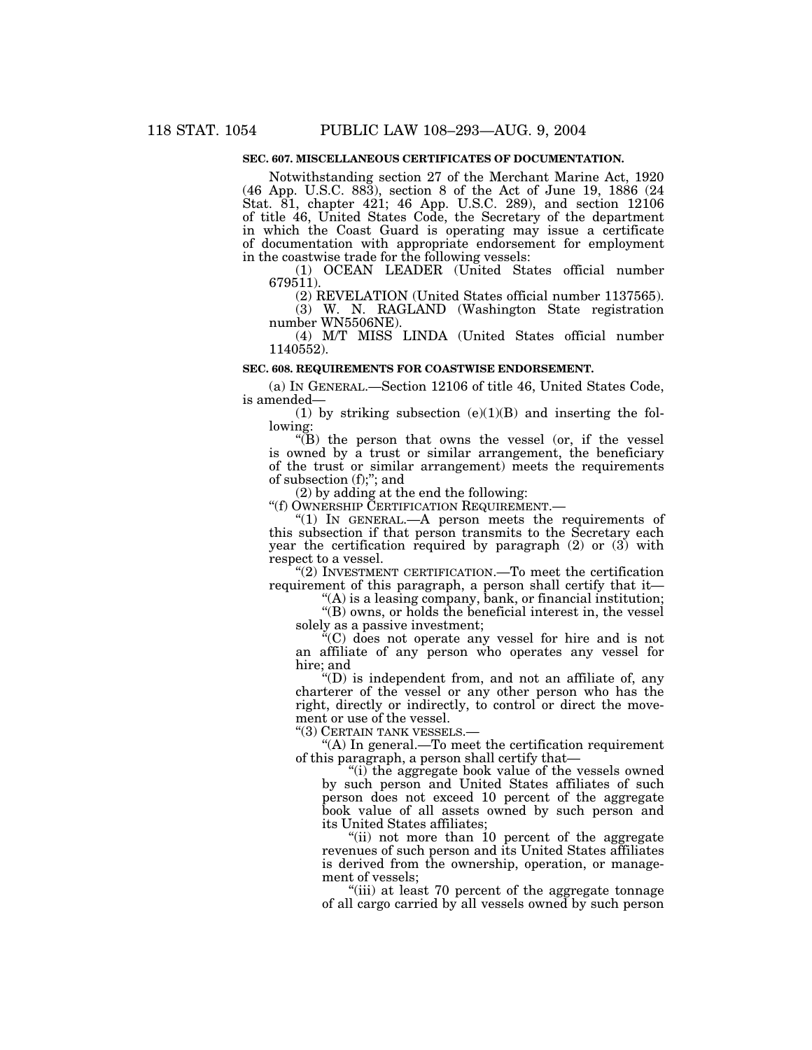**SEC. 607. MISCELLANEOUS CERTIFICATES OF DOCUMENTATION.**

Notwithstanding section 27 of the Merchant Marine Act, 1920 (46 App. U.S.C. 883), section 8 of the Act of June 19, 1886 (24 Stat. 81, chapter 421; 46 App. U.S.C. 289), and section 12106 of title 46, United States Code, the Secretary of the department in which the Coast Guard is operating may issue a certificate of documentation with appropriate endorsement for employment in the coastwise trade for the following vessels:

(1) OCEAN LEADER (United States official number 679511).

(2) REVELATION (United States official number 1137565).

(3) W. N. RAGLAND (Washington State registration number WN5506NE).

(4) M/T MISS LINDA (United States official number 1140552).

**SEC. 608. REQUIREMENTS FOR COASTWISE ENDORSEMENT.**

(a) IN GENERAL.—Section 12106 of title 46, United States Code, is amended—

(1) by striking subsection (e)(1)(B) and inserting the following:

"(B) the person that owns the vessel (or, if the vessel is owned by a trust or similar arrangement, the beneficiary of the trust or similar arrangement) meets the requirements of subsection (f);"; and

(2) by adding at the end the following:

"(f) OWNERSHIP CERTIFICATION REQUIREMENT.—

"(1) IN GENERAL.—A person meets the requirements of this subsection if that person transmits to the Secretary each year the certification required by paragraph (2) or (3) with respect to a vessel.

"(2) INVESTMENT CERTIFICATION.—To meet the certification requirement of this paragraph, a person shall certify that it—

"(A) is a leasing company, bank, or financial institution;

"(B) owns, or holds the beneficial interest in, the vessel solely as a passive investment;

"(C) does not operate any vessel for hire and is not an affiliate of any person who operates any vessel for hire; and

"(D) is independent from, and not an affiliate of, any charterer of the vessel or any other person who has the right, directly or indirectly, to control or direct the movement or use of the vessel.

"(3) CERTAIN TANK VESSELS.—

"(A) In general.—To meet the certification requirement of this paragraph, a person shall certify that—

"(i) the aggregate book value of the vessels owned by such person and United States affiliates of such person does not exceed 10 percent of the aggregate book value of all assets owned by such person and its United States affiliates;

"(ii) not more than 10 percent of the aggregate revenues of such person and its United States affiliates is derived from the ownership, operation, or management of vessels;

"(iii) at least 70 percent of the aggregate tonnage of all cargo carried by all vessels owned by such person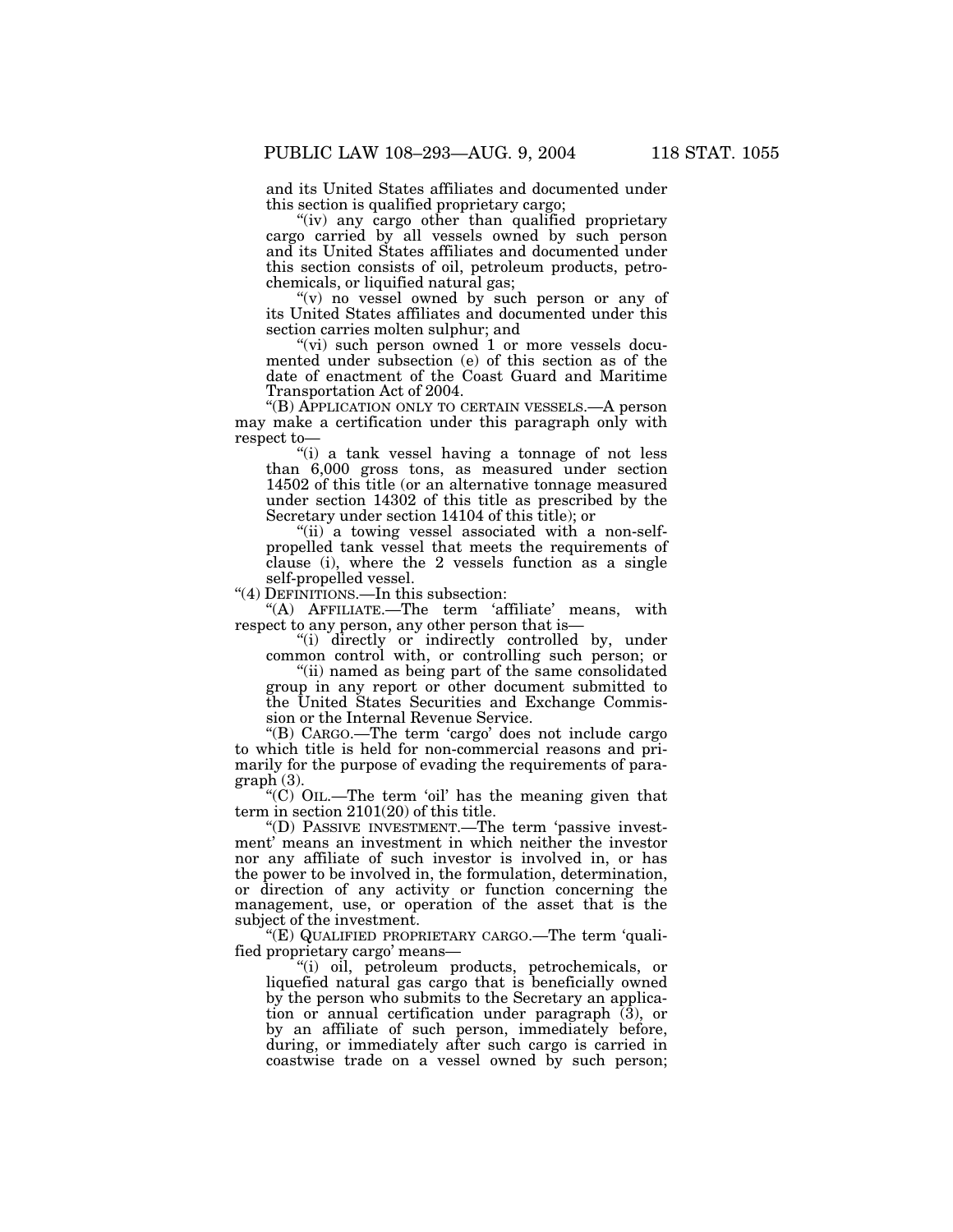and its United States affiliates and documented under this section is qualified proprietary cargo;

"(iv) any cargo other than qualified proprietary cargo carried by all vessels owned by such person and its United States affiliates and documented under this section consists of oil, petroleum products, petrochemicals, or liquified natural gas;

"(v) no vessel owned by such person or any of its United States affiliates and documented under this section carries molten sulphur; and

"(vi) such person owned 1 or more vessels documented under subsection (e) of this section as of the date of enactment of the Coast Guard and Maritime Transportation Act of 2004.

"(B) APPLICATION ONLY TO CERTAIN VESSELS.—A person may make a certification under this paragraph only with respect to—

"(i) a tank vessel having a tonnage of not less than 6,000 gross tons, as measured under section 14502 of this title (or an alternative tonnage measured under section 14302 of this title as prescribed by the Secretary under section 14104 of this title); or

"(ii) a towing vessel associated with a non-self-propelled tank vessel that meets the requirements of clause (i), where the 2 vessels function as a single self-propelled vessel.

"(4) DEFINITIONS.—In this subsection:

"(A) AFFILIATE.—The term 'affiliate' means, with respect to any person, any other person that is—

"(i) directly or indirectly controlled by, under common control with, or controlling such person; or

"(ii) named as being part of the same consolidated group in any report or other document submitted to the United States Securities and Exchange Commission or the Internal Revenue Service.

"(B) CARGO.—The term 'cargo' does not include cargo to which title is held for non-commercial reasons and primarily for the purpose of evading the requirements of paragraph (3).

"(C) OIL.—The term 'oil' has the meaning given that term in section 2101(20) of this title.

"(D) PASSIVE INVESTMENT.—The term 'passive investment' means an investment in which neither the investor nor any affiliate of such investor is involved in, or has the power to be involved in, the formulation, determination, or direction of any activity or function concerning the management, use, or operation of the asset that is the subject of the investment.

"(E) QUALIFIED PROPRIETARY CARGO.—The term 'qualified proprietary cargo' means—

"(i) oil, petroleum products, petrochemicals, or liquefied natural gas cargo that is beneficially owned by the person who submits to the Secretary an application or annual certification under paragraph (3), or by an affiliate of such person, immediately before, during, or immediately after such cargo is carried in coastwise trade on a vessel owned by such person;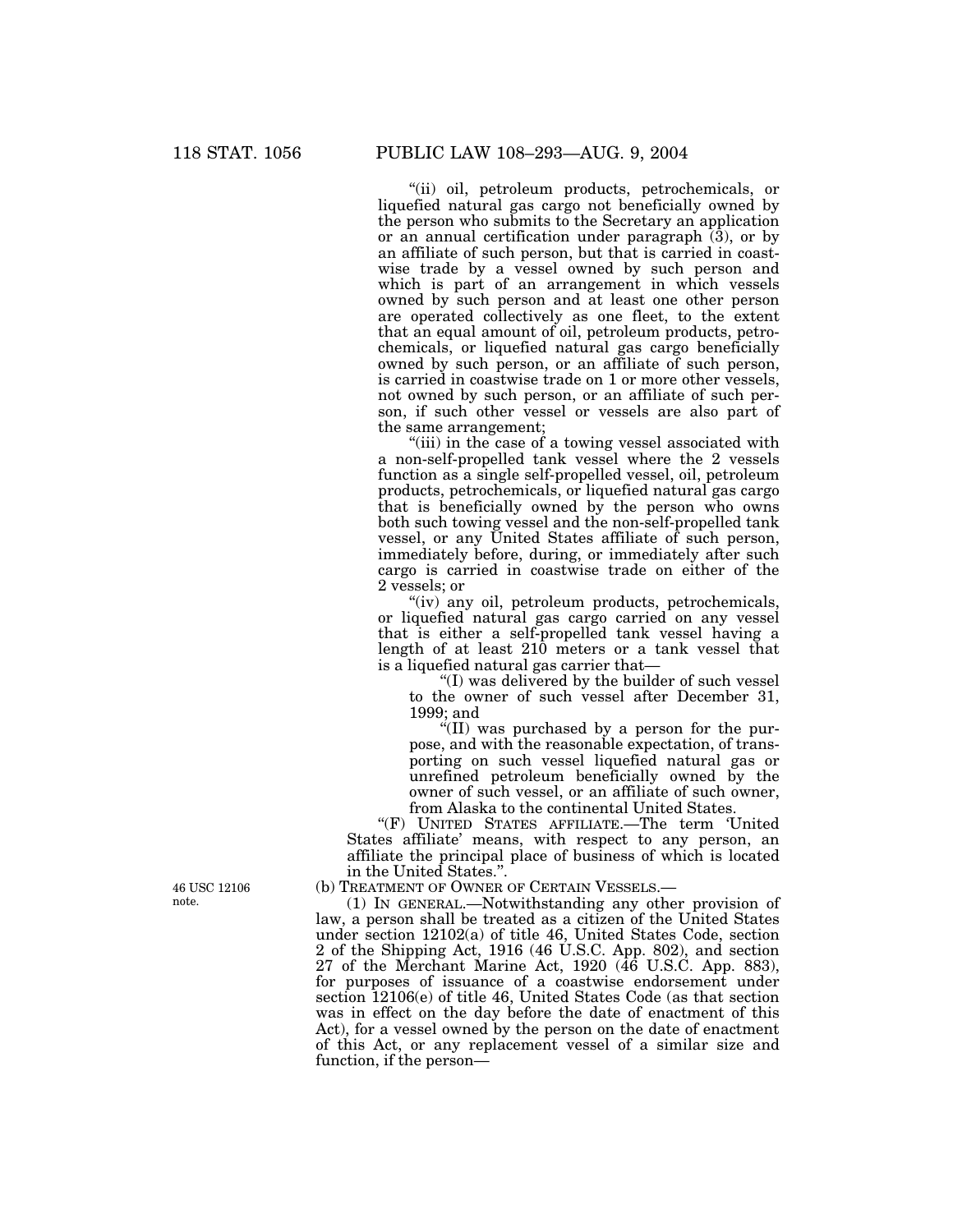"(ii) oil, petroleum products, petrochemicals, or liquefied natural gas cargo not beneficially owned by the person who submits to the Secretary an application or an annual certification under paragraph (3), or by an affiliate of such person, but that is carried in coastwise trade by a vessel owned by such person and which is part of an arrangement in which vessels owned by such person and at least one other person are operated collectively as one fleet, to the extent that an equal amount of oil, petroleum products, petrochemicals, or liquefied natural gas cargo beneficially owned by such person, or an affiliate of such person, is carried in coastwise trade on 1 or more other vessels, not owned by such person, or an affiliate of such person, if such other vessel or vessels are also part of the same arrangement;

"(iii) in the case of a towing vessel associated with a non-self-propelled tank vessel where the 2 vessels function as a single self-propelled vessel, oil, petroleum products, petrochemicals, or liquefied natural gas cargo that is beneficially owned by the person who owns both such towing vessel and the non-self-propelled tank vessel, or any United States affiliate of such person, immediately before, during, or immediately after such cargo is carried in coastwise trade on either of the 2 vessels; or

"(iv) any oil, petroleum products, petrochemicals, or liquefied natural gas cargo carried on any vessel that is either a self-propelled tank vessel having a length of at least 210 meters or a tank vessel that is a liquefied natural gas carrier that—

"(I) was delivered by the builder of such vessel to the owner of such vessel after December 31, 1999; and

"(II) was purchased by a person for the purpose, and with the reasonable expectation, of transporting on such vessel liquefied natural gas or unrefined petroleum beneficially owned by the owner of such vessel, or an affiliate of such owner, from Alaska to the continental United States.

"(F) UNITED STATES AFFILIATE.—The term 'United States affiliate' means, with respect to any person, an affiliate the principal place of business of which is located in the United States.".

46 USC 12106 note.

(b) TREATMENT OF OWNER OF CERTAIN VESSELS.—

(1) IN GENERAL.—Notwithstanding any other provision of law, a person shall be treated as a citizen of the United States under section 12102(a) of title 46, United States Code, section 2 of the Shipping Act, 1916 (46 U.S.C. App. 802), and section 27 of the Merchant Marine Act, 1920 (46 U.S.C. App. 883), for purposes of issuance of a coastwise endorsement under section 12106(e) of title 46, United States Code (as that section was in effect on the day before the date of enactment of this Act), for a vessel owned by the person on the date of enactment of this Act, or any replacement vessel of a similar size and function, if the person—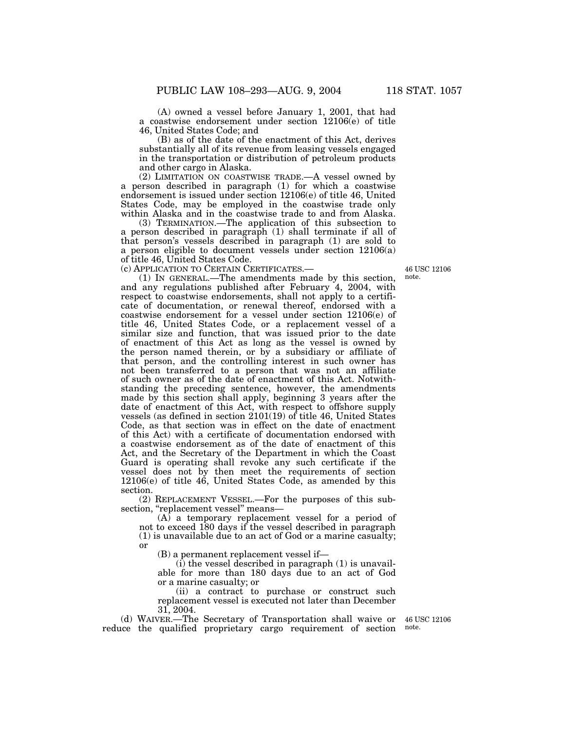(A) owned a vessel before January 1, 2001, that had a coastwise endorsement under section 12106(e) of title 46, United States Code; and

(B) as of the date of the enactment of this Act, derives substantially all of its revenue from leasing vessels engaged in the transportation or distribution of petroleum products and other cargo in Alaska.

(2) LIMITATION ON COASTWISE TRADE.—A vessel owned by a person described in paragraph (1) for which a coastwise endorsement is issued under section 12106(e) of title 46, United States Code, may be employed in the coastwise trade only within Alaska and in the coastwise trade to and from Alaska.

(3) TERMINATION.—The application of this subsection to a person described in paragraph (1) shall terminate if all of that person's vessels described in paragraph (1) are sold to a person eligible to document vessels under section 12106(a) of title 46, United States Code.

(c) APPLICATION TO CERTAIN CERTIFICATES.—

46 USC 12106 note.

(1) IN GENERAL.—The amendments made by this section, and any regulations published after February 4, 2004, with respect to coastwise endorsements, shall not apply to a certificate of documentation, or renewal thereof, endorsed with a coastwise endorsement for a vessel under section 12106(e) of title 46, United States Code, or a replacement vessel of a similar size and function, that was issued prior to the date of enactment of this Act as long as the vessel is owned by the person named therein, or by a subsidiary or affiliate of that person, and the controlling interest in such owner has not been transferred to a person that was not an affiliate of such owner as of the date of enactment of this Act. Notwithstanding the preceding sentence, however, the amendments made by this section shall apply, beginning 3 years after the date of enactment of this Act, with respect to offshore supply vessels (as defined in section 2101(19) of title 46, United States Code, as that section was in effect on the date of enactment of this Act) with a certificate of documentation endorsed with a coastwise endorsement as of the date of enactment of this Act, and the Secretary of the Department in which the Coast Guard is operating shall revoke any such certificate if the vessel does not by then meet the requirements of section 12106(e) of title 46, United States Code, as amended by this section.

(2) REPLACEMENT VESSEL.—For the purposes of this subsection, "replacement vessel" means—

(A) a temporary replacement vessel for a period of not to exceed 180 days if the vessel described in paragraph (1) is unavailable due to an act of God or a marine casualty; or

(B) a permanent replacement vessel if—

(i) the vessel described in paragraph (1) is unavailable for more than 180 days due to an act of God or a marine casualty; or

(ii) a contract to purchase or construct such replacement vessel is executed not later than December 31, 2004.

(d) WAIVER.—The Secretary of Transportation shall waive or reduce the qualified proprietary cargo requirement of section

46 USC 12106 note.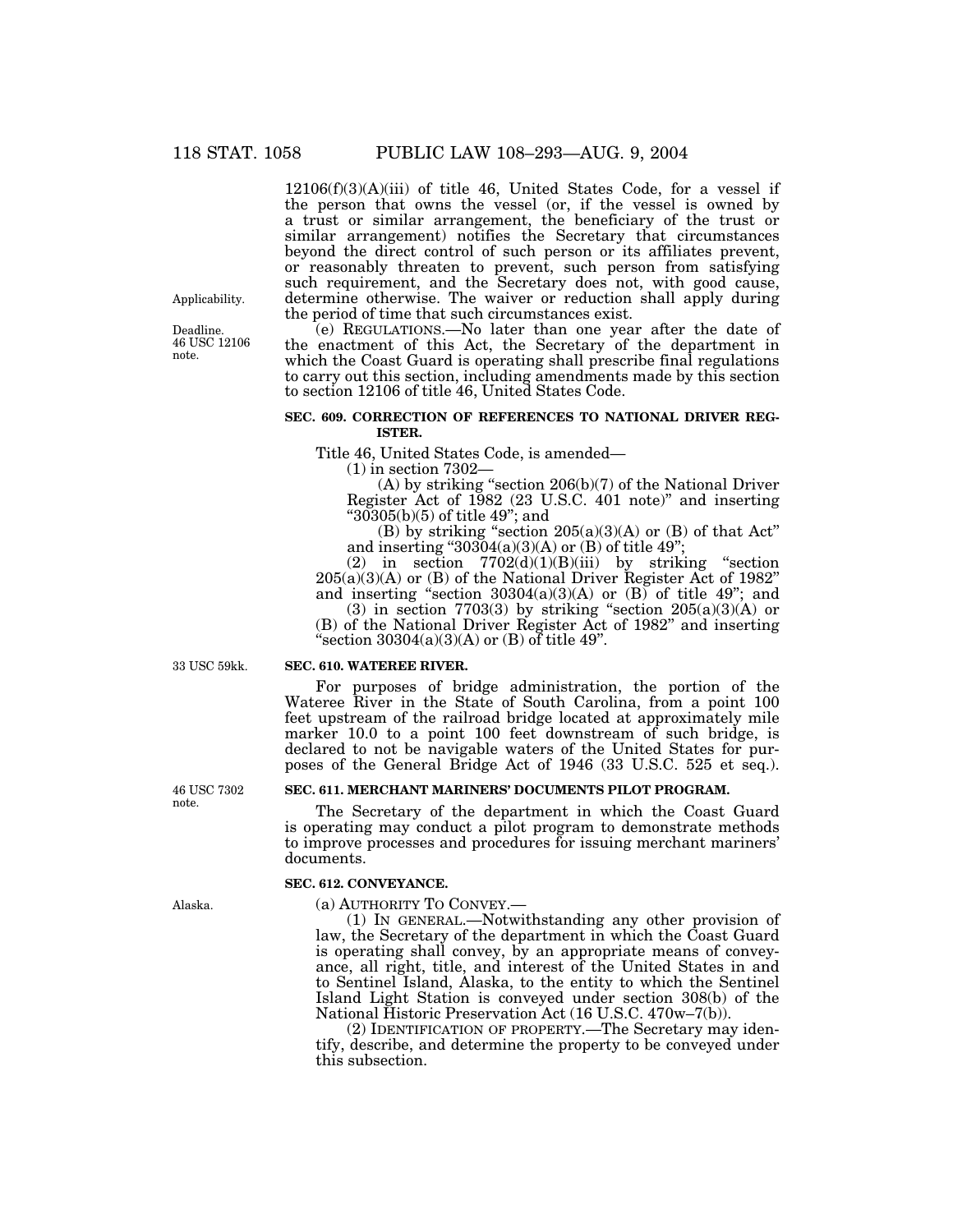12106(f)(3)(A)(iii) of title 46, United States Code, for a vessel if the person that owns the vessel (or, if the vessel is owned by a trust or similar arrangement, the beneficiary of the trust or similar arrangement) notifies the Secretary that circumstances beyond the direct control of such person or its affiliates prevent, or reasonably threaten to prevent, such person from satisfying such requirement, and the Secretary does not, with good cause, determine otherwise. The waiver or reduction shall apply during the period of time that such circumstances exist.

Applicability.

Deadline. 46 USC 12106 note.

(e) REGULATIONS.—No later than one year after the date of the enactment of this Act, the Secretary of the department in which the Coast Guard is operating shall prescribe final regulations to carry out this section, including amendments made by this section to section 12106 of title 46, United States Code.

**SEC. 609. CORRECTION OF REFERENCES TO NATIONAL DRIVER REGISTER.**

Title 46, United States Code, is amended—

(1) in section 7302—

(A) by striking "section 206(b)(7) of the National Driver Register Act of 1982 (23 U.S.C. 401 note)" and inserting "30305(b)(5) of title 49"; and

(B) by striking "section 205(a)(3)(A) or (B) of that Act" and inserting "30304(a)(3)(A) or (B) of title 49";

(2) in section 7702(d)(1)(B)(iii) by striking "section 205(a)(3)(A) or (B) of the National Driver Register Act of 1982" and inserting "section 30304(a)(3)(A) or (B) of title 49"; and

(3) in section 7703(3) by striking "section 205(a)(3)(A) or (B) of the National Driver Register Act of 1982" and inserting "section 30304(a)(3)(A) or (B) of title 49".

33 USC 59kk.

**SEC. 610. WATEREE RIVER.**

For purposes of bridge administration, the portion of the Wateree River in the State of South Carolina, from a point 100 feet upstream of the railroad bridge located at approximately mile marker 10.0 to a point 100 feet downstream of such bridge, is declared to not be navigable waters of the United States for purposes of the General Bridge Act of 1946 (33 U.S.C. 525 et seq.).

46 USC 7302 note.

**SEC. 611. MERCHANT MARINERS' DOCUMENTS PILOT PROGRAM.**

The Secretary of the department in which the Coast Guard is operating may conduct a pilot program to demonstrate methods to improve processes and procedures for issuing merchant mariners' documents.

**SEC. 612. CONVEYANCE.**

Alaska.

(a) AUTHORITY TO CONVEY.—

(1) IN GENERAL.—Notwithstanding any other provision of law, the Secretary of the department in which the Coast Guard is operating shall convey, by an appropriate means of conveyance, all right, title, and interest of the United States in and to Sentinel Island, Alaska, to the entity to which the Sentinel Island Light Station is conveyed under section 308(b) of the National Historic Preservation Act (16 U.S.C. 470w–7(b)).

(2) IDENTIFICATION OF PROPERTY.—The Secretary may identify, describe, and determine the property to be conveyed under this subsection.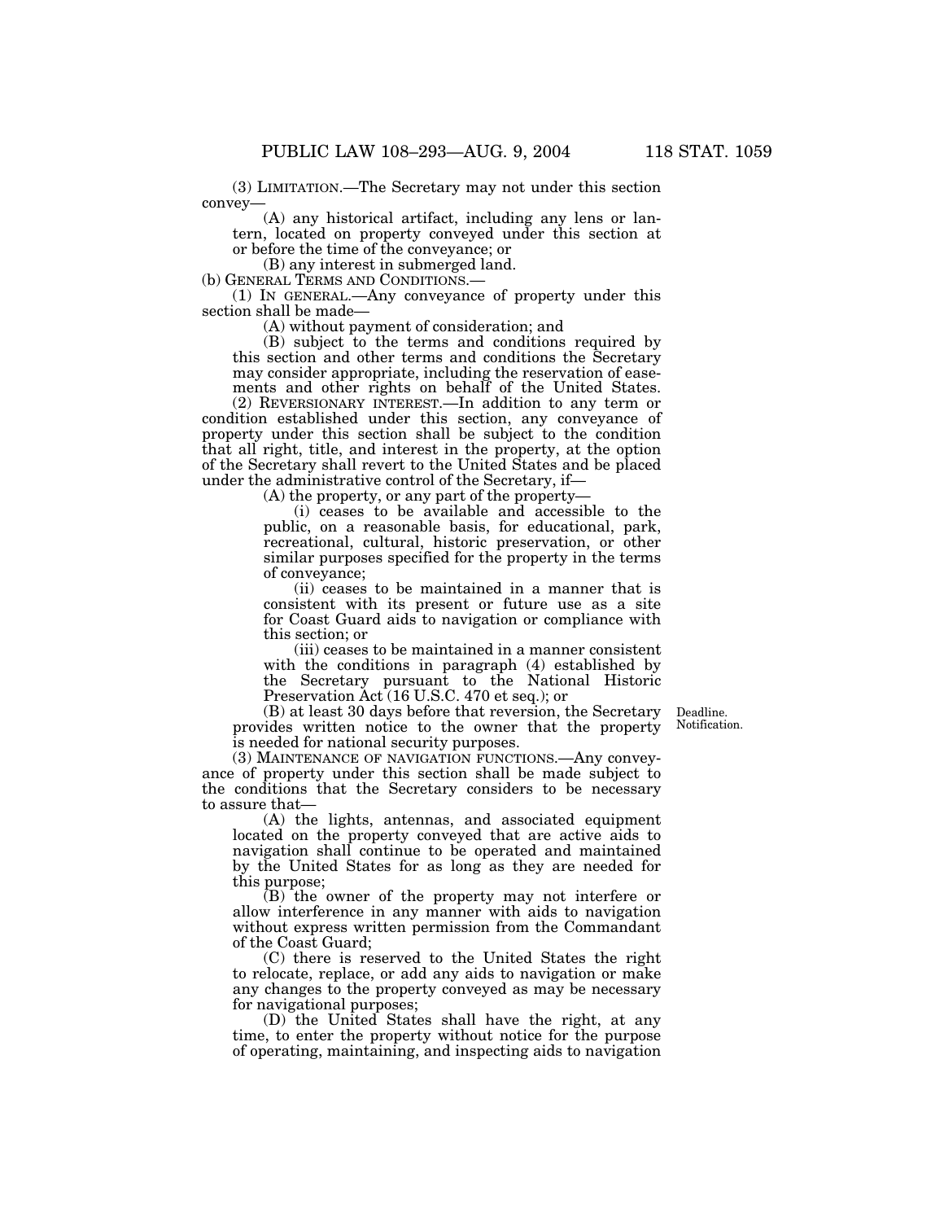(3) LIMITATION.—The Secretary may not under this section convey—

(A) any historical artifact, including any lens or lantern, located on property conveyed under this section at or before the time of the conveyance; or

(B) any interest in submerged land.

(b) GENERAL TERMS AND CONDITIONS.—

(1) IN GENERAL.—Any conveyance of property under this section shall be made—

(A) without payment of consideration; and

(B) subject to the terms and conditions required by this section and other terms and conditions the Secretary may consider appropriate, including the reservation of easements and other rights on behalf of the United States.

(2) REVERSIONARY INTEREST.—In addition to any term or condition established under this section, any conveyance of property under this section shall be subject to the condition that all right, title, and interest in the property, at the option of the Secretary shall revert to the United States and be placed under the administrative control of the Secretary, if—

(A) the property, or any part of the property—

(i) ceases to be available and accessible to the public, on a reasonable basis, for educational, park, recreational, cultural, historic preservation, or other similar purposes specified for the property in the terms of conveyance;

(ii) ceases to be maintained in a manner that is consistent with its present or future use as a site for Coast Guard aids to navigation or compliance with this section; or

(iii) ceases to be maintained in a manner consistent with the conditions in paragraph (4) established by the Secretary pursuant to the National Historic Preservation Act (16 U.S.C. 470 et seq.); or

Deadline. Notification.

(B) at least 30 days before that reversion, the Secretary provides written notice to the owner that the property is needed for national security purposes.

(3) MAINTENANCE OF NAVIGATION FUNCTIONS.—Any conveyance of property under this section shall be made subject to the conditions that the Secretary considers to be necessary to assure that—

(A) the lights, antennas, and associated equipment located on the property conveyed that are active aids to navigation shall continue to be operated and maintained by the United States for as long as they are needed for this purpose;

(B) the owner of the property may not interfere or allow interference in any manner with aids to navigation without express written permission from the Commandant of the Coast Guard;

(C) there is reserved to the United States the right to relocate, replace, or add any aids to navigation or make any changes to the property conveyed as may be necessary for navigational purposes;

(D) the United States shall have the right, at any time, to enter the property without notice for the purpose of operating, maintaining, and inspecting aids to navigation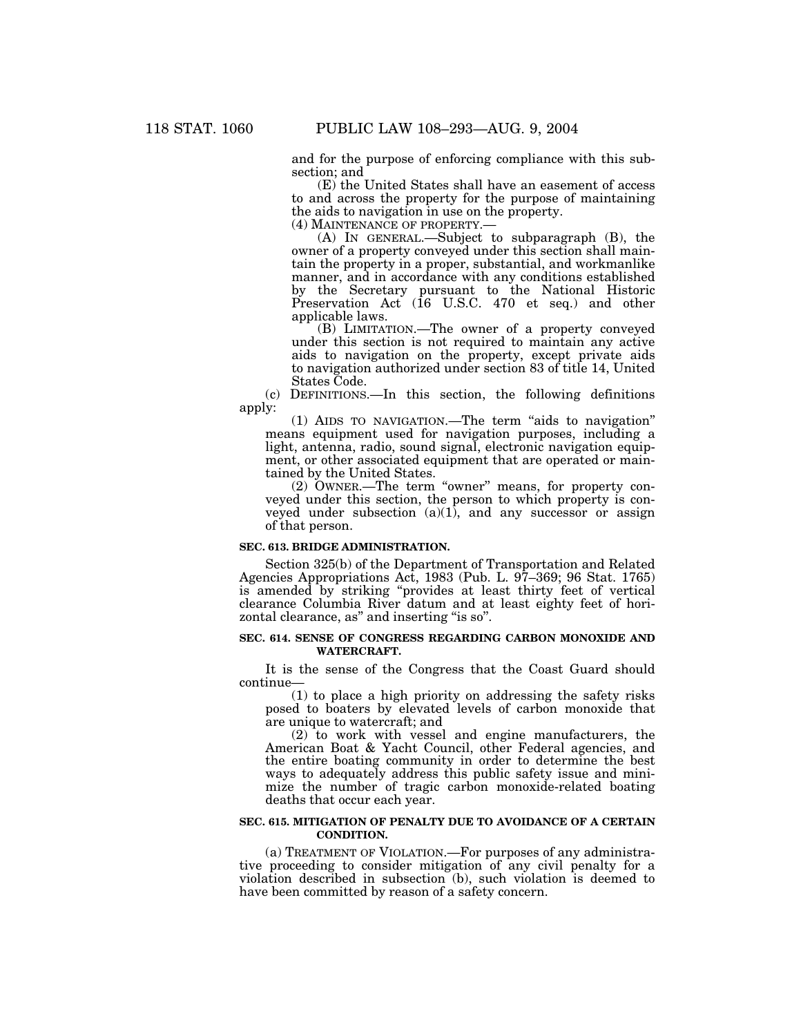and for the purpose of enforcing compliance with this subsection; and

(E) the United States shall have an easement of access to and across the property for the purpose of maintaining the aids to navigation in use on the property.

(4) MAINTENANCE OF PROPERTY.—

(A) IN GENERAL.—Subject to subparagraph (B), the owner of a property conveyed under this section shall maintain the property in a proper, substantial, and workmanlike manner, and in accordance with any conditions established by the Secretary pursuant to the National Historic Preservation Act (16 U.S.C. 470 et seq.) and other applicable laws.

(B) LIMITATION.—The owner of a property conveyed under this section is not required to maintain any active aids to navigation on the property, except private aids to navigation authorized under section 83 of title 14, United States Code.

(c) DEFINITIONS.—In this section, the following definitions apply:

(1) AIDS TO NAVIGATION.—The term "aids to navigation" means equipment used for navigation purposes, including a light, antenna, radio, sound signal, electronic navigation equipment, or other associated equipment that are operated or maintained by the United States.

(2) OWNER.—The term "owner" means, for property conveyed under this section, the person to which property is conveyed under subsection (a)(1), and any successor or assign of that person.

**SEC. 613. BRIDGE ADMINISTRATION.**

Section 325(b) of the Department of Transportation and Related Agencies Appropriations Act, 1983 (Pub. L. 97–369; 96 Stat. 1765) is amended by striking "provides at least thirty feet of vertical clearance Columbia River datum and at least eighty feet of horizontal clearance, as" and inserting "is so".

**SEC. 614. SENSE OF CONGRESS REGARDING CARBON MONOXIDE AND WATERCRAFT.**

It is the sense of the Congress that the Coast Guard should continue—

(1) to place a high priority on addressing the safety risks posed to boaters by elevated levels of carbon monoxide that are unique to watercraft; and

(2) to work with vessel and engine manufacturers, the American Boat & Yacht Council, other Federal agencies, and the entire boating community in order to determine the best ways to adequately address this public safety issue and minimize the number of tragic carbon monoxide-related boating deaths that occur each year.

**SEC. 615. MITIGATION OF PENALTY DUE TO AVOIDANCE OF A CERTAIN CONDITION.**

(a) TREATMENT OF VIOLATION.—For purposes of any administrative proceeding to consider mitigation of any civil penalty for a violation described in subsection (b), such violation is deemed to have been committed by reason of a safety concern.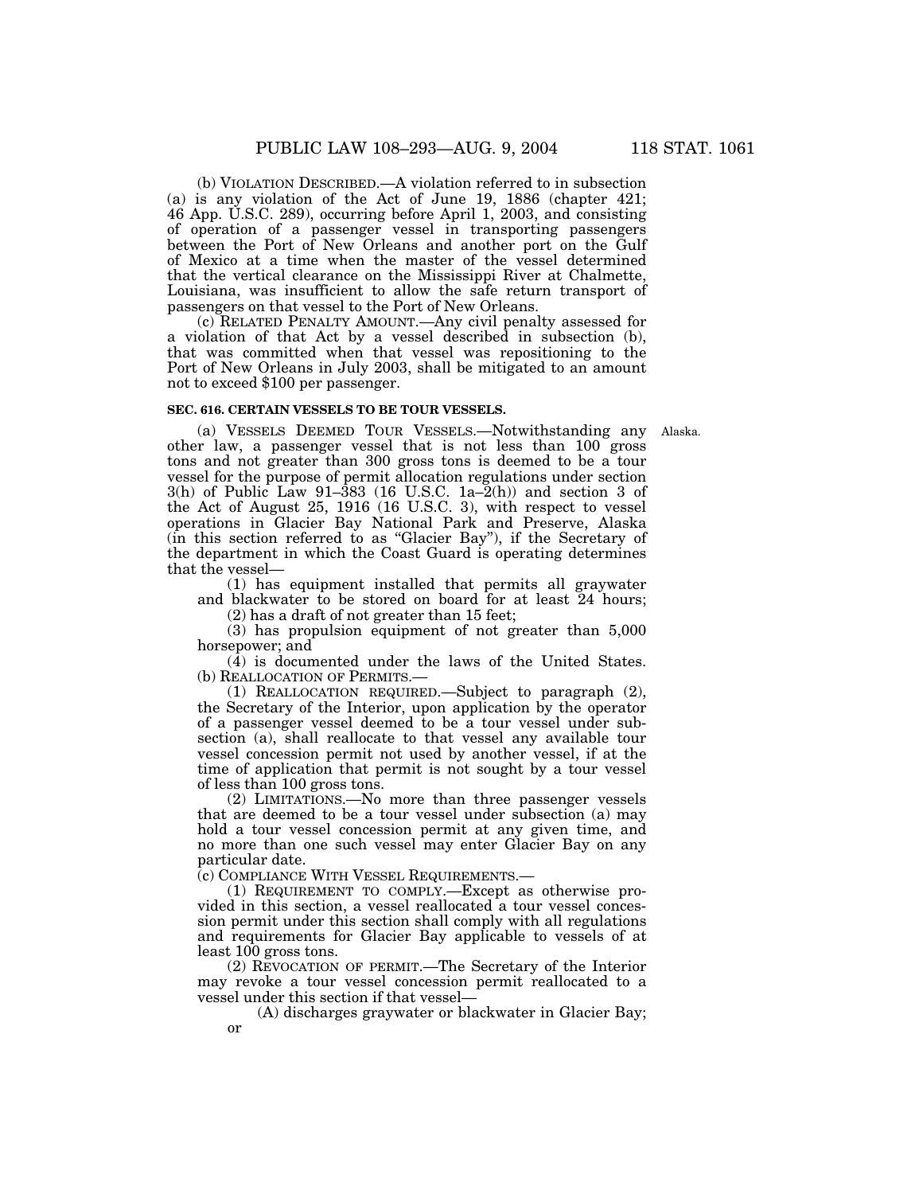(b) VIOLATION DESCRIBED.—A violation referred to in subsection (a) is any violation of the Act of June 19, 1886 (chapter 421; 46 App. U.S.C. 289), occurring before April 1, 2003, and consisting of operation of a passenger vessel in transporting passengers between the Port of New Orleans and another port on the Gulf of Mexico at a time when the master of the vessel determined that the vertical clearance on the Mississippi River at Chalmette, Louisiana, was insufficient to allow the safe return transport of passengers on that vessel to the Port of New Orleans.

(c) RELATED PENALTY AMOUNT.—Any civil penalty assessed for a violation of that Act by a vessel described in subsection (b), that was committed when that vessel was repositioning to the Port of New Orleans in July 2003, shall be mitigated to an amount not to exceed $100 per passenger.

**SEC. 616. CERTAIN VESSELS TO BE TOUR VESSELS.**

Alaska.

(a) VESSELS DEEMED TOUR VESSELS.—Notwithstanding any other law, a passenger vessel that is not less than 100 gross tons and not greater than 300 gross tons is deemed to be a tour vessel for the purpose of permit allocation regulations under section 3(h) of Public Law 91–383 (16 U.S.C. 1a–2(h)) and section 3 of the Act of August 25, 1916 (16 U.S.C. 3), with respect to vessel operations in Glacier Bay National Park and Preserve, Alaska (in this section referred to as "Glacier Bay"), if the Secretary of the department in which the Coast Guard is operating determines that the vessel—

(1) has equipment installed that permits all graywater and blackwater to be stored on board for at least 24 hours;

(2) has a draft of not greater than 15 feet;

(3) has propulsion equipment of not greater than 5,000 horsepower; and

(4) is documented under the laws of the United States.

(b) REALLOCATION OF PERMITS.—

(1) REALLOCATION REQUIRED.—Subject to paragraph (2), the Secretary of the Interior, upon application by the operator of a passenger vessel deemed to be a tour vessel under subsection (a), shall reallocate to that vessel any available tour vessel concession permit not used by another vessel, if at the time of application that permit is not sought by a tour vessel of less than 100 gross tons.

(2) LIMITATIONS.—No more than three passenger vessels that are deemed to be a tour vessel under subsection (a) may hold a tour vessel concession permit at any given time, and no more than one such vessel may enter Glacier Bay on any particular date.

(c) COMPLIANCE WITH VESSEL REQUIREMENTS.—

(1) REQUIREMENT TO COMPLY.—Except as otherwise provided in this section, a vessel reallocated a tour vessel concession permit under this section shall comply with all regulations and requirements for Glacier Bay applicable to vessels of at least 100 gross tons.

(2) REVOCATION OF PERMIT.—The Secretary of the Interior may revoke a tour vessel concession permit reallocated to a vessel under this section if that vessel—

(A) discharges graywater or blackwater in Glacier Bay; or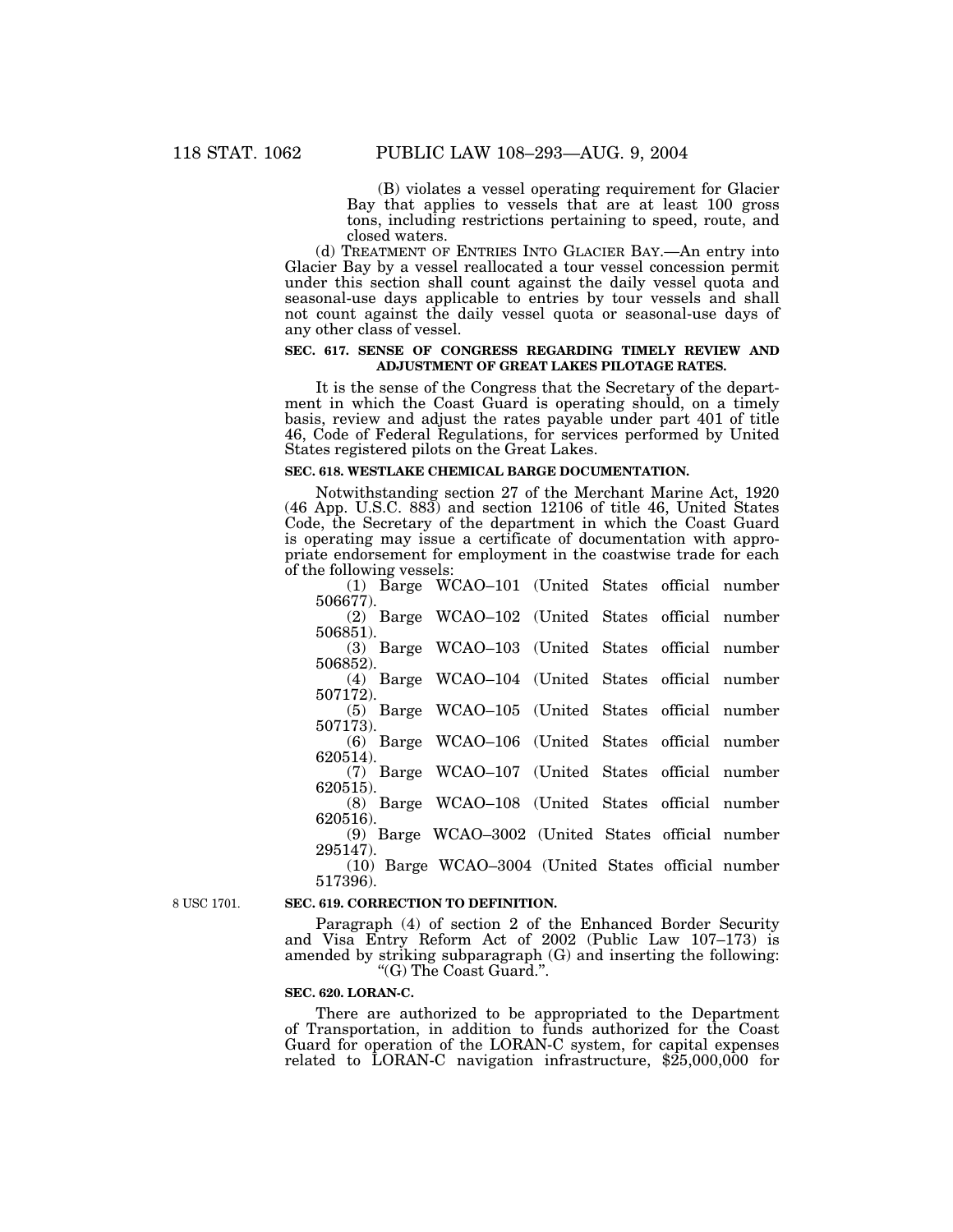(B) violates a vessel operating requirement for Glacier Bay that applies to vessels that are at least 100 gross tons, including restrictions pertaining to speed, route, and closed waters.

(d) TREATMENT OF ENTRIES INTO GLACIER BAY.—An entry into Glacier Bay by a vessel reallocated a tour vessel concession permit under this section shall count against the daily vessel quota and seasonal-use days applicable to entries by tour vessels and shall not count against the daily vessel quota or seasonal-use days of any other class of vessel.

**SEC. 617. SENSE OF CONGRESS REGARDING TIMELY REVIEW AND ADJUSTMENT OF GREAT LAKES PILOTAGE RATES.**

It is the sense of the Congress that the Secretary of the department in which the Coast Guard is operating should, on a timely basis, review and adjust the rates payable under part 401 of title 46, Code of Federal Regulations, for services performed by United States registered pilots on the Great Lakes.

**SEC. 618. WESTLAKE CHEMICAL BARGE DOCUMENTATION.**

Notwithstanding section 27 of the Merchant Marine Act, 1920 (46 App. U.S.C. 883) and section 12106 of title 46, United States Code, the Secretary of the department in which the Coast Guard is operating may issue a certificate of documentation with appropriate endorsement for employment in the coastwise trade for each of the following vessels:

(1) Barge WCAO–101 (United States official number 506677).

(2) Barge WCAO–102 (United States official number 506851).

(3) Barge WCAO–103 (United States official number 506852).

(4) Barge WCAO–104 (United States official number 507172).

(5) Barge WCAO–105 (United States official number 507173).

(6) Barge WCAO–106 (United States official number 620514).

(7) Barge WCAO–107 (United States official number 620515).

(8) Barge WCAO–108 (United States official number 620516).

(9) Barge WCAO–3002 (United States official number 295147).

(10) Barge WCAO–3004 (United States official number 517396).

8 USC 1701.

**SEC. 619. CORRECTION TO DEFINITION.**

Paragraph (4) of section 2 of the Enhanced Border Security and Visa Entry Reform Act of 2002 (Public Law 107–173) is amended by striking subparagraph (G) and inserting the following:

"(G) The Coast Guard.".

**SEC. 620. LORAN-C.**

There are authorized to be appropriated to the Department of Transportation, in addition to funds authorized for the Coast Guard for operation of the LORAN-C system, for capital expenses related to LORAN-C navigation infrastructure, $25,000,000 for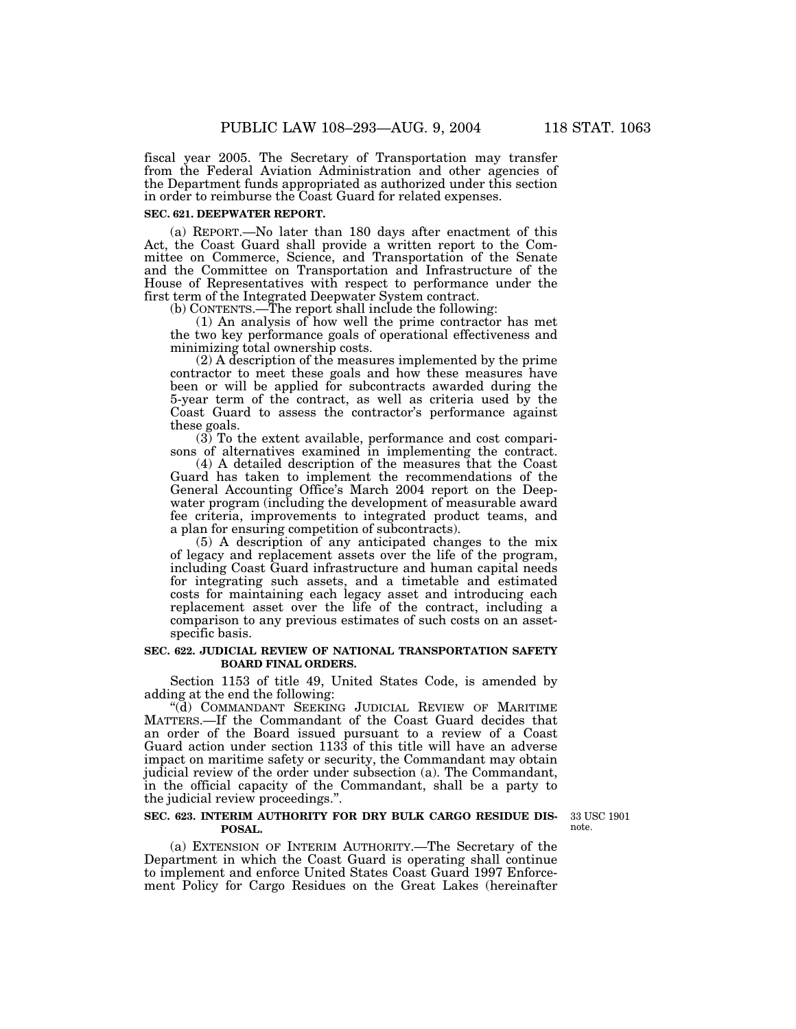fiscal year 2005. The Secretary of Transportation may transfer from the Federal Aviation Administration and other agencies of the Department funds appropriated as authorized under this section in order to reimburse the Coast Guard for related expenses.

**SEC. 621. DEEPWATER REPORT.**

(a) REPORT.—No later than 180 days after enactment of this Act, the Coast Guard shall provide a written report to the Committee on Commerce, Science, and Transportation of the Senate and the Committee on Transportation and Infrastructure of the House of Representatives with respect to performance under the first term of the Integrated Deepwater System contract.

(b) CONTENTS.—The report shall include the following:

(1) An analysis of how well the prime contractor has met the two key performance goals of operational effectiveness and minimizing total ownership costs.

(2) A description of the measures implemented by the prime contractor to meet these goals and how these measures have been or will be applied for subcontracts awarded during the 5-year term of the contract, as well as criteria used by the Coast Guard to assess the contractor's performance against these goals.

(3) To the extent available, performance and cost comparisons of alternatives examined in implementing the contract.

(4) A detailed description of the measures that the Coast Guard has taken to implement the recommendations of the General Accounting Office's March 2004 report on the Deepwater program (including the development of measurable award fee criteria, improvements to integrated product teams, and a plan for ensuring competition of subcontracts).

(5) A description of any anticipated changes to the mix of legacy and replacement assets over the life of the program, including Coast Guard infrastructure and human capital needs for integrating such assets, and a timetable and estimated costs for maintaining each legacy asset and introducing each replacement asset over the life of the contract, including a comparison to any previous estimates of such costs on an asset-specific basis.

**SEC. 622. JUDICIAL REVIEW OF NATIONAL TRANSPORTATION SAFETY BOARD FINAL ORDERS.**

Section 1153 of title 49, United States Code, is amended by adding at the end the following:

"(d) COMMANDANT SEEKING JUDICIAL REVIEW OF MARITIME MATTERS.—If the Commandant of the Coast Guard decides that an order of the Board issued pursuant to a review of a Coast Guard action under section 1133 of this title will have an adverse impact on maritime safety or security, the Commandant may obtain judicial review of the order under subsection (a). The Commandant, in the official capacity of the Commandant, shall be a party to the judicial review proceedings.".

**SEC. 623. INTERIM AUTHORITY FOR DRY BULK CARGO RESIDUE DISPOSAL.**

33 USC 1901 note.

(a) EXTENSION OF INTERIM AUTHORITY.—The Secretary of the Department in which the Coast Guard is operating shall continue to implement and enforce United States Coast Guard 1997 Enforcement Policy for Cargo Residues on the Great Lakes (hereinafter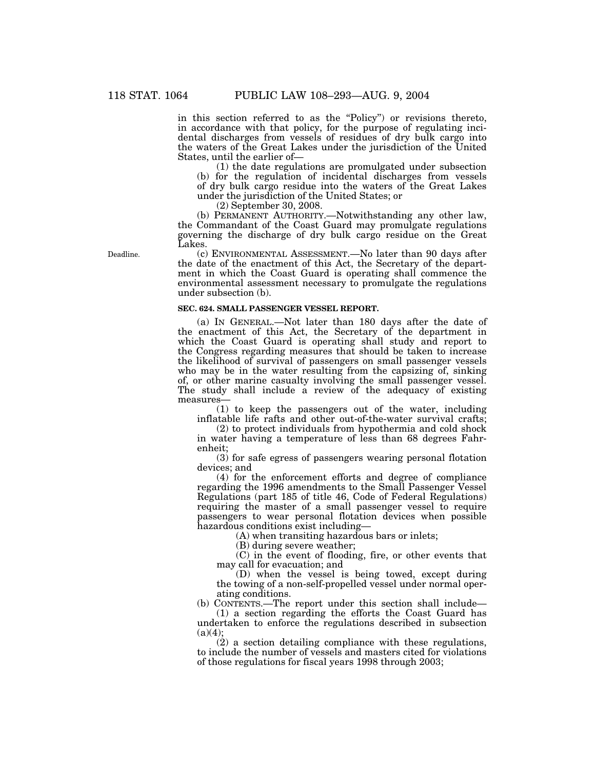in this section referred to as the "Policy") or revisions thereto, in accordance with that policy, for the purpose of regulating incidental discharges from vessels of residues of dry bulk cargo into the waters of the Great Lakes under the jurisdiction of the United States, until the earlier of—

(1) the date regulations are promulgated under subsection (b) for the regulation of incidental discharges from vessels of dry bulk cargo residue into the waters of the Great Lakes under the jurisdiction of the United States; or

(2) September 30, 2008.

(b) PERMANENT AUTHORITY.—Notwithstanding any other law, the Commandant of the Coast Guard may promulgate regulations governing the discharge of dry bulk cargo residue on the Great Lakes.

Deadline.

(c) ENVIRONMENTAL ASSESSMENT.—No later than 90 days after the date of the enactment of this Act, the Secretary of the department in which the Coast Guard is operating shall commence the environmental assessment necessary to promulgate the regulations under subsection (b).

**SEC. 624. SMALL PASSENGER VESSEL REPORT.**

(a) IN GENERAL.—Not later than 180 days after the date of the enactment of this Act, the Secretary of the department in which the Coast Guard is operating shall study and report to the Congress regarding measures that should be taken to increase the likelihood of survival of passengers on small passenger vessels who may be in the water resulting from the capsizing of, sinking of, or other marine casualty involving the small passenger vessel. The study shall include a review of the adequacy of existing measures—

(1) to keep the passengers out of the water, including inflatable life rafts and other out-of-the-water survival crafts;

(2) to protect individuals from hypothermia and cold shock in water having a temperature of less than 68 degrees Fahrenheit;

(3) for safe egress of passengers wearing personal flotation devices; and

(4) for the enforcement efforts and degree of compliance regarding the 1996 amendments to the Small Passenger Vessel Regulations (part 185 of title 46, Code of Federal Regulations) requiring the master of a small passenger vessel to require passengers to wear personal flotation devices when possible hazardous conditions exist including—

(A) when transiting hazardous bars or inlets;

(B) during severe weather;

(C) in the event of flooding, fire, or other events that may call for evacuation; and

(D) when the vessel is being towed, except during the towing of a non-self-propelled vessel under normal operating conditions.

(b) CONTENTS.—The report under this section shall include—

(1) a section regarding the efforts the Coast Guard has undertaken to enforce the regulations described in subsection (a)(4);

(2) a section detailing compliance with these regulations, to include the number of vessels and masters cited for violations of those regulations for fiscal years 1998 through 2003;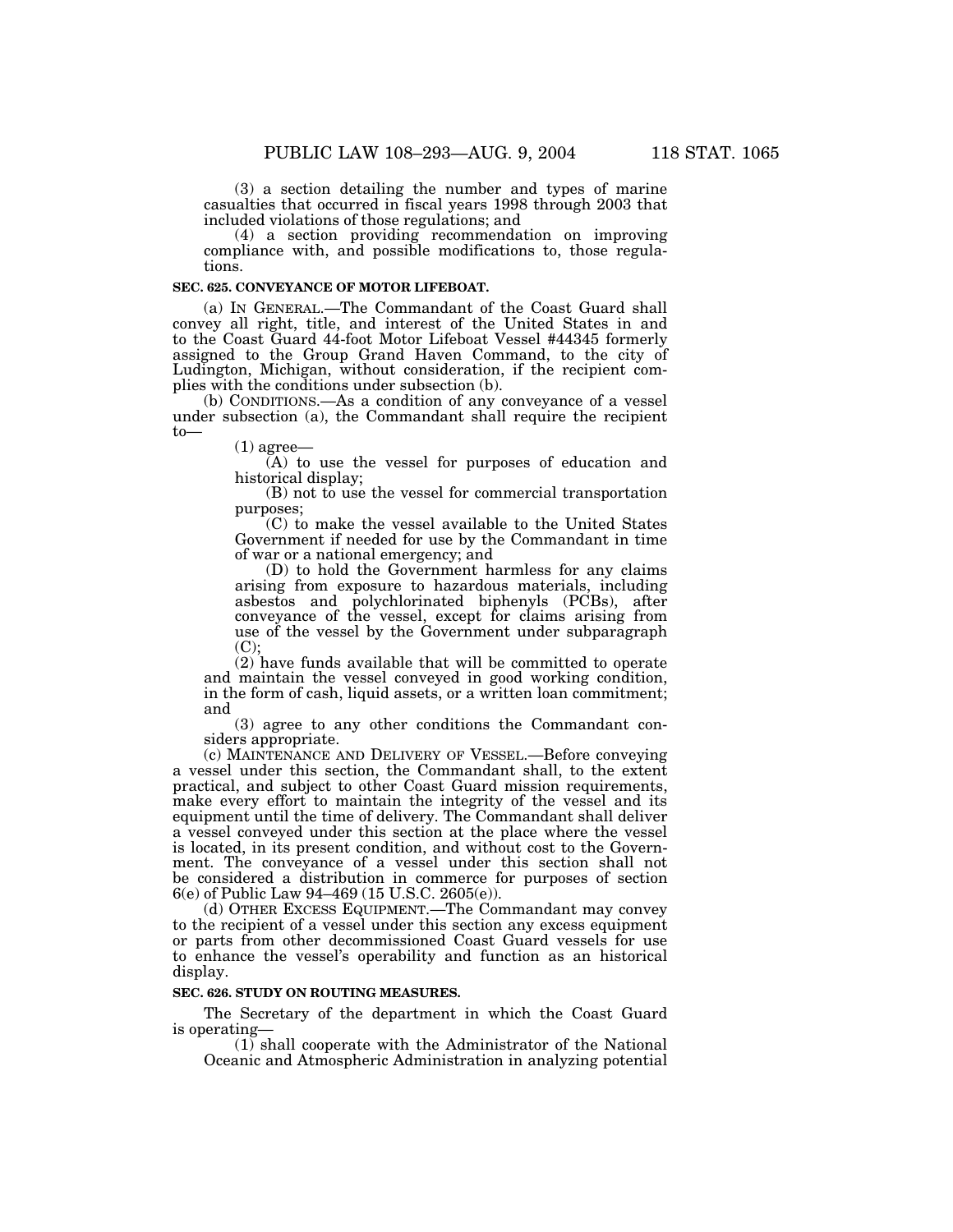(3) a section detailing the number and types of marine casualties that occurred in fiscal years 1998 through 2003 that included violations of those regulations; and

(4) a section providing recommendation on improving compliance with, and possible modifications to, those regulations.

**SEC. 625. CONVEYANCE OF MOTOR LIFEBOAT.**

(a) IN GENERAL.—The Commandant of the Coast Guard shall convey all right, title, and interest of the United States in and to the Coast Guard 44-foot Motor Lifeboat Vessel #44345 formerly assigned to the Group Grand Haven Command, to the city of Ludington, Michigan, without consideration, if the recipient complies with the conditions under subsection (b).

(b) CONDITIONS.—As a condition of any conveyance of a vessel under subsection (a), the Commandant shall require the recipient to—

(1) agree—

(A) to use the vessel for purposes of education and historical display;

(B) not to use the vessel for commercial transportation purposes;

(C) to make the vessel available to the United States Government if needed for use by the Commandant in time of war or a national emergency; and

(D) to hold the Government harmless for any claims arising from exposure to hazardous materials, including asbestos and polychlorinated biphenyls (PCBs), after conveyance of the vessel, except for claims arising from use of the vessel by the Government under subparagraph (C);

(2) have funds available that will be committed to operate and maintain the vessel conveyed in good working condition, in the form of cash, liquid assets, or a written loan commitment; and

(3) agree to any other conditions the Commandant considers appropriate.

(c) MAINTENANCE AND DELIVERY OF VESSEL.—Before conveying a vessel under this section, the Commandant shall, to the extent practical, and subject to other Coast Guard mission requirements, make every effort to maintain the integrity of the vessel and its equipment until the time of delivery. The Commandant shall deliver a vessel conveyed under this section at the place where the vessel is located, in its present condition, and without cost to the Government. The conveyance of a vessel under this section shall not be considered a distribution in commerce for purposes of section 6(e) of Public Law 94–469 (15 U.S.C. 2605(e)).

(d) OTHER EXCESS EQUIPMENT.—The Commandant may convey to the recipient of a vessel under this section any excess equipment or parts from other decommissioned Coast Guard vessels for use to enhance the vessel's operability and function as an historical display.

**SEC. 626. STUDY ON ROUTING MEASURES.**

The Secretary of the department in which the Coast Guard is operating—

(1) shall cooperate with the Administrator of the National Oceanic and Atmospheric Administration in analyzing potential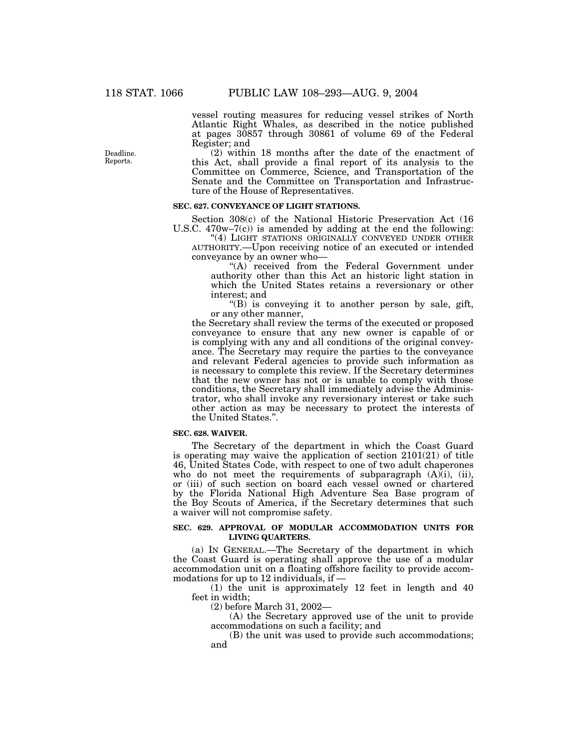vessel routing measures for reducing vessel strikes of North Atlantic Right Whales, as described in the notice published at pages 30857 through 30861 of volume 69 of the Federal Register; and

Deadline. Reports.

(2) within 18 months after the date of the enactment of this Act, shall provide a final report of its analysis to the Committee on Commerce, Science, and Transportation of the Senate and the Committee on Transportation and Infrastructure of the House of Representatives.

**SEC. 627. CONVEYANCE OF LIGHT STATIONS.**

Section 308(c) of the National Historic Preservation Act (16 U.S.C. 470w–7(c)) is amended by adding at the end the following:

"(4) LIGHT STATIONS ORIGINALLY CONVEYED UNDER OTHER AUTHORITY.—Upon receiving notice of an executed or intended conveyance by an owner who—

"(A) received from the Federal Government under authority other than this Act an historic light station in which the United States retains a reversionary or other interest; and

"(B) is conveying it to another person by sale, gift, or any other manner,

the Secretary shall review the terms of the executed or proposed conveyance to ensure that any new owner is capable of or is complying with any and all conditions of the original conveyance. The Secretary may require the parties to the conveyance and relevant Federal agencies to provide such information as is necessary to complete this review. If the Secretary determines that the new owner has not or is unable to comply with those conditions, the Secretary shall immediately advise the Administrator, who shall invoke any reversionary interest or take such other action as may be necessary to protect the interests of the United States.".

**SEC. 628. WAIVER.**

The Secretary of the department in which the Coast Guard is operating may waive the application of section 2101(21) of title 46, United States Code, with respect to one of two adult chaperones who do not meet the requirements of subparagraph (A)(i), (ii), or (iii) of such section on board each vessel owned or chartered by the Florida National High Adventure Sea Base program of the Boy Scouts of America, if the Secretary determines that such a waiver will not compromise safety.

**SEC. 629. APPROVAL OF MODULAR ACCOMMODATION UNITS FOR LIVING QUARTERS.**

(a) IN GENERAL.—The Secretary of the department in which the Coast Guard is operating shall approve the use of a modular accommodation unit on a floating offshore facility to provide accommodations for up to 12 individuals, if —

(1) the unit is approximately 12 feet in length and 40 feet in width;

(2) before March 31, 2002—

(A) the Secretary approved use of the unit to provide accommodations on such a facility; and

(B) the unit was used to provide such accommodations; and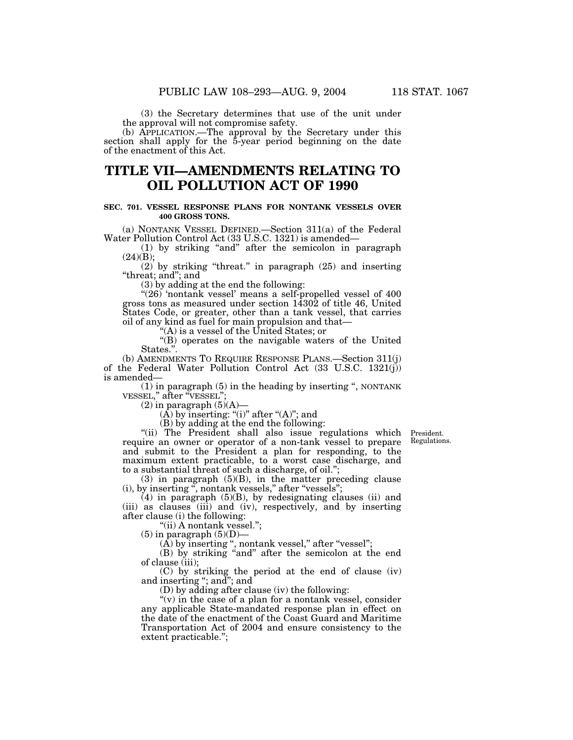(3) the Secretary determines that use of the unit under the approval will not compromise safety.

(b) APPLICATION.—The approval by the Secretary under this section shall apply for the 5-year period beginning on the date of the enactment of this Act.

# TITLE VII—AMENDMENTS RELATING TO OIL POLLUTION ACT OF 1990

### SEC. 701. VESSEL RESPONSE PLANS FOR NONTANK VESSELS OVER 400 GROSS TONS.

(a) NONTANK VESSEL DEFINED.—Section 311(a) of the Federal Water Pollution Control Act (33 U.S.C. 1321) is amended—

(1) by striking "and" after the semicolon in paragraph (24)(B);

(2) by striking "threat." in paragraph (25) and inserting "threat; and"; and

(3) by adding at the end the following:

"(26) 'nontank vessel' means a self-propelled vessel of 400 gross tons as measured under section 14302 of title 46, United States Code, or greater, other than a tank vessel, that carries oil of any kind as fuel for main propulsion and that—

"(A) is a vessel of the United States; or

"(B) operates on the navigable waters of the United States.".

(b) AMENDMENTS TO REQUIRE RESPONSE PLANS.—Section 311(j) of the Federal Water Pollution Control Act (33 U.S.C. 1321(j)) is amended—

(1) in paragraph (5) in the heading by inserting ", NONTANK VESSEL," after "VESSEL";

(2) in paragraph (5)(A)—

(A) by inserting: "(i)" after "(A)"; and

(B) by adding at the end the following:

"(ii) The President shall also issue regulations which require an owner or operator of a non-tank vessel to prepare and submit to the President a plan for responding, to the maximum extent practicable, to a worst case discharge, and to a substantial threat of such a discharge, of oil.";

President.
Regulations.

(3) in paragraph (5)(B), in the matter preceding clause (i), by inserting ", nontank vessels," after "vessels";

(4) in paragraph (5)(B), by redesignating clauses (ii) and (iii) as clauses (iii) and (iv), respectively, and by inserting after clause (i) the following:

"(ii) A nontank vessel.";

(5) in paragraph (5)(D)—

(A) by inserting ", nontank vessel," after "vessel";

(B) by striking "and" after the semicolon at the end of clause (iii);

(C) by striking the period at the end of clause (iv) and inserting "; and"; and

(D) by adding after clause (iv) the following:

"(v) in the case of a plan for a nontank vessel, consider any applicable State-mandated response plan in effect on the date of the enactment of the Coast Guard and Maritime Transportation Act of 2004 and ensure consistency to the extent practicable.";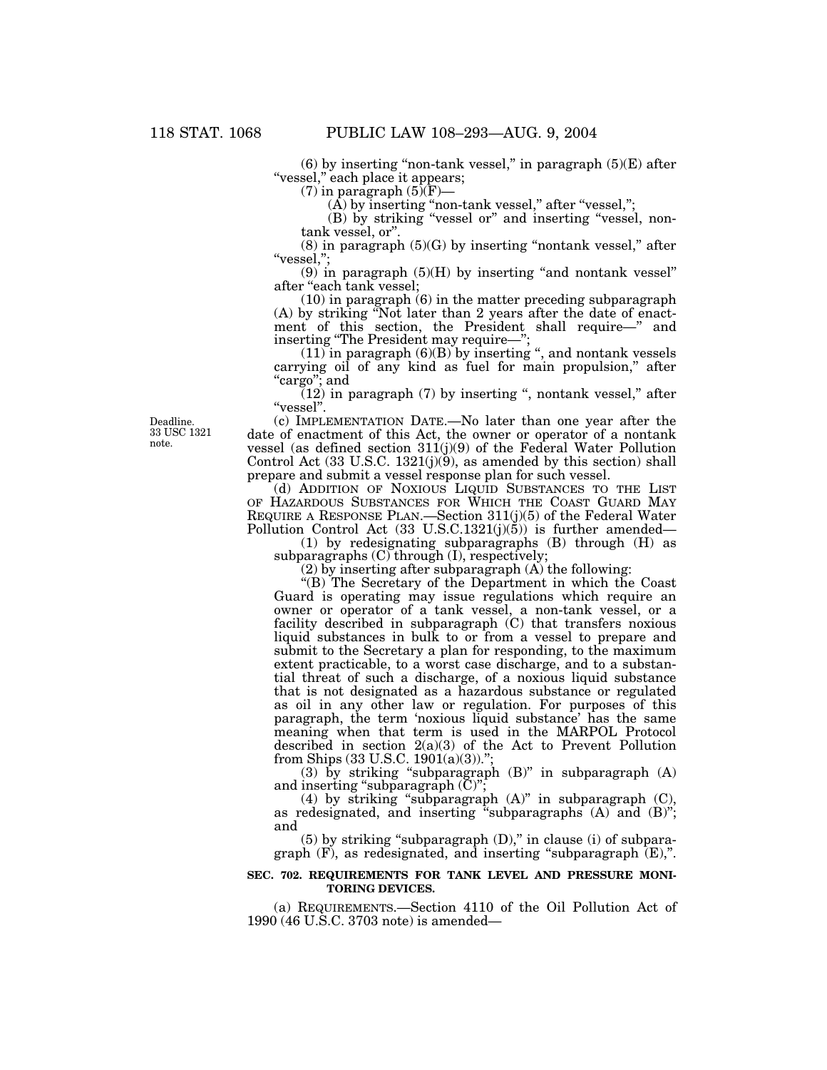(6) by inserting "non-tank vessel," in paragraph (5)(E) after "vessel," each place it appears;

(7) in paragraph (5)(F)—

(A) by inserting "non-tank vessel," after "vessel,";

(B) by striking "vessel or" and inserting "vessel, non-tank vessel, or".

(8) in paragraph (5)(G) by inserting "nontank vessel," after "vessel,";

(9) in paragraph (5)(H) by inserting "and nontank vessel" after "each tank vessel;

(10) in paragraph (6) in the matter preceding subparagraph (A) by striking "Not later than 2 years after the date of enactment of this section, the President shall require—" and inserting "The President may require—";

(11) in paragraph (6)(B) by inserting ", and nontank vessels carrying oil of any kind as fuel for main propulsion," after "cargo"; and

(12) in paragraph (7) by inserting ", nontank vessel," after "vessel".

Deadline. 33 USC 1321 note.

(c) IMPLEMENTATION DATE.—No later than one year after the date of enactment of this Act, the owner or operator of a nontank vessel (as defined section 311(j)(9) of the Federal Water Pollution Control Act (33 U.S.C. 1321(j)(9), as amended by this section) shall prepare and submit a vessel response plan for such vessel.

(d) ADDITION OF NOXIOUS LIQUID SUBSTANCES TO THE LIST OF HAZARDOUS SUBSTANCES FOR WHICH THE COAST GUARD MAY REQUIRE A RESPONSE PLAN.—Section 311(j)(5) of the Federal Water Pollution Control Act (33 U.S.C.1321(j)(5)) is further amended—

(1) by redesignating subparagraphs (B) through (H) as subparagraphs (C) through (I), respectively;

(2) by inserting after subparagraph (A) the following:

"(B) The Secretary of the Department in which the Coast Guard is operating may issue regulations which require an owner or operator of a tank vessel, a non-tank vessel, or a facility described in subparagraph (C) that transfers noxious liquid substances in bulk to or from a vessel to prepare and submit to the Secretary a plan for responding, to the maximum extent practicable, to a worst case discharge, and to a substantial threat of such a discharge, of a noxious liquid substance that is not designated as a hazardous substance or regulated as oil in any other law or regulation. For purposes of this paragraph, the term 'noxious liquid substance' has the same meaning when that term is used in the MARPOL Protocol described in section 2(a)(3) of the Act to Prevent Pollution from Ships (33 U.S.C. 1901(a)(3)).";

(3) by striking "subparagraph (B)" in subparagraph (A) and inserting "subparagraph (C)";

(4) by striking "subparagraph (A)" in subparagraph (C), as redesignated, and inserting "subparagraphs (A) and (B)"; and

(5) by striking "subparagraph (D)," in clause (i) of subparagraph (F), as redesignated, and inserting "subparagraph (E),".

**SEC. 702. REQUIREMENTS FOR TANK LEVEL AND PRESSURE MONITORING DEVICES.**

(a) REQUIREMENTS.—Section 4110 of the Oil Pollution Act of 1990 (46 U.S.C. 3703 note) is amended—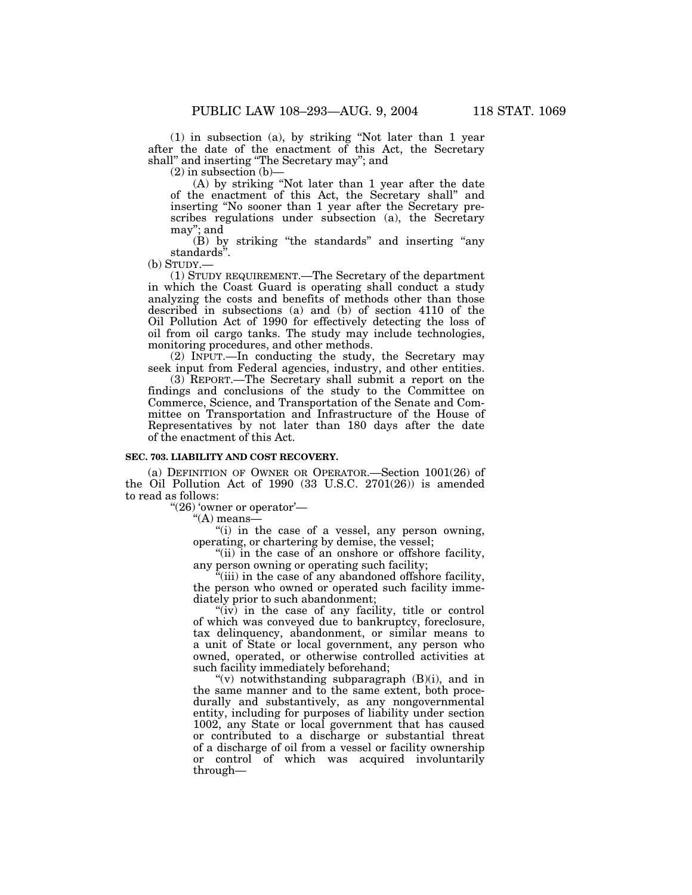(1) in subsection (a), by striking "Not later than 1 year after the date of the enactment of this Act, the Secretary shall" and inserting "The Secretary may"; and

(2) in subsection (b)—

(A) by striking "Not later than 1 year after the date of the enactment of this Act, the Secretary shall" and inserting "No sooner than 1 year after the Secretary prescribes regulations under subsection (a), the Secretary may"; and

(B) by striking "the standards" and inserting "any standards".

(b) STUDY.—

(1) STUDY REQUIREMENT.—The Secretary of the department in which the Coast Guard is operating shall conduct a study analyzing the costs and benefits of methods other than those described in subsections (a) and (b) of section 4110 of the Oil Pollution Act of 1990 for effectively detecting the loss of oil from oil cargo tanks. The study may include technologies, monitoring procedures, and other methods.

(2) INPUT.—In conducting the study, the Secretary may seek input from Federal agencies, industry, and other entities.

(3) REPORT.—The Secretary shall submit a report on the findings and conclusions of the study to the Committee on Commerce, Science, and Transportation of the Senate and Committee on Transportation and Infrastructure of the House of Representatives by not later than 180 days after the date of the enactment of this Act.

**SEC. 703. LIABILITY AND COST RECOVERY.**

(a) DEFINITION OF OWNER OR OPERATOR.—Section 1001(26) of the Oil Pollution Act of 1990 (33 U.S.C. 2701(26)) is amended to read as follows:

"(26) 'owner or operator'—

"(A) means—

"(i) in the case of a vessel, any person owning, operating, or chartering by demise, the vessel;

"(ii) in the case of an onshore or offshore facility, any person owning or operating such facility;

"(iii) in the case of any abandoned offshore facility, the person who owned or operated such facility immediately prior to such abandonment;

"(iv) in the case of any facility, title or control of which was conveyed due to bankruptcy, foreclosure, tax delinquency, abandonment, or similar means to a unit of State or local government, any person who owned, operated, or otherwise controlled activities at such facility immediately beforehand;

"(v) notwithstanding subparagraph (B)(i), and in the same manner and to the same extent, both procedurally and substantively, as any nongovernmental entity, including for purposes of liability under section 1002, any State or local government that has caused or contributed to a discharge or substantial threat of a discharge of oil from a vessel or facility ownership or control of which was acquired involuntarily through—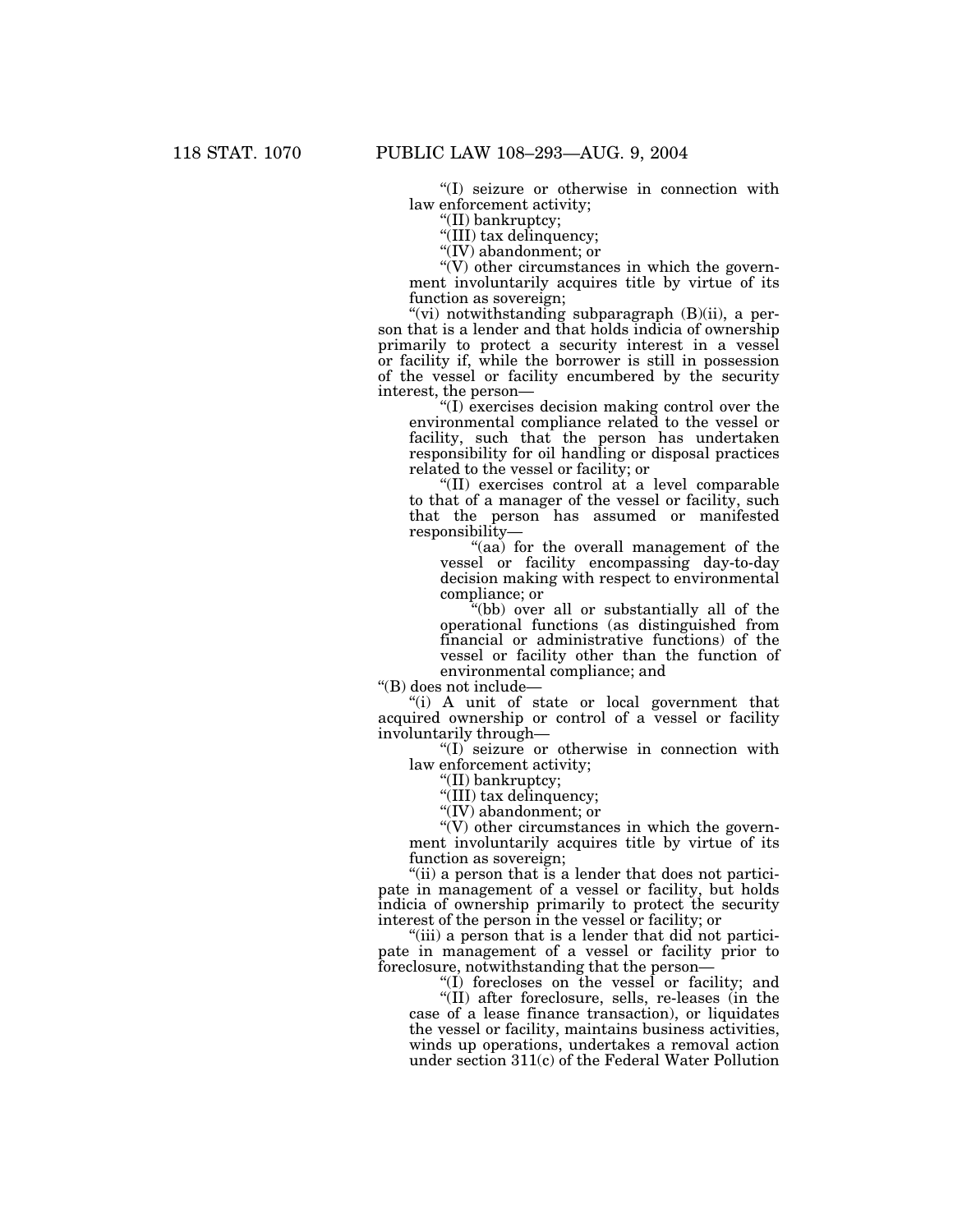"(I) seizure or otherwise in connection with law enforcement activity;

"(II) bankruptcy;

"(III) tax delinquency;

"(IV) abandonment; or

"(V) other circumstances in which the government involuntarily acquires title by virtue of its function as sovereign;

"(vi) notwithstanding subparagraph (B)(ii), a person that is a lender and that holds indicia of ownership primarily to protect a security interest in a vessel or facility if, while the borrower is still in possession of the vessel or facility encumbered by the security interest, the person—

"(I) exercises decision making control over the environmental compliance related to the vessel or facility, such that the person has undertaken responsibility for oil handling or disposal practices related to the vessel or facility; or

"(II) exercises control at a level comparable to that of a manager of the vessel or facility, such that the person has assumed or manifested responsibility—

"(aa) for the overall management of the vessel or facility encompassing day-to-day decision making with respect to environmental compliance; or

"(bb) over all or substantially all of the operational functions (as distinguished from financial or administrative functions) of the vessel or facility other than the function of environmental compliance; and

"(B) does not include—

"(i) A unit of state or local government that acquired ownership or control of a vessel or facility involuntarily through—

"(I) seizure or otherwise in connection with law enforcement activity;

"(II) bankruptcy;

"(III) tax delinquency;

"(IV) abandonment; or

"(V) other circumstances in which the government involuntarily acquires title by virtue of its function as sovereign;

"(ii) a person that is a lender that does not participate in management of a vessel or facility, but holds indicia of ownership primarily to protect the security interest of the person in the vessel or facility; or

"(iii) a person that is a lender that did not participate in management of a vessel or facility prior to foreclosure, notwithstanding that the person—

"(I) forecloses on the vessel or facility; and

"(II) after foreclosure, sells, re-leases (in the case of a lease finance transaction), or liquidates the vessel or facility, maintains business activities, winds up operations, undertakes a removal action under section 311(c) of the Federal Water Pollution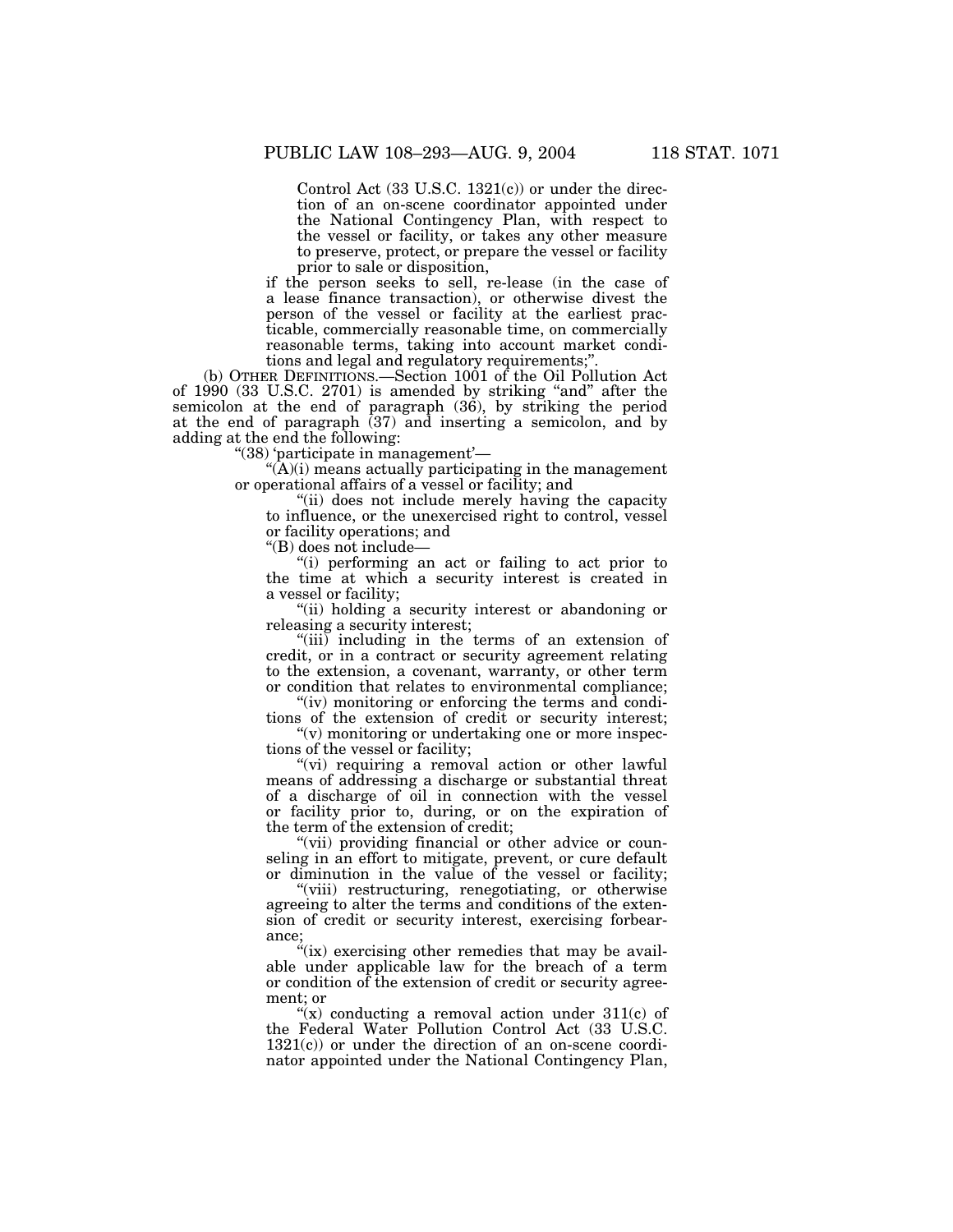Control Act (33 U.S.C. 1321(c)) or under the direction of an on-scene coordinator appointed under the National Contingency Plan, with respect to the vessel or facility, or takes any other measure to preserve, protect, or prepare the vessel or facility prior to sale or disposition,

if the person seeks to sell, re-lease (in the case of a lease finance transaction), or otherwise divest the person of the vessel or facility at the earliest practicable, commercially reasonable time, on commercially reasonable terms, taking into account market conditions and legal and regulatory requirements;".

(b) OTHER DEFINITIONS.—Section 1001 of the Oil Pollution Act of 1990 (33 U.S.C. 2701) is amended by striking "and" after the semicolon at the end of paragraph (36), by striking the period at the end of paragraph (37) and inserting a semicolon, and by adding at the end the following:

"(38) 'participate in management'—

"(A)(i) means actually participating in the management or operational affairs of a vessel or facility; and

"(ii) does not include merely having the capacity to influence, or the unexercised right to control, vessel or facility operations; and

"(B) does not include—

"(i) performing an act or failing to act prior to the time at which a security interest is created in a vessel or facility;

"(ii) holding a security interest or abandoning or releasing a security interest;

"(iii) including in the terms of an extension of credit, or in a contract or security agreement relating to the extension, a covenant, warranty, or other term or condition that relates to environmental compliance;

"(iv) monitoring or enforcing the terms and conditions of the extension of credit or security interest;

"(v) monitoring or undertaking one or more inspections of the vessel or facility;

"(vi) requiring a removal action or other lawful means of addressing a discharge or substantial threat of a discharge of oil in connection with the vessel or facility prior to, during, or on the expiration of the term of the extension of credit;

"(vii) providing financial or other advice or counseling in an effort to mitigate, prevent, or cure default or diminution in the value of the vessel or facility;

"(viii) restructuring, renegotiating, or otherwise agreeing to alter the terms and conditions of the extension of credit or security interest, exercising forbearance;

"(ix) exercising other remedies that may be available under applicable law for the breach of a term or condition of the extension of credit or security agreement; or

"(x) conducting a removal action under 311(c) of the Federal Water Pollution Control Act (33 U.S.C. 1321(c)) or under the direction of an on-scene coordinator appointed under the National Contingency Plan,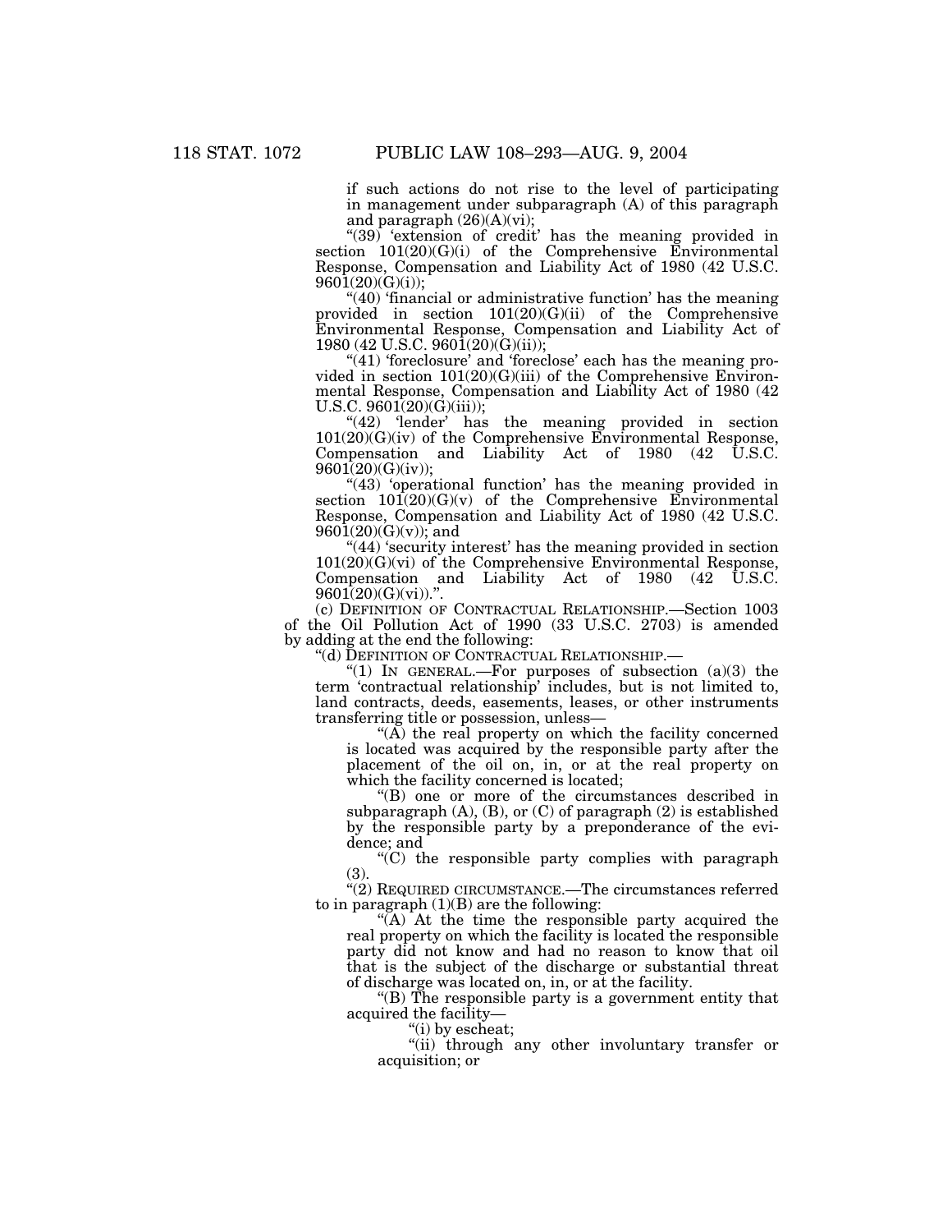if such actions do not rise to the level of participating in management under subparagraph (A) of this paragraph and paragraph (26)(A)(vi);

"(39) 'extension of credit' has the meaning provided in section 101(20)(G)(i) of the Comprehensive Environmental Response, Compensation and Liability Act of 1980 (42 U.S.C. 9601(20)(G)(i));

"(40) 'financial or administrative function' has the meaning provided in section 101(20)(G)(ii) of the Comprehensive Environmental Response, Compensation and Liability Act of 1980 (42 U.S.C. 9601(20)(G)(ii));

"(41) 'foreclosure' and 'foreclose' each has the meaning provided in section 101(20)(G)(iii) of the Comprehensive Environmental Response, Compensation and Liability Act of 1980 (42 U.S.C. 9601(20)(G)(iii));

"(42) 'lender' has the meaning provided in section 101(20)(G)(iv) of the Comprehensive Environmental Response, Compensation and Liability Act of 1980 (42 U.S.C. 9601(20)(G)(iv));

"(43) 'operational function' has the meaning provided in section 101(20)(G)(v) of the Comprehensive Environmental Response, Compensation and Liability Act of 1980 (42 U.S.C. 9601(20)(G)(v)); and

"(44) 'security interest' has the meaning provided in section 101(20)(G)(vi) of the Comprehensive Environmental Response, Compensation and Liability Act of 1980 (42 U.S.C. 9601(20)(G)(vi)).".

(c) DEFINITION OF CONTRACTUAL RELATIONSHIP.—Section 1003 of the Oil Pollution Act of 1990 (33 U.S.C. 2703) is amended by adding at the end the following:

"(d) DEFINITION OF CONTRACTUAL RELATIONSHIP.—

"(1) IN GENERAL.—For purposes of subsection (a)(3) the term 'contractual relationship' includes, but is not limited to, land contracts, deeds, easements, leases, or other instruments transferring title or possession, unless—

"(A) the real property on which the facility concerned is located was acquired by the responsible party after the placement of the oil on, in, or at the real property on which the facility concerned is located;

"(B) one or more of the circumstances described in subparagraph (A), (B), or (C) of paragraph (2) is established by the responsible party by a preponderance of the evidence; and

"(C) the responsible party complies with paragraph (3).

"(2) REQUIRED CIRCUMSTANCE.—The circumstances referred to in paragraph (1)(B) are the following:

"(A) At the time the responsible party acquired the real property on which the facility is located the responsible party did not know and had no reason to know that oil that is the subject of the discharge or substantial threat of discharge was located on, in, or at the facility.

"(B) The responsible party is a government entity that acquired the facility—

"(i) by escheat;

"(ii) through any other involuntary transfer or acquisition; or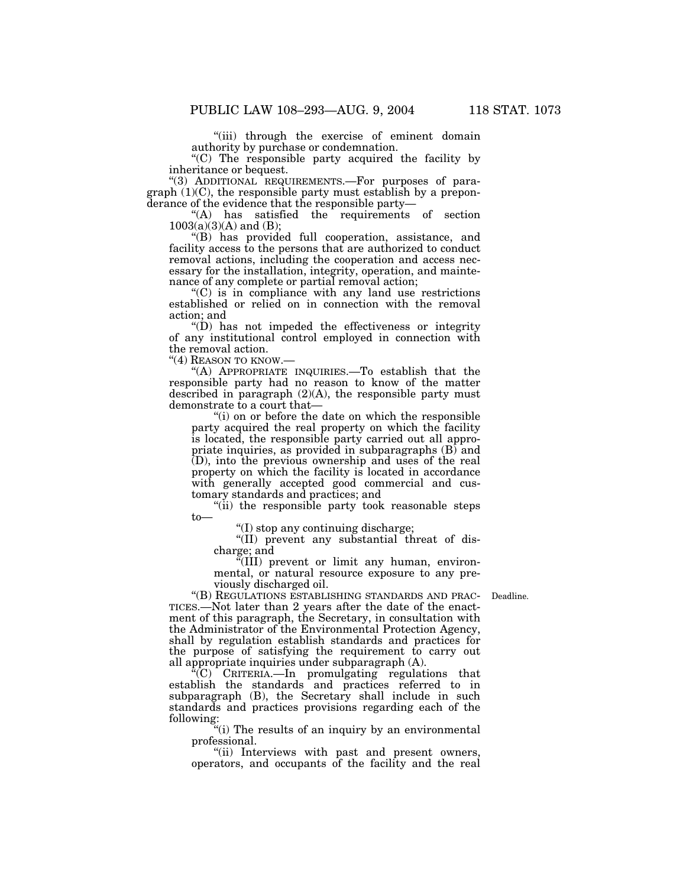"(iii) through the exercise of eminent domain authority by purchase or condemnation.

"(C) The responsible party acquired the facility by inheritance or bequest.

"(3) ADDITIONAL REQUIREMENTS.—For purposes of paragraph (1)(C), the responsible party must establish by a preponderance of the evidence that the responsible party—

"(A) has satisfied the requirements of section 1003(a)(3)(A) and (B);

"(B) has provided full cooperation, assistance, and facility access to the persons that are authorized to conduct removal actions, including the cooperation and access necessary for the installation, integrity, operation, and maintenance of any complete or partial removal action;

"(C) is in compliance with any land use restrictions established or relied on in connection with the removal action; and

"(D) has not impeded the effectiveness or integrity of any institutional control employed in connection with the removal action.

"(4) REASON TO KNOW.—

"(A) APPROPRIATE INQUIRIES.—To establish that the responsible party had no reason to know of the matter described in paragraph (2)(A), the responsible party must demonstrate to a court that—

"(i) on or before the date on which the responsible party acquired the real property on which the facility is located, the responsible party carried out all appropriate inquiries, as provided in subparagraphs (B) and (D), into the previous ownership and uses of the real property on which the facility is located in accordance with generally accepted good commercial and customary standards and practices; and

"(ii) the responsible party took reasonable steps to—

"(I) stop any continuing discharge;

"(II) prevent any substantial threat of discharge; and

"(III) prevent or limit any human, environmental, or natural resource exposure to any previously discharged oil.

Deadline.

"(B) REGULATIONS ESTABLISHING STANDARDS AND PRACTICES.—Not later than 2 years after the date of the enactment of this paragraph, the Secretary, in consultation with the Administrator of the Environmental Protection Agency, shall by regulation establish standards and practices for the purpose of satisfying the requirement to carry out all appropriate inquiries under subparagraph (A).

"(C) CRITERIA.—In promulgating regulations that establish the standards and practices referred to in subparagraph (B), the Secretary shall include in such standards and practices provisions regarding each of the following:

"(i) The results of an inquiry by an environmental professional.

"(ii) Interviews with past and present owners, operators, and occupants of the facility and the real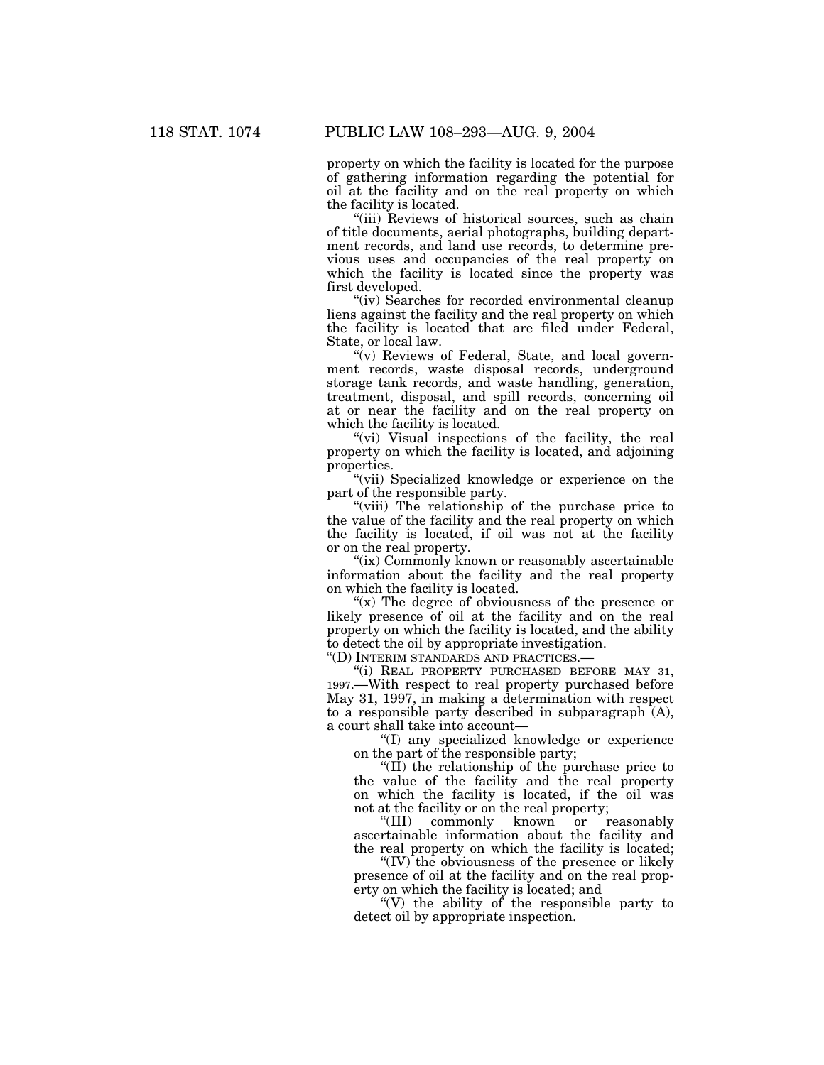property on which the facility is located for the purpose of gathering information regarding the potential for oil at the facility and on the real property on which the facility is located.

"(iii) Reviews of historical sources, such as chain of title documents, aerial photographs, building department records, and land use records, to determine previous uses and occupancies of the real property on which the facility is located since the property was first developed.

"(iv) Searches for recorded environmental cleanup liens against the facility and the real property on which the facility is located that are filed under Federal, State, or local law.

"(v) Reviews of Federal, State, and local government records, waste disposal records, underground storage tank records, and waste handling, generation, treatment, disposal, and spill records, concerning oil at or near the facility and on the real property on which the facility is located.

"(vi) Visual inspections of the facility, the real property on which the facility is located, and adjoining properties.

"(vii) Specialized knowledge or experience on the part of the responsible party.

"(viii) The relationship of the purchase price to the value of the facility and the real property on which the facility is located, if oil was not at the facility or on the real property.

"(ix) Commonly known or reasonably ascertainable information about the facility and the real property on which the facility is located.

"(x) The degree of obviousness of the presence or likely presence of oil at the facility and on the real property on which the facility is located, and the ability to detect the oil by appropriate investigation.

"(D) INTERIM STANDARDS AND PRACTICES.—

"(i) REAL PROPERTY PURCHASED BEFORE MAY 31, 1997.—With respect to real property purchased before May 31, 1997, in making a determination with respect to a responsible party described in subparagraph (A), a court shall take into account—

"(I) any specialized knowledge or experience on the part of the responsible party;

"(II) the relationship of the purchase price to the value of the facility and the real property on which the facility is located, if the oil was not at the facility or on the real property;

"(III) commonly known or reasonably ascertainable information about the facility and the real property on which the facility is located;

"(IV) the obviousness of the presence or likely presence of oil at the facility and on the real property on which the facility is located; and

"(V) the ability of the responsible party to detect oil by appropriate inspection.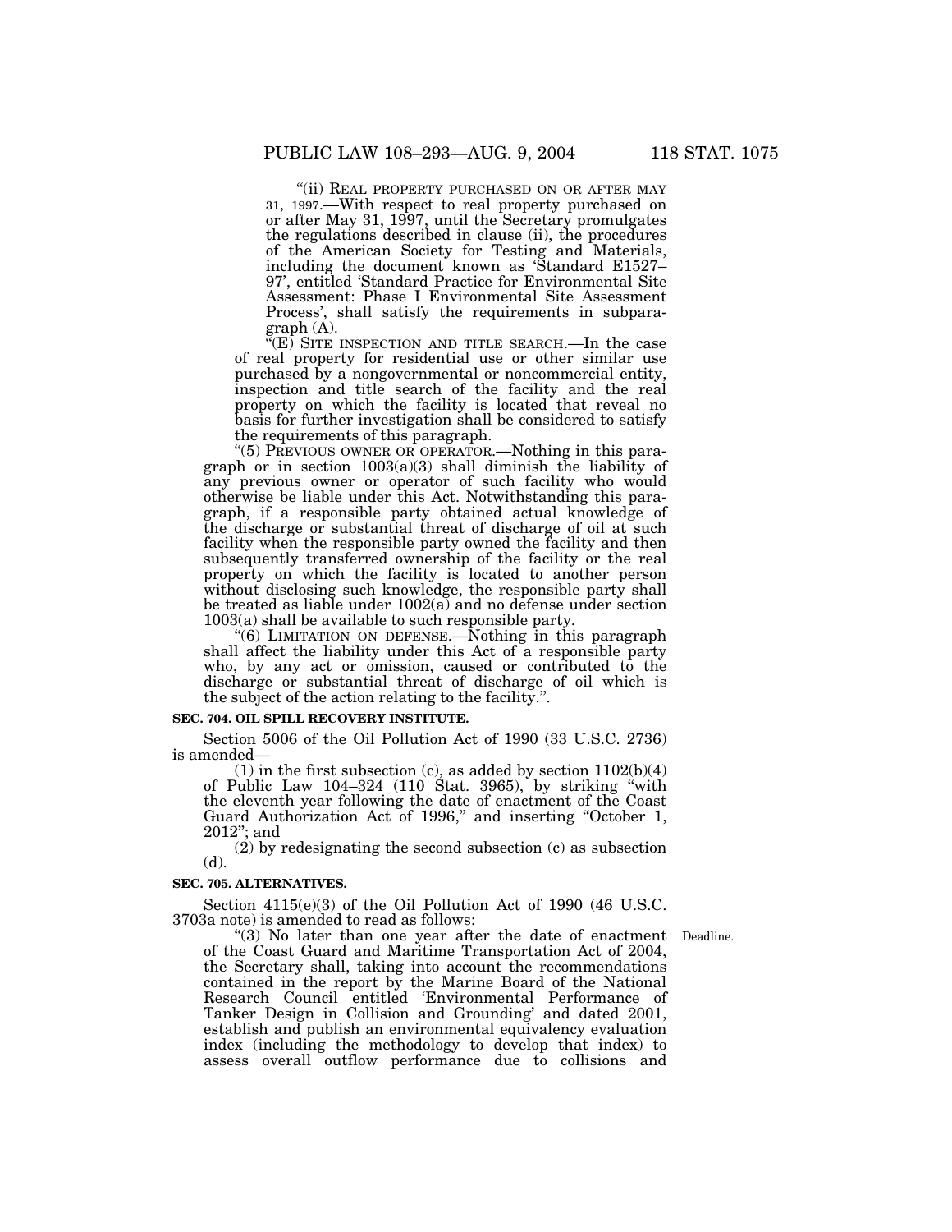"(ii) REAL PROPERTY PURCHASED ON OR AFTER MAY 31, 1997.—With respect to real property purchased on or after May 31, 1997, until the Secretary promulgates the regulations described in clause (ii), the procedures of the American Society for Testing and Materials, including the document known as 'Standard E1527–97', entitled 'Standard Practice for Environmental Site Assessment: Phase I Environmental Site Assessment Process', shall satisfy the requirements in subparagraph (A).

"(E) SITE INSPECTION AND TITLE SEARCH.—In the case of real property for residential use or other similar use purchased by a nongovernmental or noncommercial entity, inspection and title search of the facility and the real property on which the facility is located that reveal no basis for further investigation shall be considered to satisfy the requirements of this paragraph.

"(5) PREVIOUS OWNER OR OPERATOR.—Nothing in this paragraph or in section 1003(a)(3) shall diminish the liability of any previous owner or operator of such facility who would otherwise be liable under this Act. Notwithstanding this paragraph, if a responsible party obtained actual knowledge of the discharge or substantial threat of discharge of oil at such facility when the responsible party owned the facility and then subsequently transferred ownership of the facility or the real property on which the facility is located to another person without disclosing such knowledge, the responsible party shall be treated as liable under 1002(a) and no defense under section 1003(a) shall be available to such responsible party.

"(6) LIMITATION ON DEFENSE.—Nothing in this paragraph shall affect the liability under this Act of a responsible party who, by any act or omission, caused or contributed to the discharge or substantial threat of discharge of oil which is the subject of the action relating to the facility.".

**SEC. 704. OIL SPILL RECOVERY INSTITUTE.**

Section 5006 of the Oil Pollution Act of 1990 (33 U.S.C. 2736) is amended—

(1) in the first subsection (c), as added by section 1102(b)(4) of Public Law 104–324 (110 Stat. 3965), by striking "with the eleventh year following the date of enactment of the Coast Guard Authorization Act of 1996," and inserting "October 1, 2012"; and

(2) by redesignating the second subsection (c) as subsection (d).

**SEC. 705. ALTERNATIVES.**

Section 4115(e)(3) of the Oil Pollution Act of 1990 (46 U.S.C. 3703a note) is amended to read as follows:

Deadline.

"(3) No later than one year after the date of enactment of the Coast Guard and Maritime Transportation Act of 2004, the Secretary shall, taking into account the recommendations contained in the report by the Marine Board of the National Research Council entitled 'Environmental Performance of Tanker Design in Collision and Grounding' and dated 2001, establish and publish an environmental equivalency evaluation index (including the methodology to develop that index) to assess overall outflow performance due to collisions and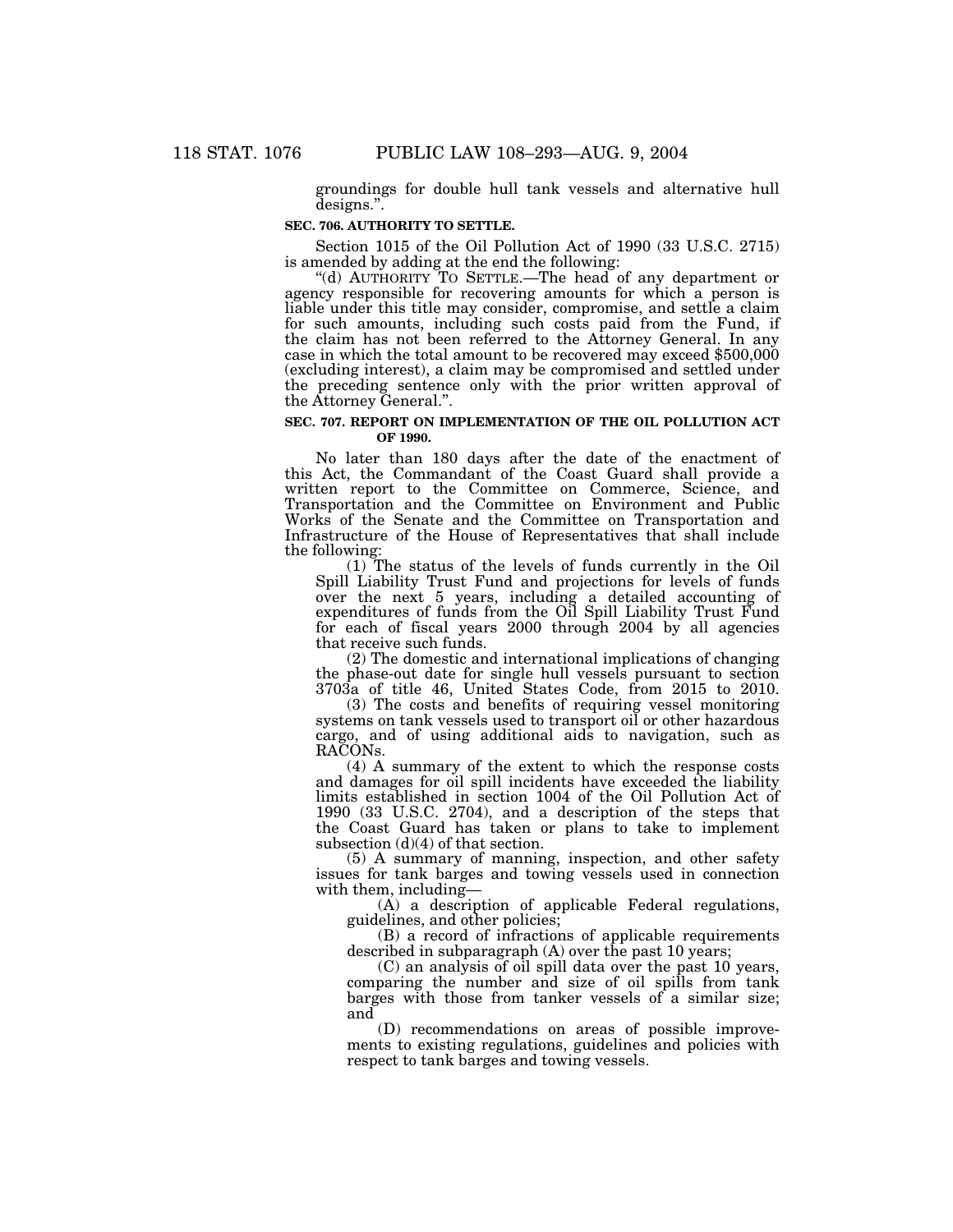groundings for double hull tank vessels and alternative hull designs.".

**SEC. 706. AUTHORITY TO SETTLE.**

Section 1015 of the Oil Pollution Act of 1990 (33 U.S.C. 2715) is amended by adding at the end the following:

"(d) AUTHORITY TO SETTLE.—The head of any department or agency responsible for recovering amounts for which a person is liable under this title may consider, compromise, and settle a claim for such amounts, including such costs paid from the Fund, if the claim has not been referred to the Attorney General. In any case in which the total amount to be recovered may exceed $500,000 (excluding interest), a claim may be compromised and settled under the preceding sentence only with the prior written approval of the Attorney General.".

**SEC. 707. REPORT ON IMPLEMENTATION OF THE OIL POLLUTION ACT OF 1990.**

No later than 180 days after the date of the enactment of this Act, the Commandant of the Coast Guard shall provide a written report to the Committee on Commerce, Science, and Transportation and the Committee on Environment and Public Works of the Senate and the Committee on Transportation and Infrastructure of the House of Representatives that shall include the following:

(1) The status of the levels of funds currently in the Oil Spill Liability Trust Fund and projections for levels of funds over the next 5 years, including a detailed accounting of expenditures of funds from the Oil Spill Liability Trust Fund for each of fiscal years 2000 through 2004 by all agencies that receive such funds.

(2) The domestic and international implications of changing the phase-out date for single hull vessels pursuant to section 3703a of title 46, United States Code, from 2015 to 2010.

(3) The costs and benefits of requiring vessel monitoring systems on tank vessels used to transport oil or other hazardous cargo, and of using additional aids to navigation, such as RACONs.

(4) A summary of the extent to which the response costs and damages for oil spill incidents have exceeded the liability limits established in section 1004 of the Oil Pollution Act of 1990 (33 U.S.C. 2704), and a description of the steps that the Coast Guard has taken or plans to take to implement subsection (d)(4) of that section.

(5) A summary of manning, inspection, and other safety issues for tank barges and towing vessels used in connection with them, including—

(A) a description of applicable Federal regulations, guidelines, and other policies;

(B) a record of infractions of applicable requirements described in subparagraph (A) over the past 10 years;

(C) an analysis of oil spill data over the past 10 years, comparing the number and size of oil spills from tank barges with those from tanker vessels of a similar size; and

(D) recommendations on areas of possible improvements to existing regulations, guidelines and policies with respect to tank barges and towing vessels.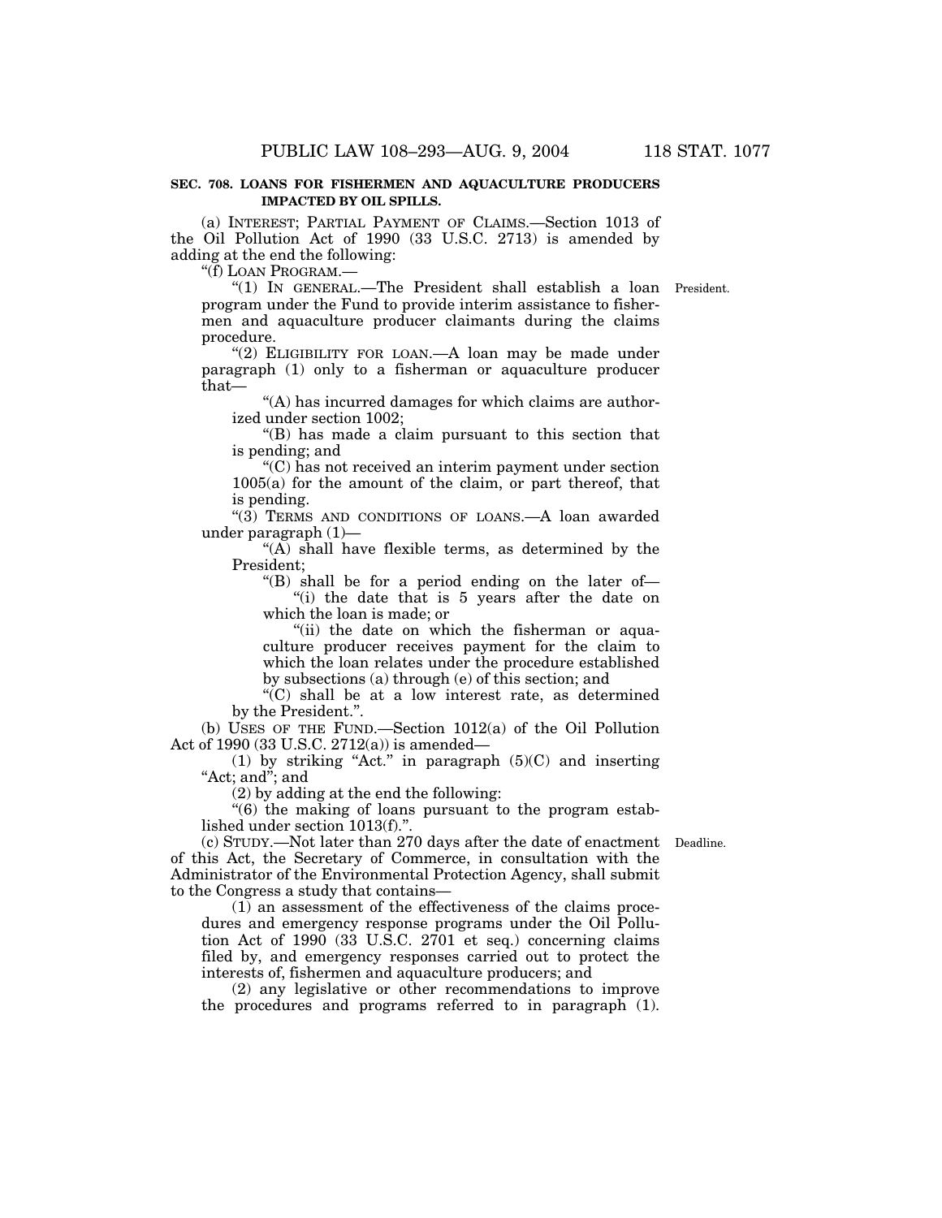**SEC. 708. LOANS FOR FISHERMEN AND AQUACULTURE PRODUCERS IMPACTED BY OIL SPILLS.**

(a) INTEREST; PARTIAL PAYMENT OF CLAIMS.—Section 1013 of the Oil Pollution Act of 1990 (33 U.S.C. 2713) is amended by adding at the end the following:

"(f) LOAN PROGRAM.—

"(1) IN GENERAL.—The President shall establish a loan program under the Fund to provide interim assistance to fishermen and aquaculture producer claimants during the claims procedure.

President.

"(2) ELIGIBILITY FOR LOAN.—A loan may be made under paragraph (1) only to a fisherman or aquaculture producer that—

"(A) has incurred damages for which claims are authorized under section 1002;

"(B) has made a claim pursuant to this section that is pending; and

"(C) has not received an interim payment under section 1005(a) for the amount of the claim, or part thereof, that is pending.

"(3) TERMS AND CONDITIONS OF LOANS.—A loan awarded under paragraph (1)—

"(A) shall have flexible terms, as determined by the President;

"(B) shall be for a period ending on the later of—

"(i) the date that is 5 years after the date on which the loan is made; or

"(ii) the date on which the fisherman or aquaculture producer receives payment for the claim to which the loan relates under the procedure established by subsections (a) through (e) of this section; and

"(C) shall be at a low interest rate, as determined by the President.".

(b) USES OF THE FUND.—Section 1012(a) of the Oil Pollution Act of 1990 (33 U.S.C. 2712(a)) is amended—

(1) by striking "Act." in paragraph (5)(C) and inserting "Act; and"; and

(2) by adding at the end the following:

"(6) the making of loans pursuant to the program established under section 1013(f).".

(c) STUDY.—Not later than 270 days after the date of enactment of this Act, the Secretary of Commerce, in consultation with the Administrator of the Environmental Protection Agency, shall submit to the Congress a study that contains—

Deadline.

(1) an assessment of the effectiveness of the claims procedures and emergency response programs under the Oil Pollution Act of 1990 (33 U.S.C. 2701 et seq.) concerning claims filed by, and emergency responses carried out to protect the interests of, fishermen and aquaculture producers; and

(2) any legislative or other recommendations to improve the procedures and programs referred to in paragraph (1).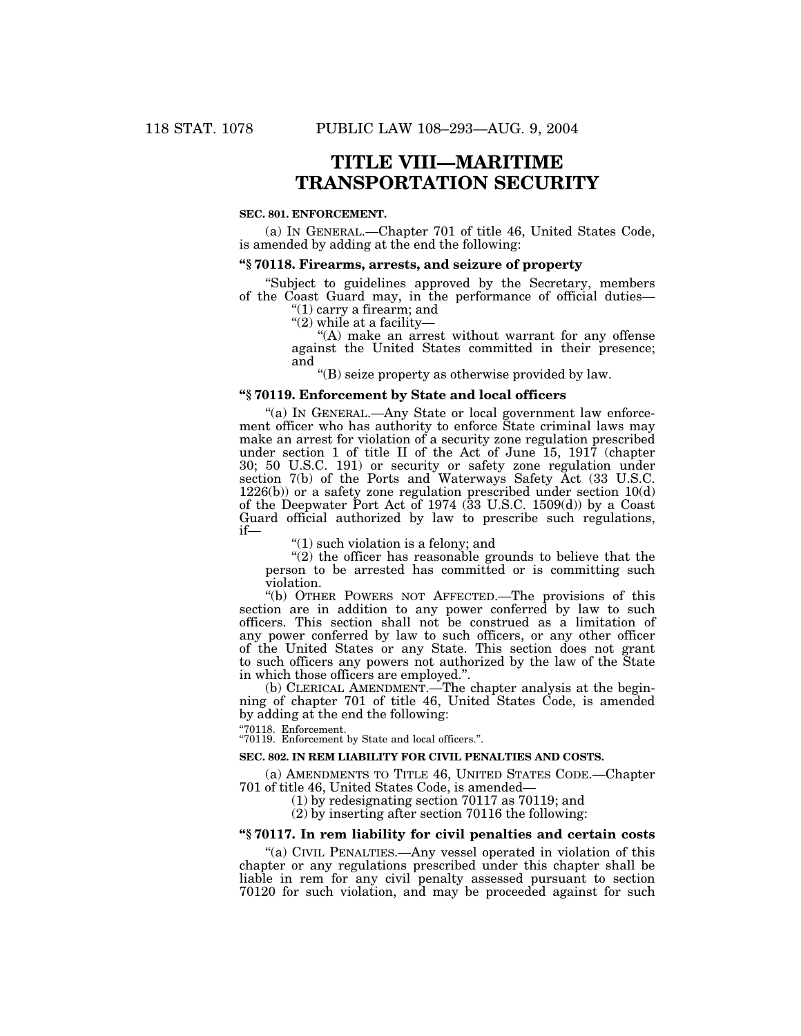# TITLE VIII—MARITIME TRANSPORTATION SECURITY

**SEC. 801. ENFORCEMENT.**

(a) IN GENERAL.—Chapter 701 of title 46, United States Code, is amended by adding at the end the following:

**"§ 70118. Firearms, arrests, and seizure of property**

"Subject to guidelines approved by the Secretary, members of the Coast Guard may, in the performance of official duties—

"(1) carry a firearm; and

"(2) while at a facility—

"(A) make an arrest without warrant for any offense against the United States committed in their presence; and

"(B) seize property as otherwise provided by law.

**"§ 70119. Enforcement by State and local officers**

"(a) IN GENERAL.—Any State or local government law enforcement officer who has authority to enforce State criminal laws may make an arrest for violation of a security zone regulation prescribed under section 1 of title II of the Act of June 15, 1917 (chapter 30; 50 U.S.C. 191) or security or safety zone regulation under section 7(b) of the Ports and Waterways Safety Act (33 U.S.C. 1226(b)) or a safety zone regulation prescribed under section 10(d) of the Deepwater Port Act of 1974 (33 U.S.C. 1509(d)) by a Coast Guard official authorized by law to prescribe such regulations, if—

"(1) such violation is a felony; and

"(2) the officer has reasonable grounds to believe that the person to be arrested has committed or is committing such violation.

"(b) OTHER POWERS NOT AFFECTED.—The provisions of this section are in addition to any power conferred by law to such officers. This section shall not be construed as a limitation of any power conferred by law to such officers, or any other officer of the United States or any State. This section does not grant to such officers any powers not authorized by the law of the State in which those officers are employed.".

(b) CLERICAL AMENDMENT.—The chapter analysis at the beginning of chapter 701 of title 46, United States Code, is amended by adding at the end the following:

"70118. Enforcement.
"70119. Enforcement by State and local officers.".

**SEC. 802. IN REM LIABILITY FOR CIVIL PENALTIES AND COSTS.**

(a) AMENDMENTS TO TITLE 46, UNITED STATES CODE.—Chapter 701 of title 46, United States Code, is amended—

(1) by redesignating section 70117 as 70119; and

(2) by inserting after section 70116 the following:

**"§ 70117. In rem liability for civil penalties and certain costs**

"(a) CIVIL PENALTIES.—Any vessel operated in violation of this chapter or any regulations prescribed under this chapter shall be liable in rem for any civil penalty assessed pursuant to section 70120 for such violation, and may be proceeded against for such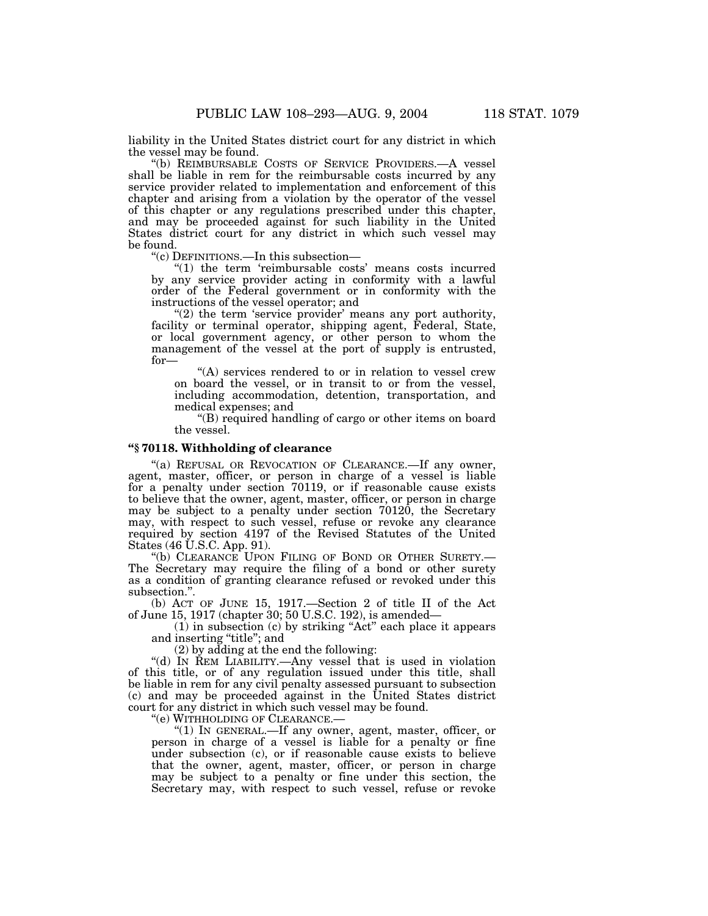liability in the United States district court for any district in which the vessel may be found.

"(b) REIMBURSABLE COSTS OF SERVICE PROVIDERS.—A vessel shall be liable in rem for the reimbursable costs incurred by any service provider related to implementation and enforcement of this chapter and arising from a violation by the operator of the vessel of this chapter or any regulations prescribed under this chapter, and may be proceeded against for such liability in the United States district court for any district in which such vessel may be found.

"(c) DEFINITIONS.—In this subsection—

"(1) the term 'reimbursable costs' means costs incurred by any service provider acting in conformity with a lawful order of the Federal government or in conformity with the instructions of the vessel operator; and

"(2) the term 'service provider' means any port authority, facility or terminal operator, shipping agent, Federal, State, or local government agency, or other person to whom the management of the vessel at the port of supply is entrusted, for—

"(A) services rendered to or in relation to vessel crew on board the vessel, or in transit to or from the vessel, including accommodation, detention, transportation, and medical expenses; and

"(B) required handling of cargo or other items on board the vessel.

**"§ 70118. Withholding of clearance**

"(a) REFUSAL OR REVOCATION OF CLEARANCE.—If any owner, agent, master, officer, or person in charge of a vessel is liable for a penalty under section 70119, or if reasonable cause exists to believe that the owner, agent, master, officer, or person in charge may be subject to a penalty under section 70120, the Secretary may, with respect to such vessel, refuse or revoke any clearance required by section 4197 of the Revised Statutes of the United States (46 U.S.C. App. 91).

"(b) CLEARANCE UPON FILING OF BOND OR OTHER SURETY.—The Secretary may require the filing of a bond or other surety as a condition of granting clearance refused or revoked under this subsection.".

(b) ACT OF JUNE 15, 1917.—Section 2 of title II of the Act of June 15, 1917 (chapter 30; 50 U.S.C. 192), is amended—

(1) in subsection (c) by striking "Act" each place it appears and inserting "title"; and

(2) by adding at the end the following:

"(d) IN REM LIABILITY.—Any vessel that is used in violation of this title, or of any regulation issued under this title, shall be liable in rem for any civil penalty assessed pursuant to subsection (c) and may be proceeded against in the United States district court for any district in which such vessel may be found.

"(e) WITHHOLDING OF CLEARANCE.—

"(1) IN GENERAL.—If any owner, agent, master, officer, or person in charge of a vessel is liable for a penalty or fine under subsection (c), or if reasonable cause exists to believe that the owner, agent, master, officer, or person in charge may be subject to a penalty or fine under this section, the Secretary may, with respect to such vessel, refuse or revoke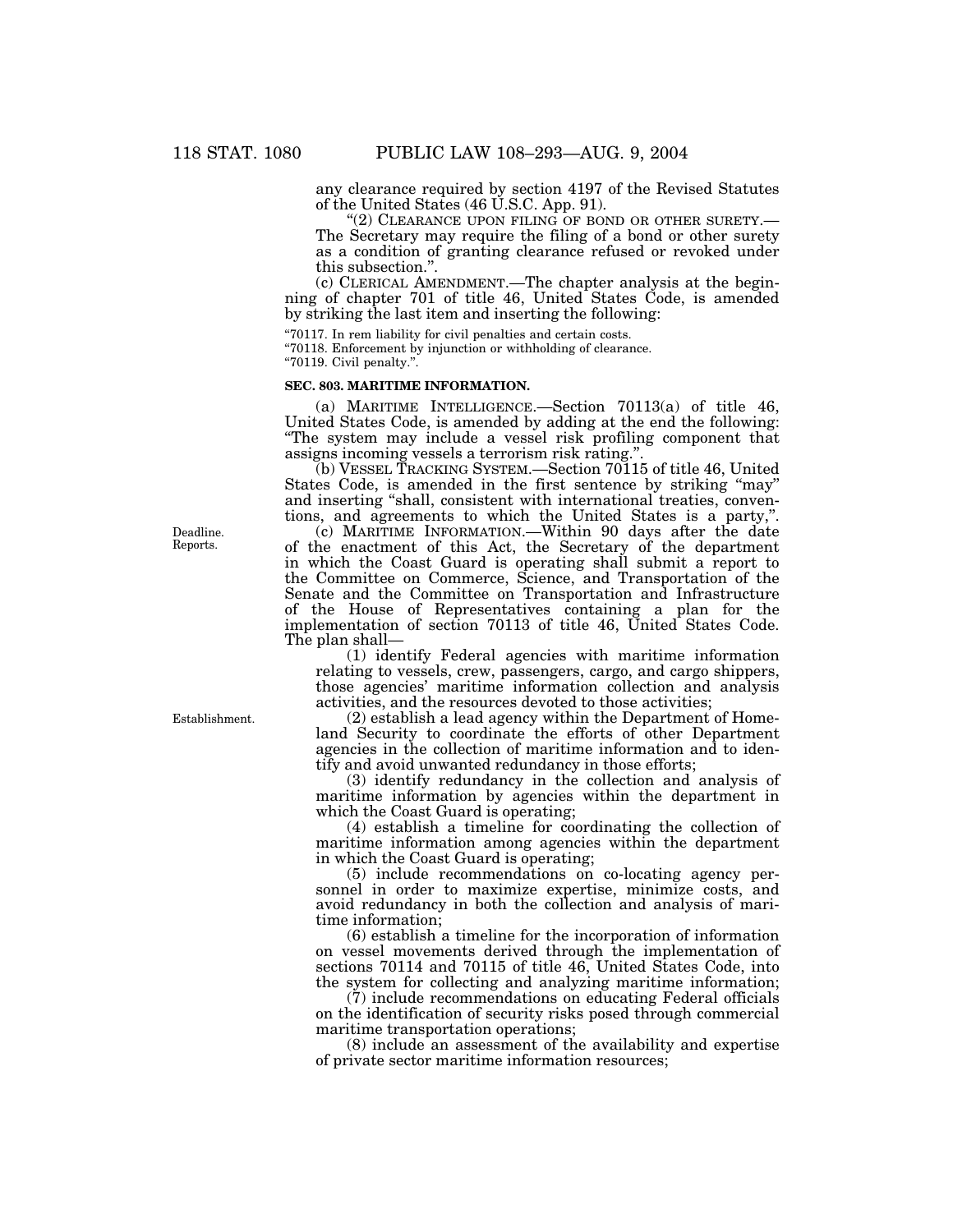any clearance required by section 4197 of the Revised Statutes of the United States (46 U.S.C. App. 91).

"(2) CLEARANCE UPON FILING OF BOND OR OTHER SURETY.— The Secretary may require the filing of a bond or other surety as a condition of granting clearance refused or revoked under this subsection.".

(c) CLERICAL AMENDMENT.—The chapter analysis at the beginning of chapter 701 of title 46, United States Code, is amended by striking the last item and inserting the following:

"70117. In rem liability for civil penalties and certain costs.
"70118. Enforcement by injunction or withholding of clearance.
"70119. Civil penalty.".

**SEC. 803. MARITIME INFORMATION.**

(a) MARITIME INTELLIGENCE.—Section 70113(a) of title 46, United States Code, is amended by adding at the end the following: "The system may include a vessel risk profiling component that assigns incoming vessels a terrorism risk rating.".

(b) VESSEL TRACKING SYSTEM.—Section 70115 of title 46, United States Code, is amended in the first sentence by striking "may" and inserting "shall, consistent with international treaties, conventions, and agreements to which the United States is a party,".

Deadline. Reports.

(c) MARITIME INFORMATION.—Within 90 days after the date of the enactment of this Act, the Secretary of the department in which the Coast Guard is operating shall submit a report to the Committee on Commerce, Science, and Transportation of the Senate and the Committee on Transportation and Infrastructure of the House of Representatives containing a plan for the implementation of section 70113 of title 46, United States Code. The plan shall—

(1) identify Federal agencies with maritime information relating to vessels, crew, passengers, cargo, and cargo shippers, those agencies' maritime information collection and analysis activities, and the resources devoted to those activities;

Establishment.

(2) establish a lead agency within the Department of Homeland Security to coordinate the efforts of other Department agencies in the collection of maritime information and to identify and avoid unwanted redundancy in those efforts;

(3) identify redundancy in the collection and analysis of maritime information by agencies within the department in which the Coast Guard is operating;

(4) establish a timeline for coordinating the collection of maritime information among agencies within the department in which the Coast Guard is operating;

(5) include recommendations on co-locating agency personnel in order to maximize expertise, minimize costs, and avoid redundancy in both the collection and analysis of maritime information;

(6) establish a timeline for the incorporation of information on vessel movements derived through the implementation of sections 70114 and 70115 of title 46, United States Code, into the system for collecting and analyzing maritime information;

(7) include recommendations on educating Federal officials on the identification of security risks posed through commercial maritime transportation operations;

(8) include an assessment of the availability and expertise of private sector maritime information resources;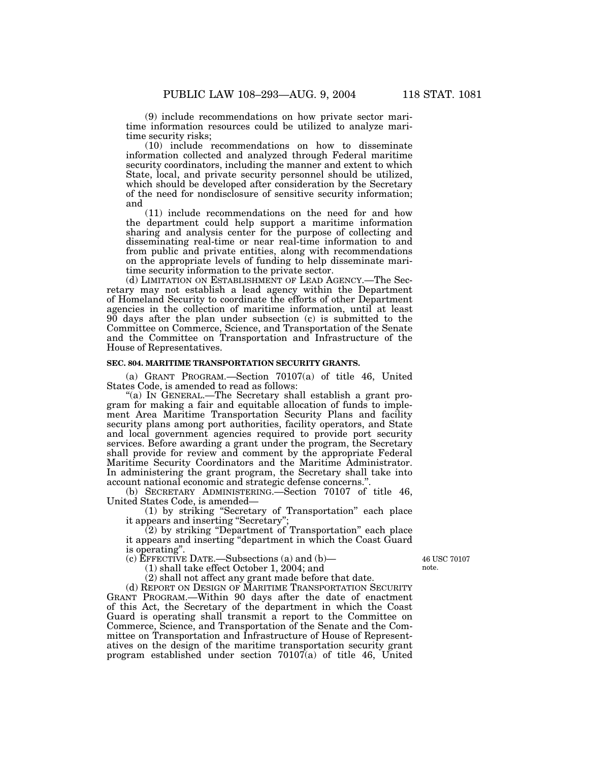(9) include recommendations on how private sector maritime information resources could be utilized to analyze maritime security risks;

(10) include recommendations on how to disseminate information collected and analyzed through Federal maritime security coordinators, including the manner and extent to which State, local, and private security personnel should be utilized, which should be developed after consideration by the Secretary of the need for nondisclosure of sensitive security information; and

(11) include recommendations on the need for and how the department could help support a maritime information sharing and analysis center for the purpose of collecting and disseminating real-time or near real-time information to and from public and private entities, along with recommendations on the appropriate levels of funding to help disseminate maritime security information to the private sector.

(d) LIMITATION ON ESTABLISHMENT OF LEAD AGENCY.—The Secretary may not establish a lead agency within the Department of Homeland Security to coordinate the efforts of other Department agencies in the collection of maritime information, until at least 90 days after the plan under subsection (c) is submitted to the Committee on Commerce, Science, and Transportation of the Senate and the Committee on Transportation and Infrastructure of the House of Representatives.

**SEC. 804. MARITIME TRANSPORTATION SECURITY GRANTS.**

(a) GRANT PROGRAM.—Section 70107(a) of title 46, United States Code, is amended to read as follows:

"(a) IN GENERAL.—The Secretary shall establish a grant program for making a fair and equitable allocation of funds to implement Area Maritime Transportation Security Plans and facility security plans among port authorities, facility operators, and State and local government agencies required to provide port security services. Before awarding a grant under the program, the Secretary shall provide for review and comment by the appropriate Federal Maritime Security Coordinators and the Maritime Administrator. In administering the grant program, the Secretary shall take into account national economic and strategic defense concerns.".

(b) SECRETARY ADMINISTERING.—Section 70107 of title 46, United States Code, is amended—

(1) by striking "Secretary of Transportation" each place it appears and inserting "Secretary";

(2) by striking "Department of Transportation" each place it appears and inserting "department in which the Coast Guard is operating".

(c) EFFECTIVE DATE.—Subsections (a) and (b)—

46 USC 70107 note.

(1) shall take effect October 1, 2004; and

(2) shall not affect any grant made before that date.

(d) REPORT ON DESIGN OF MARITIME TRANSPORTATION SECURITY GRANT PROGRAM.—Within 90 days after the date of enactment of this Act, the Secretary of the department in which the Coast Guard is operating shall transmit a report to the Committee on Commerce, Science, and Transportation of the Senate and the Committee on Transportation and Infrastructure of House of Representatives on the design of the maritime transportation security grant program established under section 70107(a) of title 46, United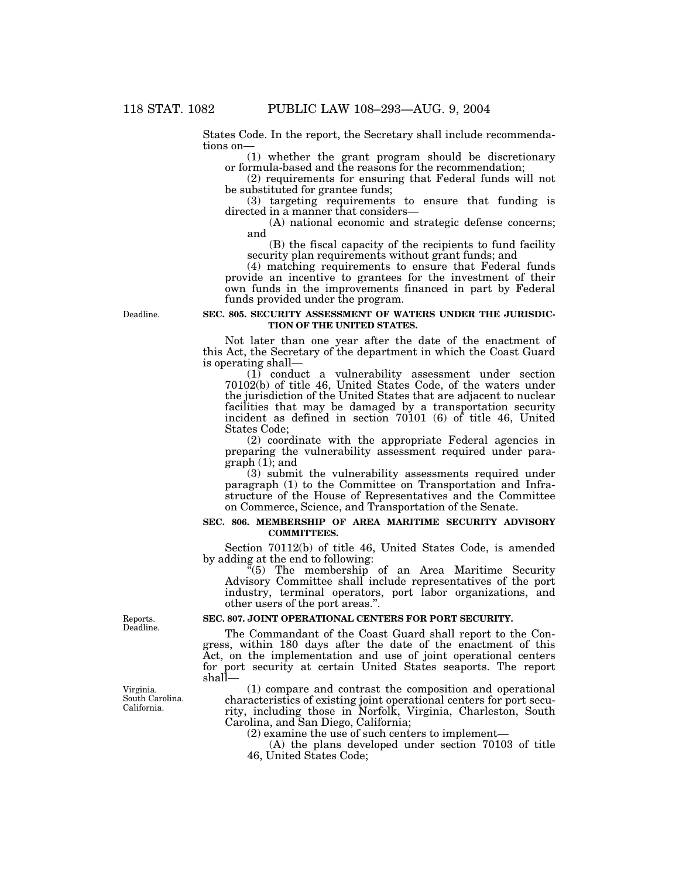States Code. In the report, the Secretary shall include recommendations on—

(1) whether the grant program should be discretionary or formula-based and the reasons for the recommendation;

(2) requirements for ensuring that Federal funds will not be substituted for grantee funds;

(3) targeting requirements to ensure that funding is directed in a manner that considers—

(A) national economic and strategic defense concerns; and

(B) the fiscal capacity of the recipients to fund facility security plan requirements without grant funds; and

(4) matching requirements to ensure that Federal funds provide an incentive to grantees for the investment of their own funds in the improvements financed in part by Federal funds provided under the program.

Deadline.

**SEC. 805. SECURITY ASSESSMENT OF WATERS UNDER THE JURISDICTION OF THE UNITED STATES.**

Not later than one year after the date of the enactment of this Act, the Secretary of the department in which the Coast Guard is operating shall—

(1) conduct a vulnerability assessment under section 70102(b) of title 46, United States Code, of the waters under the jurisdiction of the United States that are adjacent to nuclear facilities that may be damaged by a transportation security incident as defined in section 70101 (6) of title 46, United States Code;

(2) coordinate with the appropriate Federal agencies in preparing the vulnerability assessment required under paragraph (1); and

(3) submit the vulnerability assessments required under paragraph (1) to the Committee on Transportation and Infrastructure of the House of Representatives and the Committee on Commerce, Science, and Transportation of the Senate.

**SEC. 806. MEMBERSHIP OF AREA MARITIME SECURITY ADVISORY COMMITTEES.**

Section 70112(b) of title 46, United States Code, is amended by adding at the end to following:

"(5) The membership of an Area Maritime Security Advisory Committee shall include representatives of the port industry, terminal operators, port labor organizations, and other users of the port areas.".

Reports.
Deadline.

**SEC. 807. JOINT OPERATIONAL CENTERS FOR PORT SECURITY.**

The Commandant of the Coast Guard shall report to the Congress, within 180 days after the date of the enactment of this Act, on the implementation and use of joint operational centers for port security at certain United States seaports. The report shall—

Virginia.
South Carolina.
California.

(1) compare and contrast the composition and operational characteristics of existing joint operational centers for port security, including those in Norfolk, Virginia, Charleston, South Carolina, and San Diego, California;

(2) examine the use of such centers to implement—

(A) the plans developed under section 70103 of title 46, United States Code;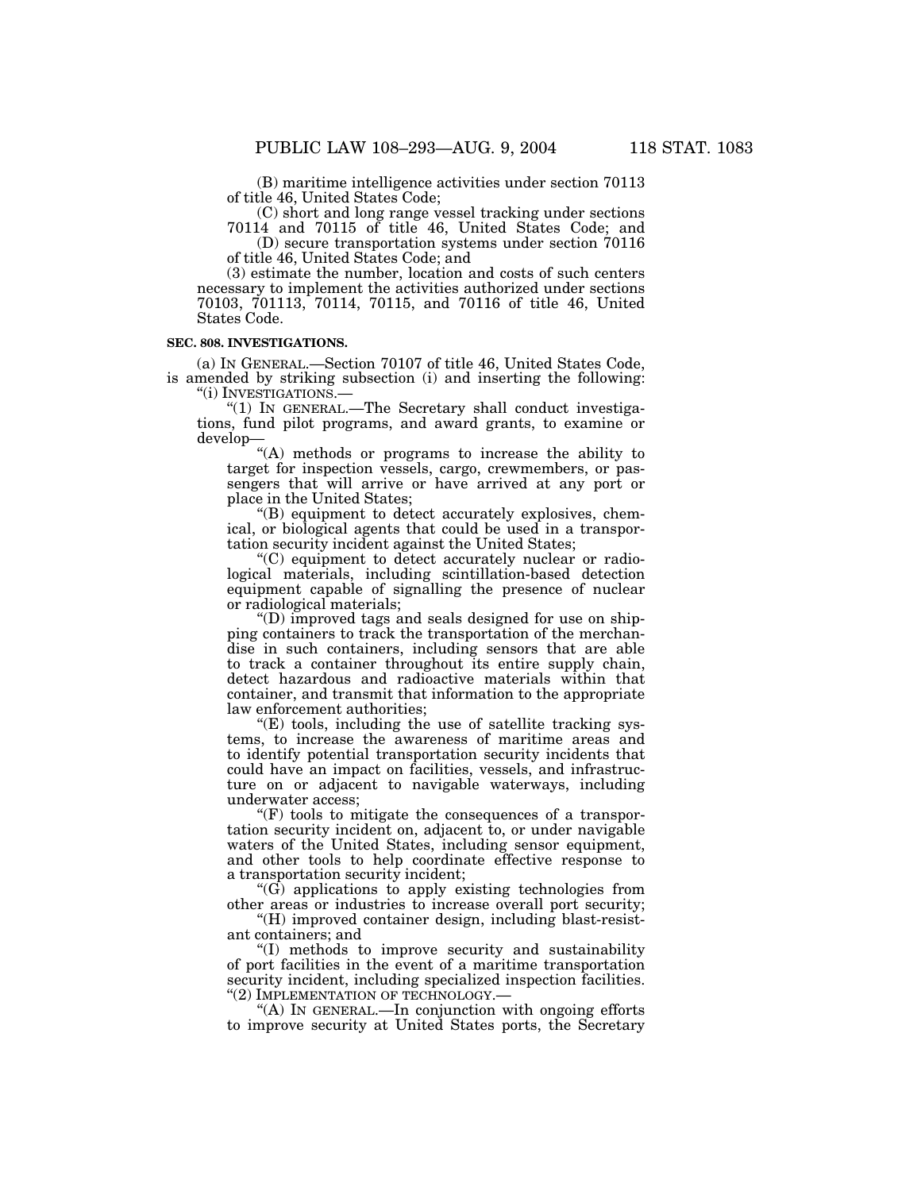(B) maritime intelligence activities under section 70113 of title 46, United States Code;

(C) short and long range vessel tracking under sections 70114 and 70115 of title 46, United States Code; and

(D) secure transportation systems under section 70116 of title 46, United States Code; and

(3) estimate the number, location and costs of such centers necessary to implement the activities authorized under sections 70103, 701113, 70114, 70115, and 70116 of title 46, United States Code.

**SEC. 808. INVESTIGATIONS.**

(a) IN GENERAL.—Section 70107 of title 46, United States Code, is amended by striking subsection (i) and inserting the following:

"(i) INVESTIGATIONS.—

"(1) IN GENERAL.—The Secretary shall conduct investigations, fund pilot programs, and award grants, to examine or develop—

"(A) methods or programs to increase the ability to target for inspection vessels, cargo, crewmembers, or passengers that will arrive or have arrived at any port or place in the United States;

"(B) equipment to detect accurately explosives, chemical, or biological agents that could be used in a transportation security incident against the United States;

"(C) equipment to detect accurately nuclear or radiological materials, including scintillation-based detection equipment capable of signalling the presence of nuclear or radiological materials;

"(D) improved tags and seals designed for use on shipping containers to track the transportation of the merchandise in such containers, including sensors that are able to track a container throughout its entire supply chain, detect hazardous and radioactive materials within that container, and transmit that information to the appropriate law enforcement authorities;

"(E) tools, including the use of satellite tracking systems, to increase the awareness of maritime areas and to identify potential transportation security incidents that could have an impact on facilities, vessels, and infrastructure on or adjacent to navigable waterways, including underwater access;

"(F) tools to mitigate the consequences of a transportation security incident on, adjacent to, or under navigable waters of the United States, including sensor equipment, and other tools to help coordinate effective response to a transportation security incident;

"(G) applications to apply existing technologies from other areas or industries to increase overall port security;

"(H) improved container design, including blast-resistant containers; and

"(I) methods to improve security and sustainability of port facilities in the event of a maritime transportation security incident, including specialized inspection facilities.

"(2) IMPLEMENTATION OF TECHNOLOGY.—

"(A) IN GENERAL.—In conjunction with ongoing efforts to improve security at United States ports, the Secretary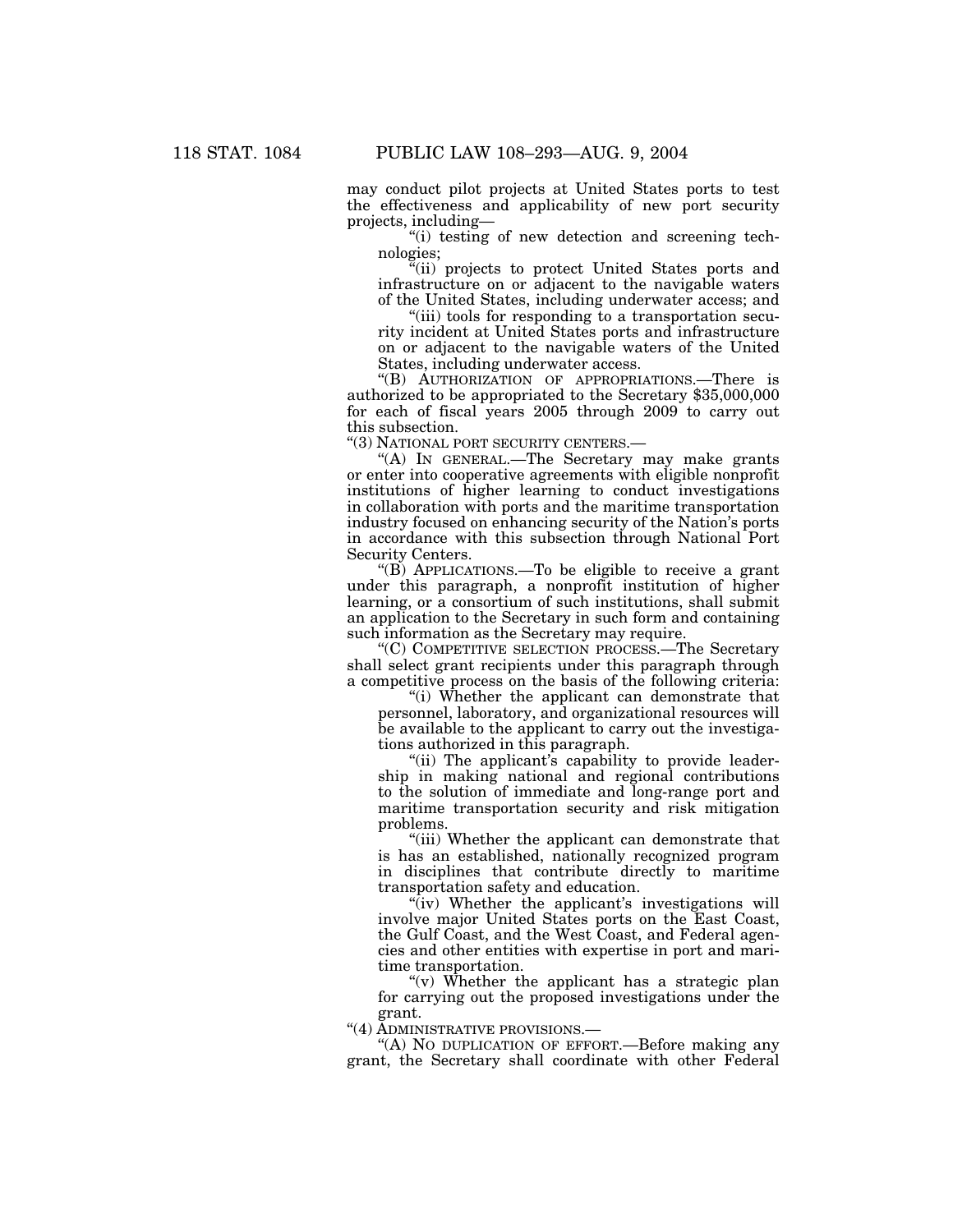may conduct pilot projects at United States ports to test the effectiveness and applicability of new port security projects, including—

"(i) testing of new detection and screening technologies;

"(ii) projects to protect United States ports and infrastructure on or adjacent to the navigable waters of the United States, including underwater access; and

"(iii) tools for responding to a transportation security incident at United States ports and infrastructure on or adjacent to the navigable waters of the United States, including underwater access.

"(B) AUTHORIZATION OF APPROPRIATIONS.—There is authorized to be appropriated to the Secretary $35,000,000 for each of fiscal years 2005 through 2009 to carry out this subsection.

"(3) NATIONAL PORT SECURITY CENTERS.—

"(A) IN GENERAL.—The Secretary may make grants or enter into cooperative agreements with eligible nonprofit institutions of higher learning to conduct investigations in collaboration with ports and the maritime transportation industry focused on enhancing security of the Nation's ports in accordance with this subsection through National Port Security Centers.

"(B) APPLICATIONS.—To be eligible to receive a grant under this paragraph, a nonprofit institution of higher learning, or a consortium of such institutions, shall submit an application to the Secretary in such form and containing such information as the Secretary may require.

"(C) COMPETITIVE SELECTION PROCESS.—The Secretary shall select grant recipients under this paragraph through a competitive process on the basis of the following criteria:

"(i) Whether the applicant can demonstrate that personnel, laboratory, and organizational resources will be available to the applicant to carry out the investigations authorized in this paragraph.

"(ii) The applicant's capability to provide leadership in making national and regional contributions to the solution of immediate and long-range port and maritime transportation security and risk mitigation problems.

"(iii) Whether the applicant can demonstrate that is has an established, nationally recognized program in disciplines that contribute directly to maritime transportation safety and education.

"(iv) Whether the applicant's investigations will involve major United States ports on the East Coast, the Gulf Coast, and the West Coast, and Federal agencies and other entities with expertise in port and maritime transportation.

"(v) Whether the applicant has a strategic plan for carrying out the proposed investigations under the grant.

"(4) ADMINISTRATIVE PROVISIONS.—

"(A) NO DUPLICATION OF EFFORT.—Before making any grant, the Secretary shall coordinate with other Federal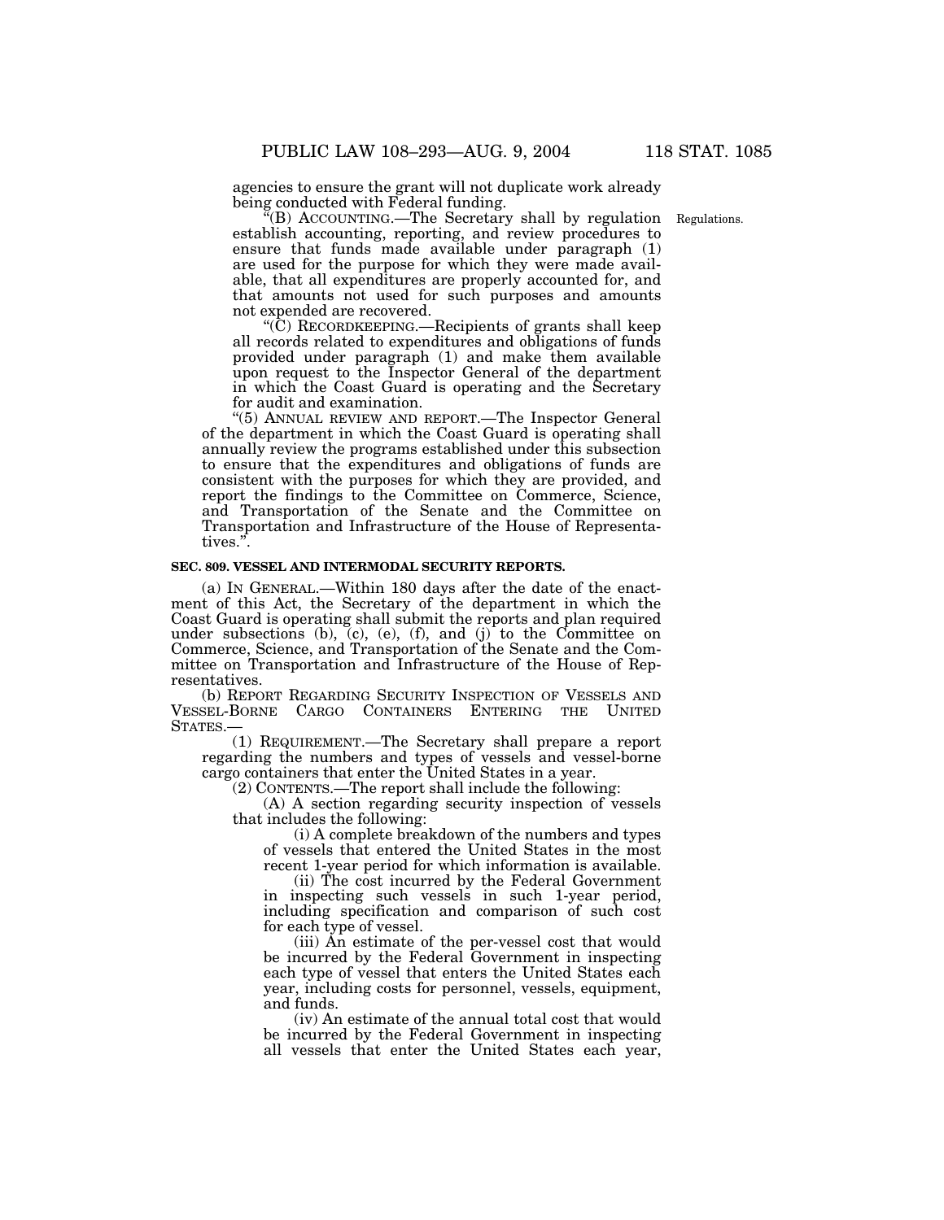agencies to ensure the grant will not duplicate work already being conducted with Federal funding.

"(B) ACCOUNTING.—The Secretary shall by regulation establish accounting, reporting, and review procedures to ensure that funds made available under paragraph (1) are used for the purpose for which they were made available, that all expenditures are properly accounted for, and that amounts not used for such purposes and amounts not expended are recovered.

Regulations.

"(C) RECORDKEEPING.—Recipients of grants shall keep all records related to expenditures and obligations of funds provided under paragraph (1) and make them available upon request to the Inspector General of the department in which the Coast Guard is operating and the Secretary for audit and examination.

"(5) ANNUAL REVIEW AND REPORT.—The Inspector General of the department in which the Coast Guard is operating shall annually review the programs established under this subsection to ensure that the expenditures and obligations of funds are consistent with the purposes for which they are provided, and report the findings to the Committee on Commerce, Science, and Transportation of the Senate and the Committee on Transportation and Infrastructure of the House of Representatives.".

**SEC. 809. VESSEL AND INTERMODAL SECURITY REPORTS.**

(a) IN GENERAL.—Within 180 days after the date of the enactment of this Act, the Secretary of the department in which the Coast Guard is operating shall submit the reports and plan required under subsections (b), (c), (e), (f), and (j) to the Committee on Commerce, Science, and Transportation of the Senate and the Committee on Transportation and Infrastructure of the House of Representatives.

(b) REPORT REGARDING SECURITY INSPECTION OF VESSELS AND VESSEL-BORNE CARGO CONTAINERS ENTERING THE UNITED STATES.—

(1) REQUIREMENT.—The Secretary shall prepare a report regarding the numbers and types of vessels and vessel-borne cargo containers that enter the United States in a year.

(2) CONTENTS.—The report shall include the following:

(A) A section regarding security inspection of vessels that includes the following:

(i) A complete breakdown of the numbers and types of vessels that entered the United States in the most recent 1-year period for which information is available.

(ii) The cost incurred by the Federal Government in inspecting such vessels in such 1-year period, including specification and comparison of such cost for each type of vessel.

(iii) An estimate of the per-vessel cost that would be incurred by the Federal Government in inspecting each type of vessel that enters the United States each year, including costs for personnel, vessels, equipment, and funds.

(iv) An estimate of the annual total cost that would be incurred by the Federal Government in inspecting all vessels that enter the United States each year,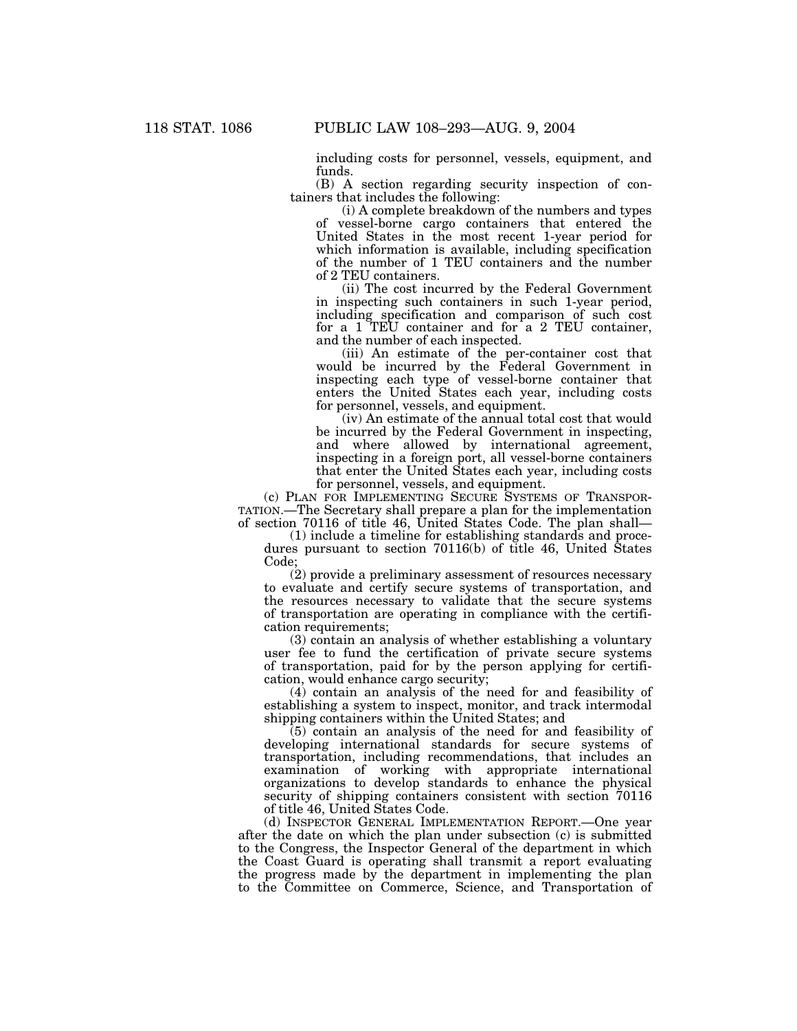including costs for personnel, vessels, equipment, and funds.

(B) A section regarding security inspection of containers that includes the following:

(i) A complete breakdown of the numbers and types of vessel-borne cargo containers that entered the United States in the most recent 1-year period for which information is available, including specification of the number of 1 TEU containers and the number of 2 TEU containers.

(ii) The cost incurred by the Federal Government in inspecting such containers in such 1-year period, including specification and comparison of such cost for a 1 TEU container and for a 2 TEU container, and the number of each inspected.

(iii) An estimate of the per-container cost that would be incurred by the Federal Government in inspecting each type of vessel-borne container that enters the United States each year, including costs for personnel, vessels, and equipment.

(iv) An estimate of the annual total cost that would be incurred by the Federal Government in inspecting, and where allowed by international agreement, inspecting in a foreign port, all vessel-borne containers that enter the United States each year, including costs for personnel, vessels, and equipment.

(c) PLAN FOR IMPLEMENTING SECURE SYSTEMS OF TRANSPORTATION.—The Secretary shall prepare a plan for the implementation of section 70116 of title 46, United States Code. The plan shall—

(1) include a timeline for establishing standards and procedures pursuant to section 70116(b) of title 46, United States Code;

(2) provide a preliminary assessment of resources necessary to evaluate and certify secure systems of transportation, and the resources necessary to validate that the secure systems of transportation are operating in compliance with the certification requirements;

(3) contain an analysis of whether establishing a voluntary user fee to fund the certification of private secure systems of transportation, paid for by the person applying for certification, would enhance cargo security;

(4) contain an analysis of the need for and feasibility of establishing a system to inspect, monitor, and track intermodal shipping containers within the United States; and

(5) contain an analysis of the need for and feasibility of developing international standards for secure systems of transportation, including recommendations, that includes an examination of working with appropriate international organizations to develop standards to enhance the physical security of shipping containers consistent with section 70116 of title 46, United States Code.

(d) INSPECTOR GENERAL IMPLEMENTATION REPORT.—One year after the date on which the plan under subsection (c) is submitted to the Congress, the Inspector General of the department in which the Coast Guard is operating shall transmit a report evaluating the progress made by the department in implementing the plan to the Committee on Commerce, Science, and Transportation of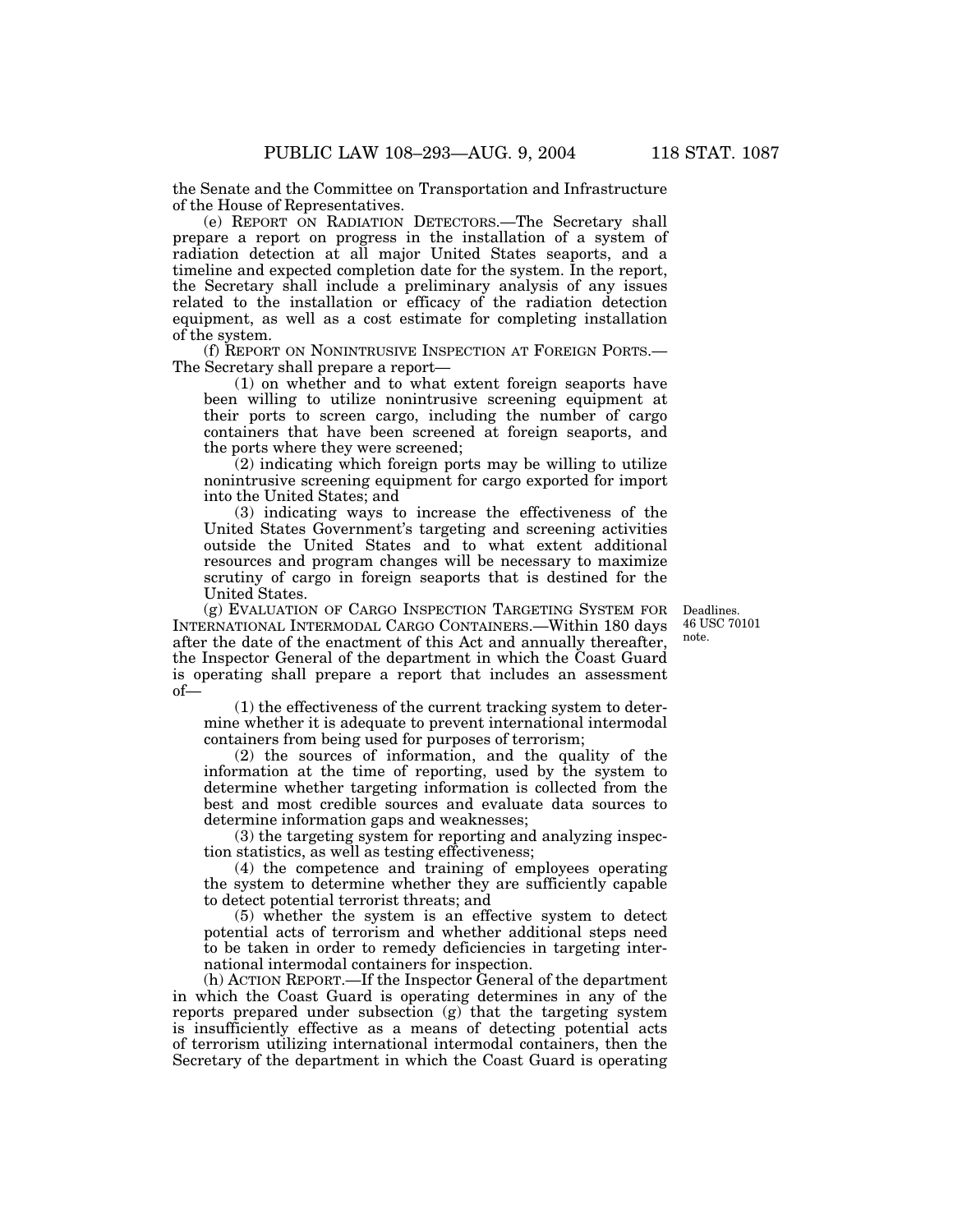the Senate and the Committee on Transportation and Infrastructure of the House of Representatives.

(e) REPORT ON RADIATION DETECTORS.—The Secretary shall prepare a report on progress in the installation of a system of radiation detection at all major United States seaports, and a timeline and expected completion date for the system. In the report, the Secretary shall include a preliminary analysis of any issues related to the installation or efficacy of the radiation detection equipment, as well as a cost estimate for completing installation of the system.

(f) REPORT ON NONINTRUSIVE INSPECTION AT FOREIGN PORTS.—The Secretary shall prepare a report—

(1) on whether and to what extent foreign seaports have been willing to utilize nonintrusive screening equipment at their ports to screen cargo, including the number of cargo containers that have been screened at foreign seaports, and the ports where they were screened;

(2) indicating which foreign ports may be willing to utilize nonintrusive screening equipment for cargo exported for import into the United States; and

(3) indicating ways to increase the effectiveness of the United States Government's targeting and screening activities outside the United States and to what extent additional resources and program changes will be necessary to maximize scrutiny of cargo in foreign seaports that is destined for the United States.

Deadlines.
46 USC 70101 note.

(g) EVALUATION OF CARGO INSPECTION TARGETING SYSTEM FOR INTERNATIONAL INTERMODAL CARGO CONTAINERS.—Within 180 days after the date of the enactment of this Act and annually thereafter, the Inspector General of the department in which the Coast Guard is operating shall prepare a report that includes an assessment of—

(1) the effectiveness of the current tracking system to determine whether it is adequate to prevent international intermodal containers from being used for purposes of terrorism;

(2) the sources of information, and the quality of the information at the time of reporting, used by the system to determine whether targeting information is collected from the best and most credible sources and evaluate data sources to determine information gaps and weaknesses;

(3) the targeting system for reporting and analyzing inspection statistics, as well as testing effectiveness;

(4) the competence and training of employees operating the system to determine whether they are sufficiently capable to detect potential terrorist threats; and

(5) whether the system is an effective system to detect potential acts of terrorism and whether additional steps need to be taken in order to remedy deficiencies in targeting international intermodal containers for inspection.

(h) ACTION REPORT.—If the Inspector General of the department in which the Coast Guard is operating determines in any of the reports prepared under subsection (g) that the targeting system is insufficiently effective as a means of detecting potential acts of terrorism utilizing international intermodal containers, then the Secretary of the department in which the Coast Guard is operating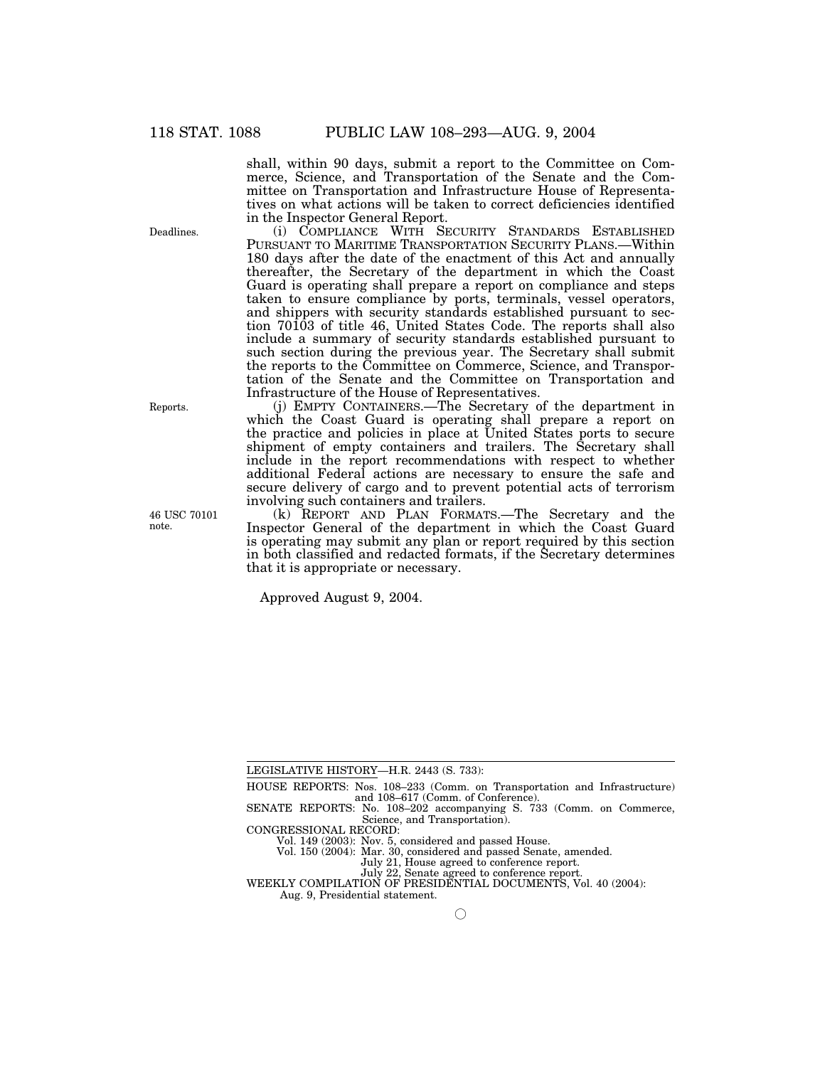shall, within 90 days, submit a report to the Committee on Commerce, Science, and Transportation of the Senate and the Committee on Transportation and Infrastructure House of Representatives on what actions will be taken to correct deficiencies identified in the Inspector General Report.

Deadlines.

(i) COMPLIANCE WITH SECURITY STANDARDS ESTABLISHED PURSUANT TO MARITIME TRANSPORTATION SECURITY PLANS.—Within 180 days after the date of the enactment of this Act and annually thereafter, the Secretary of the department in which the Coast Guard is operating shall prepare a report on compliance and steps taken to ensure compliance by ports, terminals, vessel operators, and shippers with security standards established pursuant to section 70103 of title 46, United States Code. The reports shall also include a summary of security standards established pursuant to such section during the previous year. The Secretary shall submit the reports to the Committee on Commerce, Science, and Transportation of the Senate and the Committee on Transportation and Infrastructure of the House of Representatives.

Reports.

(j) EMPTY CONTAINERS.—The Secretary of the department in which the Coast Guard is operating shall prepare a report on the practice and policies in place at United States ports to secure shipment of empty containers and trailers. The Secretary shall include in the report recommendations with respect to whether additional Federal actions are necessary to ensure the safe and secure delivery of cargo and to prevent potential acts of terrorism involving such containers and trailers.

46 USC 70101 note.

(k) REPORT AND PLAN FORMATS.—The Secretary and the Inspector General of the department in which the Coast Guard is operating may submit any plan or report required by this section in both classified and redacted formats, if the Secretary determines that it is appropriate or necessary.

Approved August 9, 2004.

---

LEGISLATIVE HISTORY—H.R. 2443 (S. 733):

HOUSE REPORTS: Nos. 108–233 (Comm. on Transportation and Infrastructure) and 108–617 (Comm. of Conference).

SENATE REPORTS: No. 108–202 accompanying S. 733 (Comm. on Commerce, Science, and Transportation).

CONGRESSIONAL RECORD:

Vol. 149 (2003): Nov. 5, considered and passed House.

Vol. 150 (2004): Mar. 30, considered and passed Senate, amended.

July 21, House agreed to conference report.

July 22, Senate agreed to conference report.

WEEKLY COMPILATION OF PRESIDENTIAL DOCUMENTS, Vol. 40 (2004):

Aug. 9, Presidential statement.